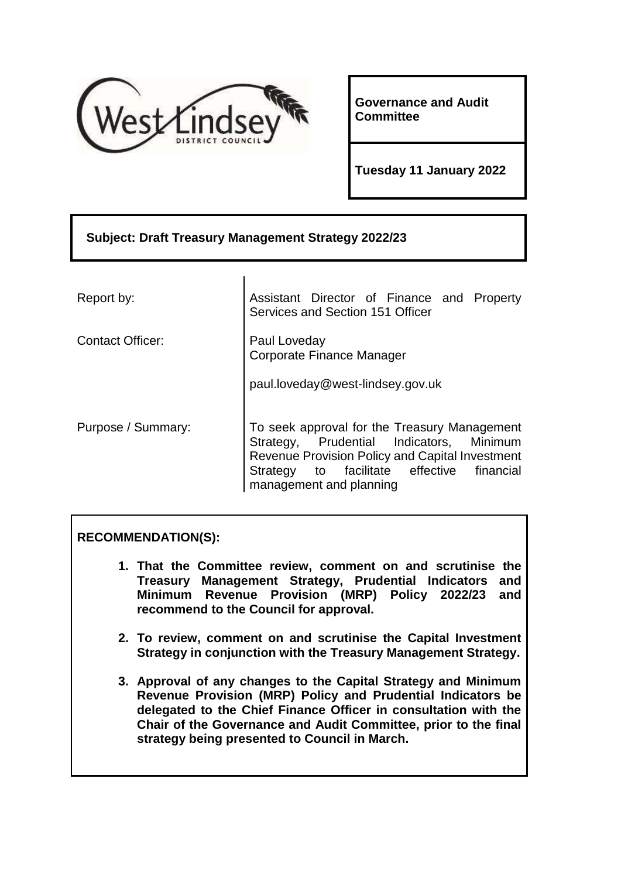**Governance and Audit Committee**

**Tuesday 11 January 2022**

**Subject: Draft Treasury Management Strategy 2022/23**

| | |
|---|---|
| Report by: | Assistant Director of Finance and Property Services and Section 151 Officer |
| Contact Officer: | Paul Loveday<br>Corporate Finance Manager<br><br>paul.loveday@west-lindsey.gov.uk |
| Purpose / Summary: | To seek approval for the Treasury Management Strategy, Prudential Indicators, Minimum Revenue Provision Policy and Capital Investment Strategy to facilitate effective financial management and planning |

**RECOMMENDATION(S):**

1. **That the Committee review, comment on and scrutinise the Treasury Management Strategy, Prudential Indicators and Minimum Revenue Provision (MRP) Policy 2022/23 and recommend to the Council for approval.**
2. **To review, comment on and scrutinise the Capital Investment Strategy in conjunction with the Treasury Management Strategy.**
3. **Approval of any changes to the Capital Strategy and Minimum Revenue Provision (MRP) Policy and Prudential Indicators be delegated to the Chief Finance Officer in consultation with the Chair of the Governance and Audit Committee, prior to the final strategy being presented to Council in March.**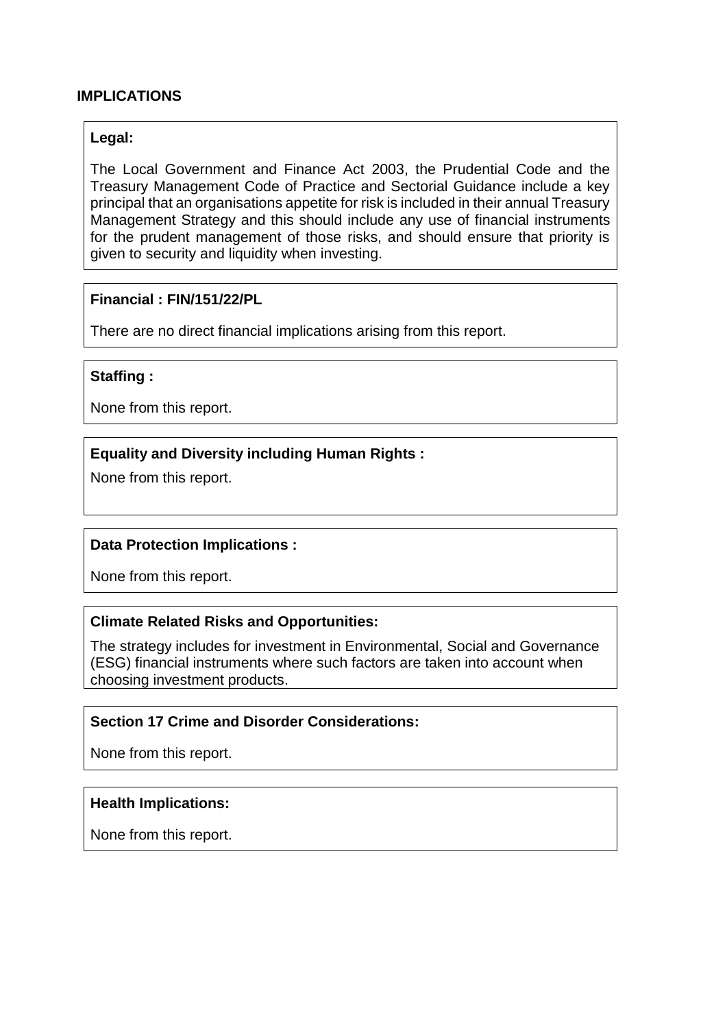## IMPLICATIONS

**Legal:**

The Local Government and Finance Act 2003, the Prudential Code and the Treasury Management Code of Practice and Sectorial Guidance include a key principal that an organisations appetite for risk is included in their annual Treasury Management Strategy and this should include any use of financial instruments for the prudent management of those risks, and should ensure that priority is given to security and liquidity when investing.

**Financial : FIN/151/22/PL**

There are no direct financial implications arising from this report.

**Staffing :**

None from this report.

**Equality and Diversity including Human Rights :**

None from this report.

**Data Protection Implications :**

None from this report.

**Climate Related Risks and Opportunities:**

The strategy includes for investment in Environmental, Social and Governance (ESG) financial instruments where such factors are taken into account when choosing investment products.

**Section 17 Crime and Disorder Considerations:**

None from this report.

**Health Implications:**

None from this report.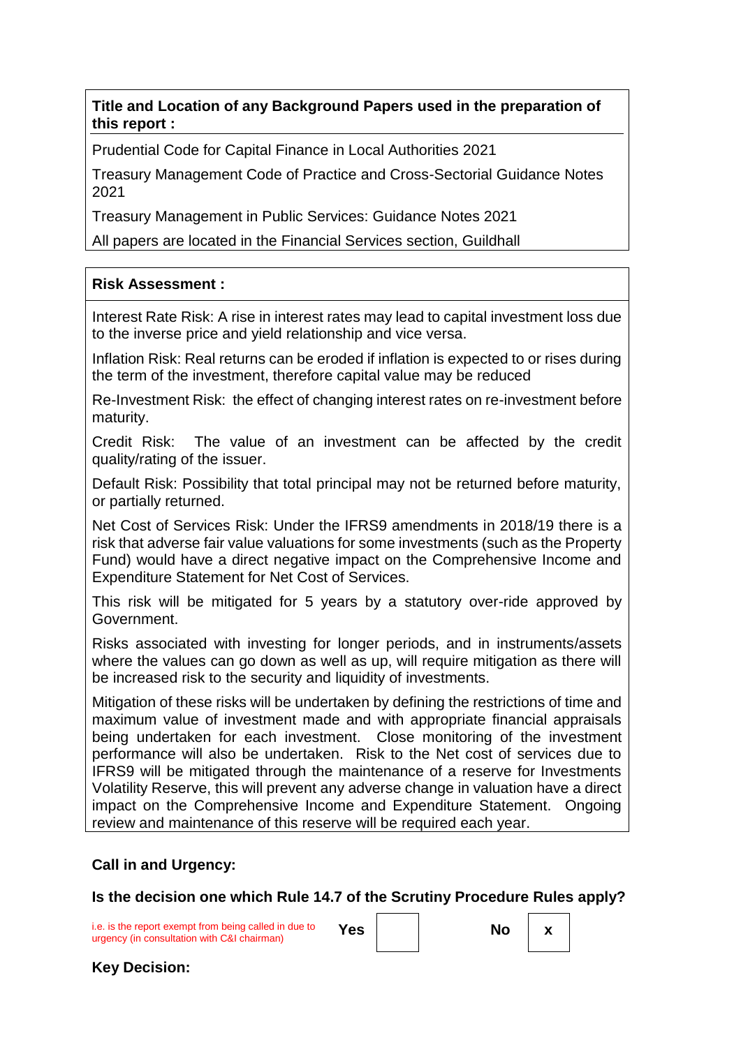**Title and Location of any Background Papers used in the preparation of this report :**

Prudential Code for Capital Finance in Local Authorities 2021

Treasury Management Code of Practice and Cross-Sectorial Guidance Notes 2021

Treasury Management in Public Services: Guidance Notes 2021

All papers are located in the Financial Services section, Guildhall

**Risk Assessment :**

Interest Rate Risk: A rise in interest rates may lead to capital investment loss due to the inverse price and yield relationship and vice versa.

Inflation Risk: Real returns can be eroded if inflation is expected to or rises during the term of the investment, therefore capital value may be reduced

Re-Investment Risk: the effect of changing interest rates on re-investment before maturity.

Credit Risk: The value of an investment can be affected by the credit quality/rating of the issuer.

Default Risk: Possibility that total principal may not be returned before maturity, or partially returned.

Net Cost of Services Risk: Under the IFRS9 amendments in 2018/19 there is a risk that adverse fair value valuations for some investments (such as the Property Fund) would have a direct negative impact on the Comprehensive Income and Expenditure Statement for Net Cost of Services.

This risk will be mitigated for 5 years by a statutory over-ride approved by Government.

Risks associated with investing for longer periods, and in instruments/assets where the values can go down as well as up, will require mitigation as there will be increased risk to the security and liquidity of investments.

Mitigation of these risks will be undertaken by defining the restrictions of time and maximum value of investment made and with appropriate financial appraisals being undertaken for each investment. Close monitoring of the investment performance will also be undertaken. Risk to the Net cost of services due to IFRS9 will be mitigated through the maintenance of a reserve for Investments Volatility Reserve, this will prevent any adverse change in valuation have a direct impact on the Comprehensive Income and Expenditure Statement. Ongoing review and maintenance of this reserve will be required each year.

**Call in and Urgency:**

**Is the decision one which Rule 14.7 of the Scrutiny Procedure Rules apply?**

i.e. is the report exempt from being called in due to urgency (in consultation with C&I chairman)

| Yes | | No | x |
|---|---|---|---|

**Key Decision:**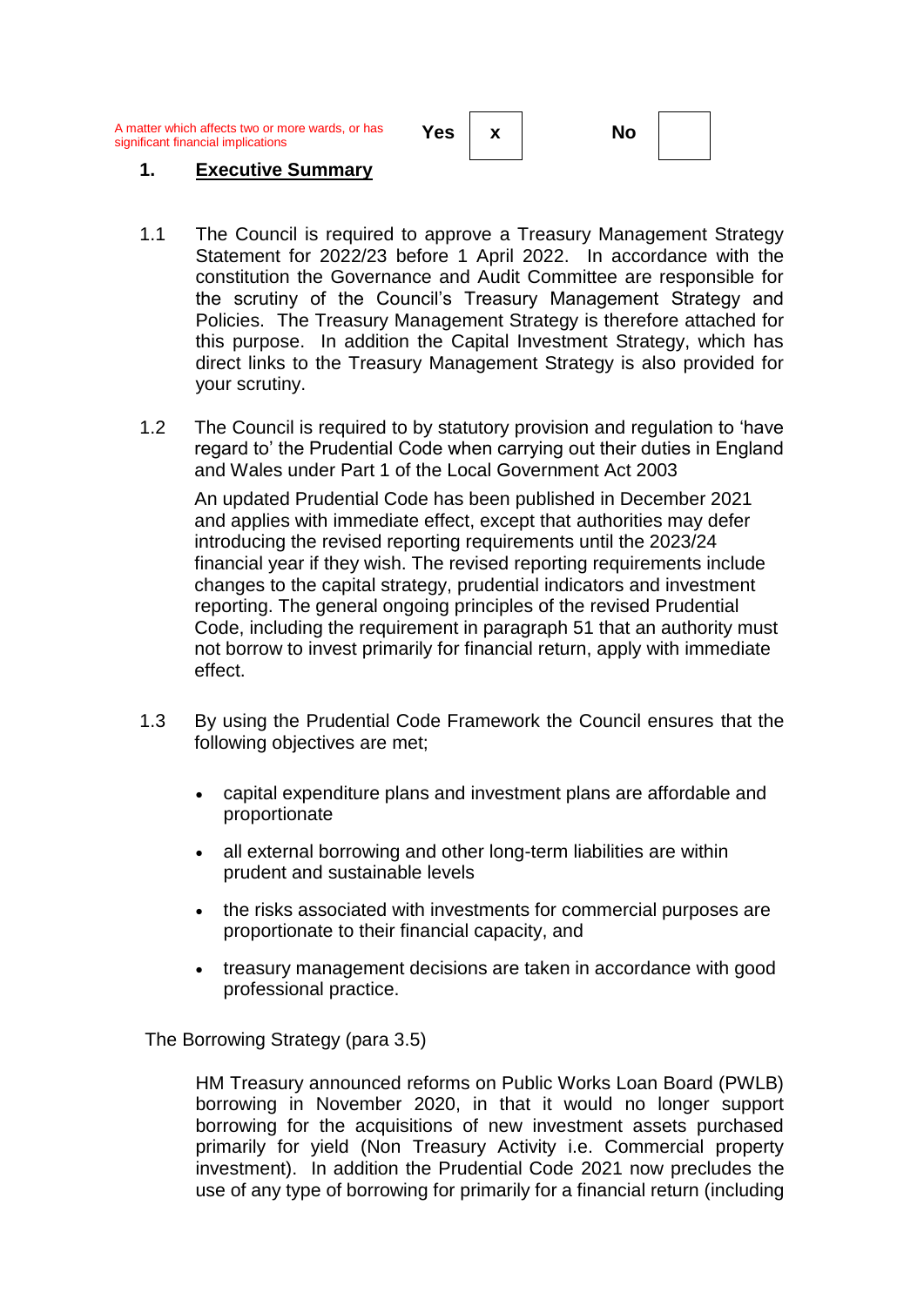| A matter which affects two or more wards, or has significant financial implications | Yes | x | No | |
|---|---|---|---|---|

## 1. Executive Summary

1.1 The Council is required to approve a Treasury Management Strategy Statement for 2022/23 before 1 April 2022. In accordance with the constitution the Governance and Audit Committee are responsible for the scrutiny of the Council's Treasury Management Strategy and Policies. The Treasury Management Strategy is therefore attached for this purpose. In addition the Capital Investment Strategy, which has direct links to the Treasury Management Strategy is also provided for your scrutiny.

1.2 The Council is required to by statutory provision and regulation to 'have regard to' the Prudential Code when carrying out their duties in England and Wales under Part 1 of the Local Government Act 2003

An updated Prudential Code has been published in December 2021 and applies with immediate effect, except that authorities may defer introducing the revised reporting requirements until the 2023/24 financial year if they wish. The revised reporting requirements include changes to the capital strategy, prudential indicators and investment reporting. The general ongoing principles of the revised Prudential Code, including the requirement in paragraph 51 that an authority must not borrow to invest primarily for financial return, apply with immediate effect.

1.3 By using the Prudential Code Framework the Council ensures that the following objectives are met;

- capital expenditure plans and investment plans are affordable and proportionate
- all external borrowing and other long-term liabilities are within prudent and sustainable levels
- the risks associated with investments for commercial purposes are proportionate to their financial capacity, and
- treasury management decisions are taken in accordance with good professional practice.

The Borrowing Strategy (para 3.5)

HM Treasury announced reforms on Public Works Loan Board (PWLB) borrowing in November 2020, in that it would no longer support borrowing for the acquisitions of new investment assets purchased primarily for yield (Non Treasury Activity i.e. Commercial property investment). In addition the Prudential Code 2021 now precludes the use of any type of borrowing for primarily for a financial return (including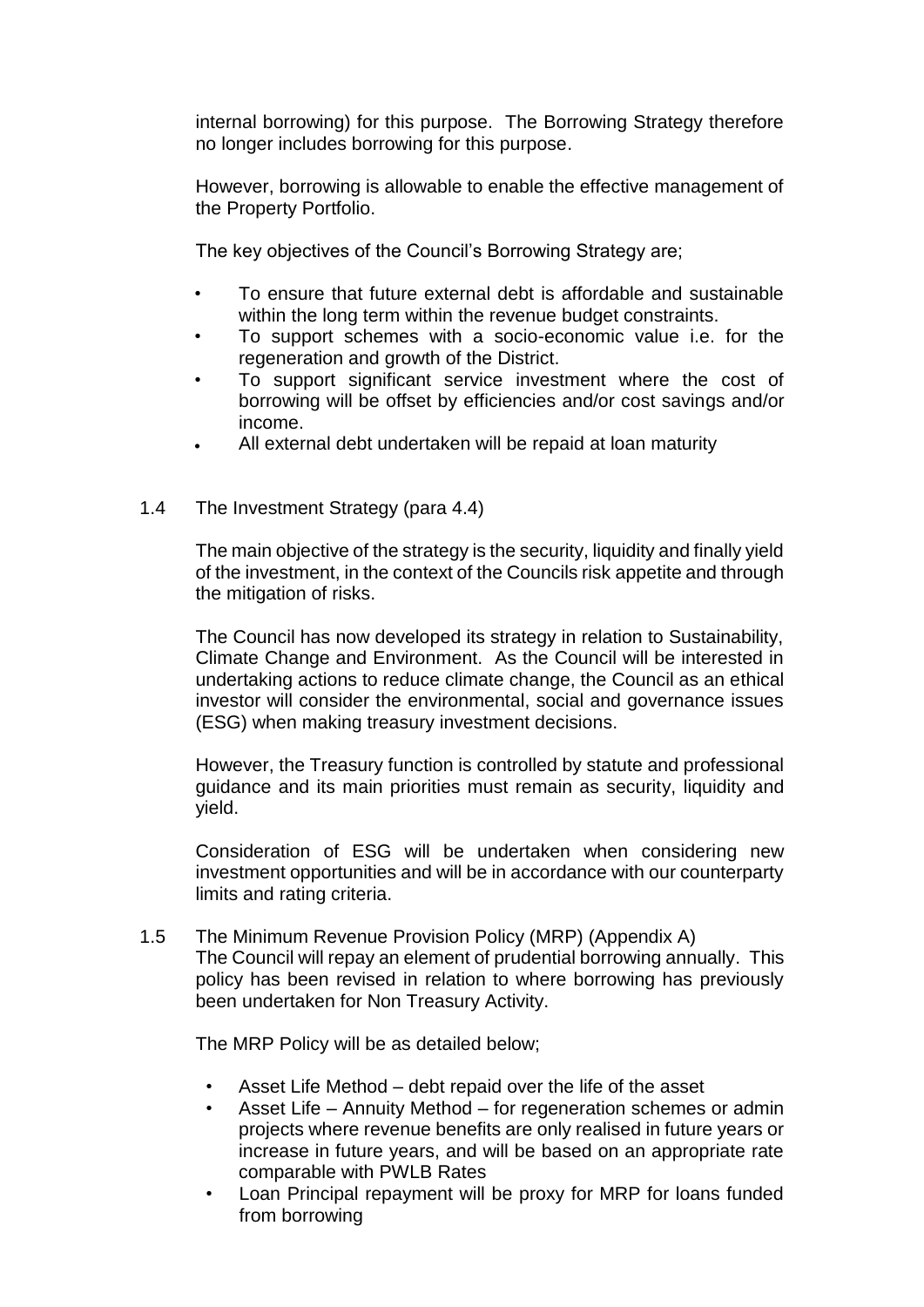internal borrowing) for this purpose. The Borrowing Strategy therefore no longer includes borrowing for this purpose.

However, borrowing is allowable to enable the effective management of the Property Portfolio.

The key objectives of the Council's Borrowing Strategy are;

- To ensure that future external debt is affordable and sustainable within the long term within the revenue budget constraints.
- To support schemes with a socio-economic value i.e. for the regeneration and growth of the District.
- To support significant service investment where the cost of borrowing will be offset by efficiencies and/or cost savings and/or income.
- All external debt undertaken will be repaid at loan maturity

1.4 The Investment Strategy (para 4.4)

The main objective of the strategy is the security, liquidity and finally yield of the investment, in the context of the Councils risk appetite and through the mitigation of risks.

The Council has now developed its strategy in relation to Sustainability, Climate Change and Environment. As the Council will be interested in undertaking actions to reduce climate change, the Council as an ethical investor will consider the environmental, social and governance issues (ESG) when making treasury investment decisions.

However, the Treasury function is controlled by statute and professional guidance and its main priorities must remain as security, liquidity and yield.

Consideration of ESG will be undertaken when considering new investment opportunities and will be in accordance with our counterparty limits and rating criteria.

1.5 The Minimum Revenue Provision Policy (MRP) (Appendix A)
The Council will repay an element of prudential borrowing annually. This policy has been revised in relation to where borrowing has previously been undertaken for Non Treasury Activity.

The MRP Policy will be as detailed below;

- Asset Life Method – debt repaid over the life of the asset
- Asset Life – Annuity Method – for regeneration schemes or admin projects where revenue benefits are only realised in future years or increase in future years, and will be based on an appropriate rate comparable with PWLB Rates
- Loan Principal repayment will be proxy for MRP for loans funded from borrowing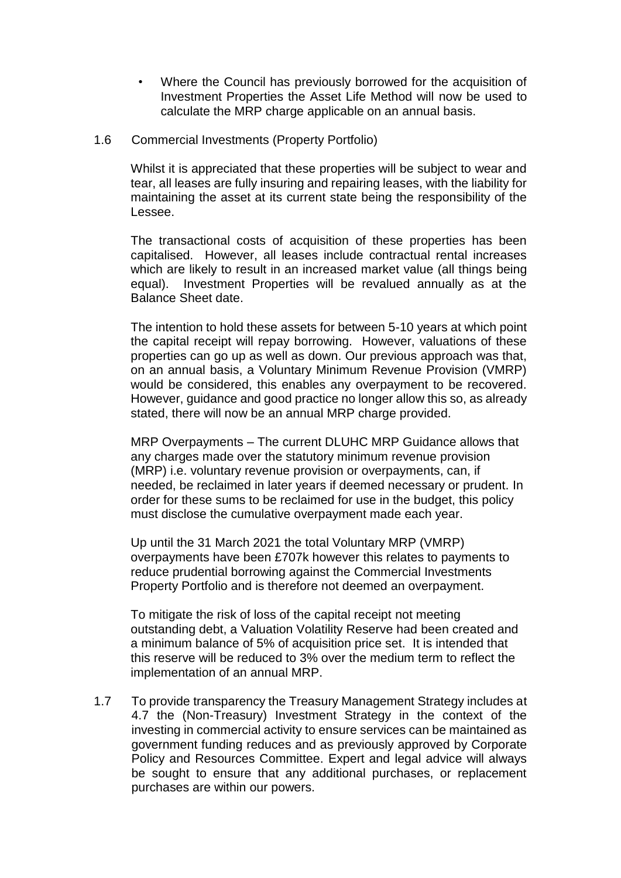- Where the Council has previously borrowed for the acquisition of Investment Properties the Asset Life Method will now be used to calculate the MRP charge applicable on an annual basis.

1.6 Commercial Investments (Property Portfolio)

Whilst it is appreciated that these properties will be subject to wear and tear, all leases are fully insuring and repairing leases, with the liability for maintaining the asset at its current state being the responsibility of the Lessee.

The transactional costs of acquisition of these properties has been capitalised. However, all leases include contractual rental increases which are likely to result in an increased market value (all things being equal). Investment Properties will be revalued annually as at the Balance Sheet date.

The intention to hold these assets for between 5-10 years at which point the capital receipt will repay borrowing. However, valuations of these properties can go up as well as down. Our previous approach was that, on an annual basis, a Voluntary Minimum Revenue Provision (VMRP) would be considered, this enables any overpayment to be recovered. However, guidance and good practice no longer allow this so, as already stated, there will now be an annual MRP charge provided.

MRP Overpayments – The current DLUHC MRP Guidance allows that any charges made over the statutory minimum revenue provision (MRP) i.e. voluntary revenue provision or overpayments, can, if needed, be reclaimed in later years if deemed necessary or prudent. In order for these sums to be reclaimed for use in the budget, this policy must disclose the cumulative overpayment made each year.

Up until the 31 March 2021 the total Voluntary MRP (VMRP) overpayments have been £707k however this relates to payments to reduce prudential borrowing against the Commercial Investments Property Portfolio and is therefore not deemed an overpayment.

To mitigate the risk of loss of the capital receipt not meeting outstanding debt, a Valuation Volatility Reserve had been created and a minimum balance of 5% of acquisition price set. It is intended that this reserve will be reduced to 3% over the medium term to reflect the implementation of an annual MRP.

1.7 To provide transparency the Treasury Management Strategy includes at 4.7 the (Non-Treasury) Investment Strategy in the context of the investing in commercial activity to ensure services can be maintained as government funding reduces and as previously approved by Corporate Policy and Resources Committee. Expert and legal advice will always be sought to ensure that any additional purchases, or replacement purchases are within our powers.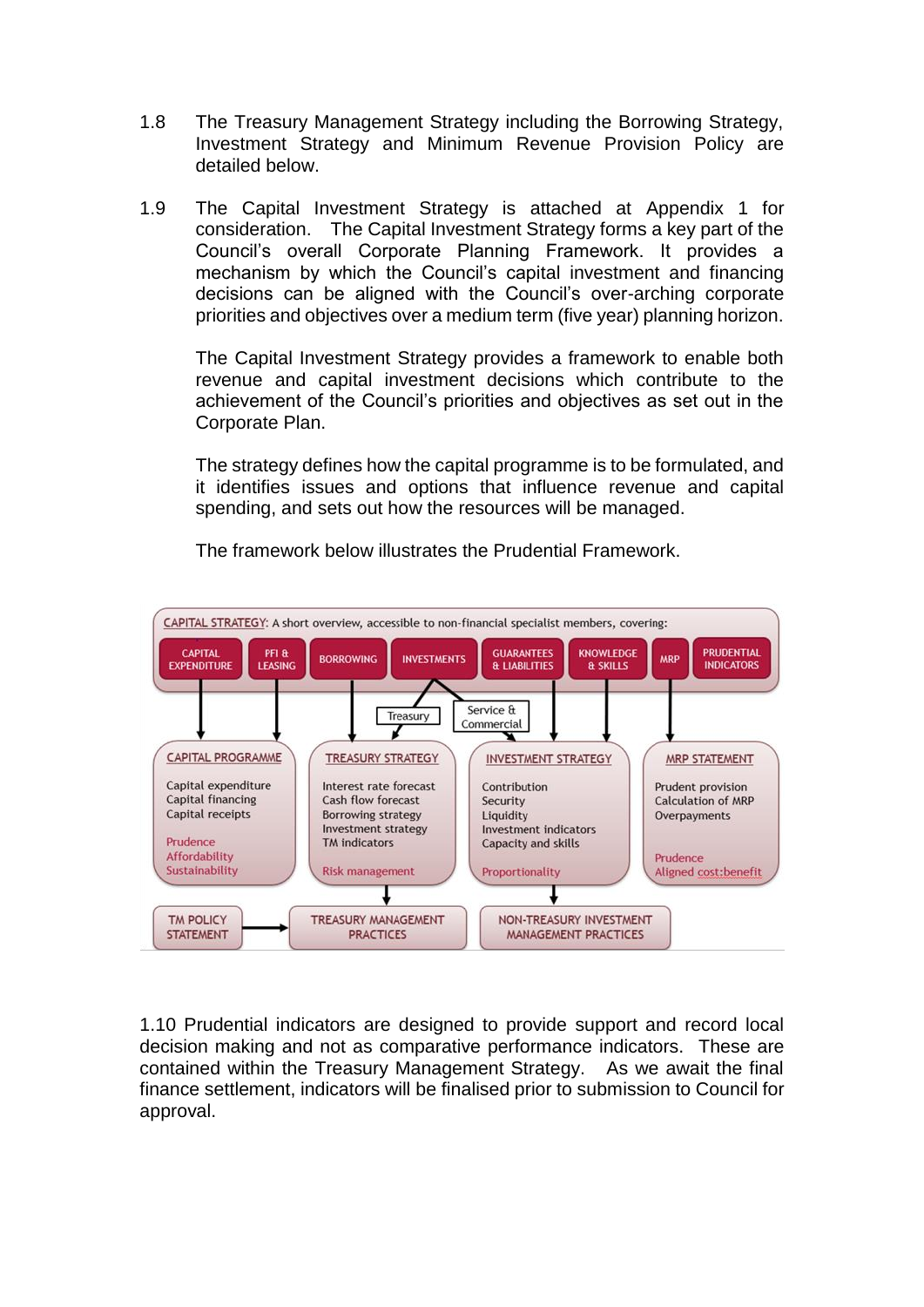1.8 The Treasury Management Strategy including the Borrowing Strategy, Investment Strategy and Minimum Revenue Provision Policy are detailed below.

1.9 The Capital Investment Strategy is attached at Appendix 1 for consideration. The Capital Investment Strategy forms a key part of the Council's overall Corporate Planning Framework. It provides a mechanism by which the Council's capital investment and financing decisions can be aligned with the Council's over-arching corporate priorities and objectives over a medium term (five year) planning horizon.

The Capital Investment Strategy provides a framework to enable both revenue and capital investment decisions which contribute to the achievement of the Council's priorities and objectives as set out in the Corporate Plan.

The strategy defines how the capital programme is to be formulated, and it identifies issues and options that influence revenue and capital spending, and sets out how the resources will be managed.

The framework below illustrates the Prudential Framework.

CAPITAL STRATEGY: A short overview, accessible to non-financial specialist members, covering:

CAPITAL EXPENDITURE | PFI & LEASING | BORROWING | INVESTMENTS | GUARANTEES & LIABILITIES | KNOWLEDGE & SKILLS | MRP | PRUDENTIAL INDICATORS

Treasury | Service & Commercial

**CAPITAL PROGRAMME**
Capital expenditure
Capital financing
Capital receipts
Prudence
Affordability
Sustainability

**TREASURY STRATEGY**
Interest rate forecast
Cash flow forecast
Borrowing strategy
Investment strategy
TM indicators
Risk management

**INVESTMENT STRATEGY**
Contribution
Security
Liquidity
Investment indicators
Capacity and skills
Proportionality

**MRP STATEMENT**
Prudent provision
Calculation of MRP
Overpayments
Prudence
Aligned cost:benefit

TM POLICY STATEMENT → TREASURY MANAGEMENT PRACTICES

NON-TREASURY INVESTMENT MANAGEMENT PRACTICES

1.10 Prudential indicators are designed to provide support and record local decision making and not as comparative performance indicators. These are contained within the Treasury Management Strategy. As we await the final finance settlement, indicators will be finalised prior to submission to Council for approval.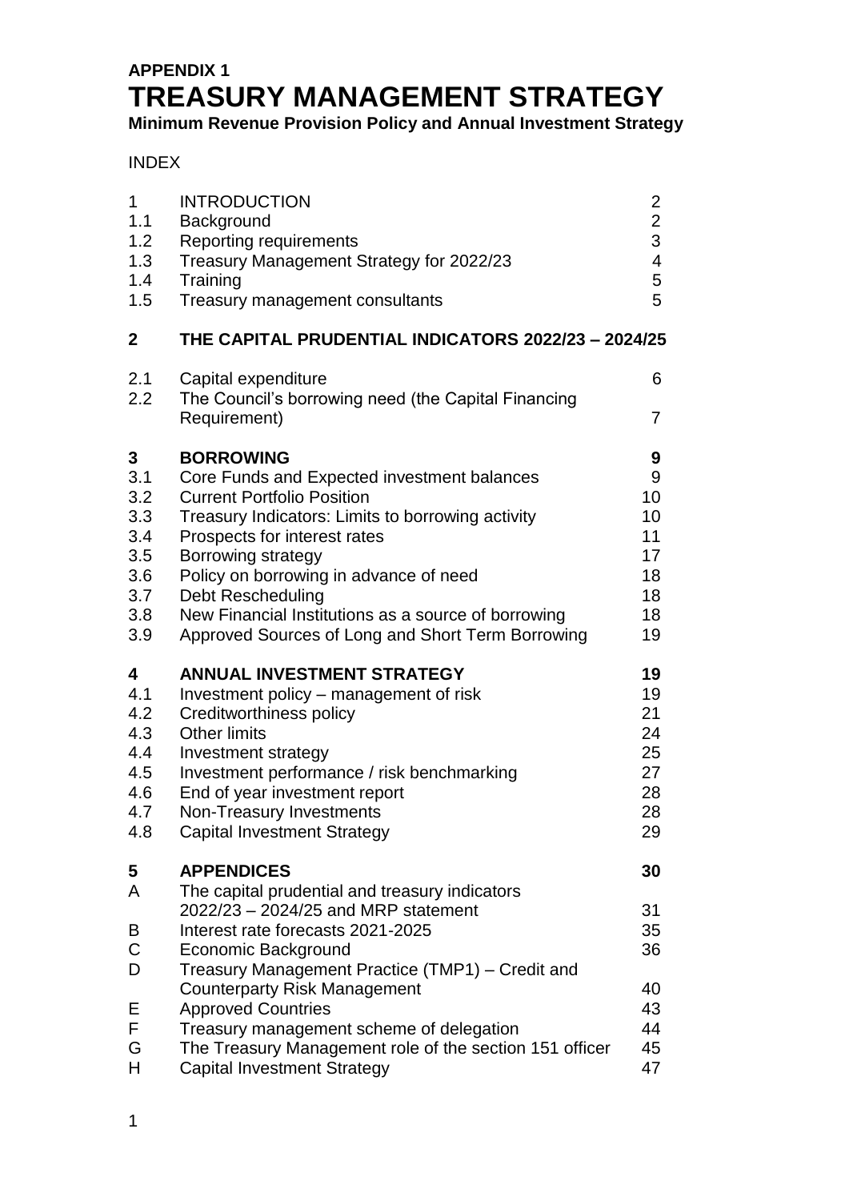**APPENDIX 1**

# TREASURY MANAGEMENT STRATEGY

**Minimum Revenue Provision Policy and Annual Investment Strategy**

INDEX

| | | |
|---|---|---|
| 1 | INTRODUCTION | 2 |
| 1.1 | Background | 2 |
| 1.2 | Reporting requirements | 3 |
| 1.3 | Treasury Management Strategy for 2022/23 | 4 |
| 1.4 | Training | 5 |
| 1.5 | Treasury management consultants | 5 |
| **2** | **THE CAPITAL PRUDENTIAL INDICATORS 2022/23 – 2024/25** | |
| 2.1 | Capital expenditure | 6 |
| 2.2 | The Council's borrowing need (the Capital Financing Requirement) | 7 |
| **3** | **BORROWING** | **9** |
| 3.1 | Core Funds and Expected investment balances | 9 |
| 3.2 | Current Portfolio Position | 10 |
| 3.3 | Treasury Indicators: Limits to borrowing activity | 10 |
| 3.4 | Prospects for interest rates | 11 |
| 3.5 | Borrowing strategy | 17 |
| 3.6 | Policy on borrowing in advance of need | 18 |
| 3.7 | Debt Rescheduling | 18 |
| 3.8 | New Financial Institutions as a source of borrowing | 18 |
| 3.9 | Approved Sources of Long and Short Term Borrowing | 19 |
| **4** | **ANNUAL INVESTMENT STRATEGY** | **19** |
| 4.1 | Investment policy – management of risk | 19 |
| 4.2 | Creditworthiness policy | 21 |
| 4.3 | Other limits | 24 |
| 4.4 | Investment strategy | 25 |
| 4.5 | Investment performance / risk benchmarking | 27 |
| 4.6 | End of year investment report | 28 |
| 4.7 | Non-Treasury Investments | 28 |
| 4.8 | Capital Investment Strategy | 29 |
| **5** | **APPENDICES** | **30** |
| A | The capital prudential and treasury indicators 2022/23 – 2024/25 and MRP statement | 31 |
| B | Interest rate forecasts 2021-2025 | 35 |
| C | Economic Background | 36 |
| D | Treasury Management Practice (TMP1) – Credit and Counterparty Risk Management | 40 |
| E | Approved Countries | 43 |
| F | Treasury management scheme of delegation | 44 |
| G | The Treasury Management role of the section 151 officer | 45 |
| H | Capital Investment Strategy | 47 |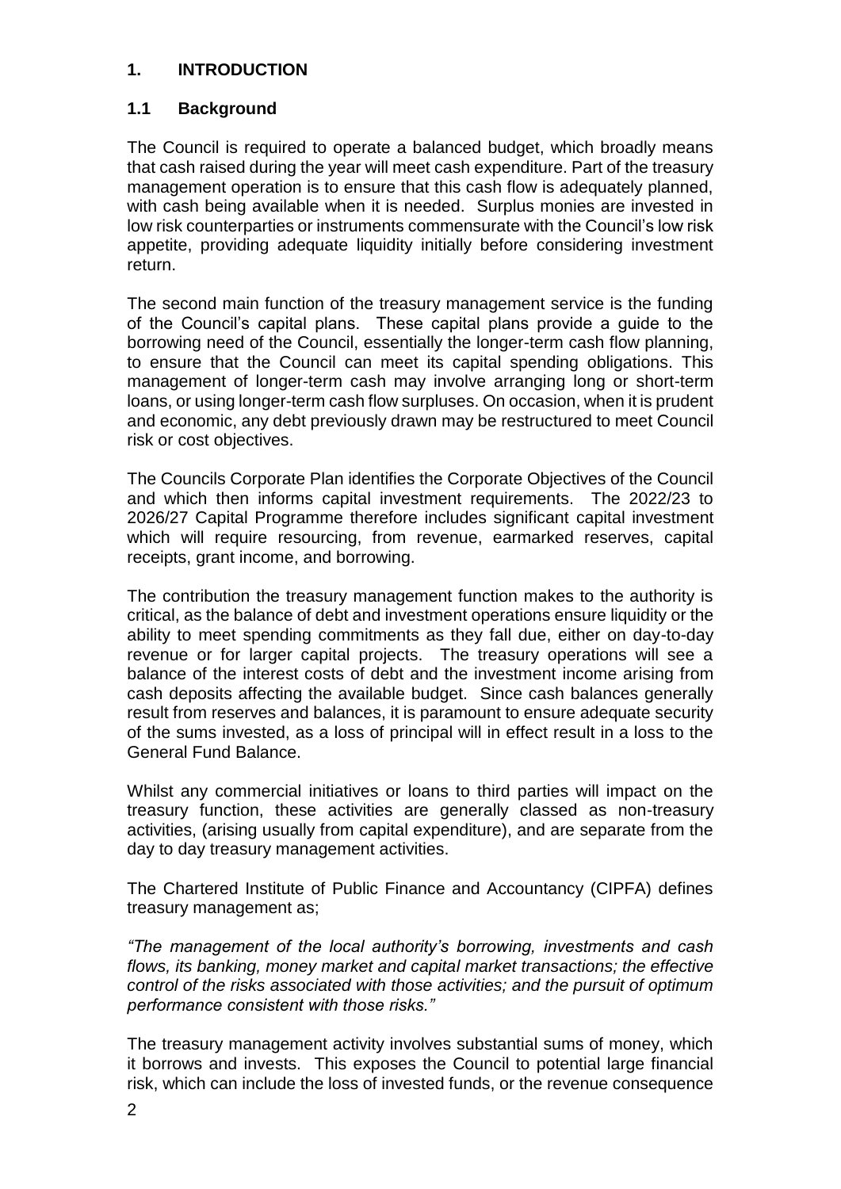# 1. INTRODUCTION

## 1.1 Background

The Council is required to operate a balanced budget, which broadly means that cash raised during the year will meet cash expenditure. Part of the treasury management operation is to ensure that this cash flow is adequately planned, with cash being available when it is needed. Surplus monies are invested in low risk counterparties or instruments commensurate with the Council's low risk appetite, providing adequate liquidity initially before considering investment return.

The second main function of the treasury management service is the funding of the Council's capital plans. These capital plans provide a guide to the borrowing need of the Council, essentially the longer-term cash flow planning, to ensure that the Council can meet its capital spending obligations. This management of longer-term cash may involve arranging long or short-term loans, or using longer-term cash flow surpluses. On occasion, when it is prudent and economic, any debt previously drawn may be restructured to meet Council risk or cost objectives.

The Councils Corporate Plan identifies the Corporate Objectives of the Council and which then informs capital investment requirements. The 2022/23 to 2026/27 Capital Programme therefore includes significant capital investment which will require resourcing, from revenue, earmarked reserves, capital receipts, grant income, and borrowing.

The contribution the treasury management function makes to the authority is critical, as the balance of debt and investment operations ensure liquidity or the ability to meet spending commitments as they fall due, either on day-to-day revenue or for larger capital projects. The treasury operations will see a balance of the interest costs of debt and the investment income arising from cash deposits affecting the available budget. Since cash balances generally result from reserves and balances, it is paramount to ensure adequate security of the sums invested, as a loss of principal will in effect result in a loss to the General Fund Balance.

Whilst any commercial initiatives or loans to third parties will impact on the treasury function, these activities are generally classed as non-treasury activities, (arising usually from capital expenditure), and are separate from the day to day treasury management activities.

The Chartered Institute of Public Finance and Accountancy (CIPFA) defines treasury management as;

*"The management of the local authority's borrowing, investments and cash flows, its banking, money market and capital market transactions; the effective control of the risks associated with those activities; and the pursuit of optimum performance consistent with those risks."*

The treasury management activity involves substantial sums of money, which it borrows and invests. This exposes the Council to potential large financial risk, which can include the loss of invested funds, or the revenue consequence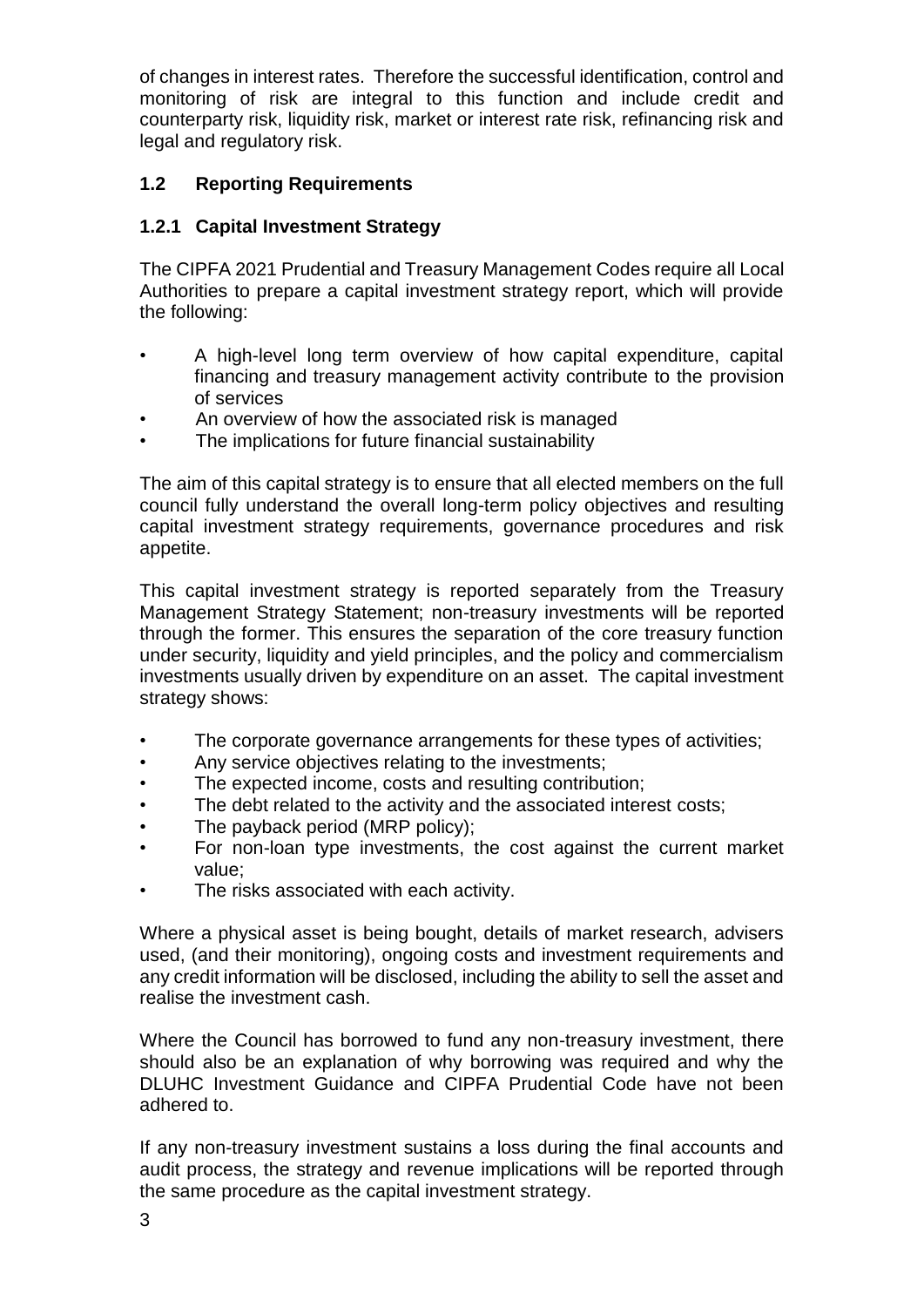of changes in interest rates. Therefore the successful identification, control and monitoring of risk are integral to this function and include credit and counterparty risk, liquidity risk, market or interest rate risk, refinancing risk and legal and regulatory risk.

## 1.2 Reporting Requirements

### 1.2.1 Capital Investment Strategy

The CIPFA 2021 Prudential and Treasury Management Codes require all Local Authorities to prepare a capital investment strategy report, which will provide the following:

- A high-level long term overview of how capital expenditure, capital financing and treasury management activity contribute to the provision of services
- An overview of how the associated risk is managed
- The implications for future financial sustainability

The aim of this capital strategy is to ensure that all elected members on the full council fully understand the overall long-term policy objectives and resulting capital investment strategy requirements, governance procedures and risk appetite.

This capital investment strategy is reported separately from the Treasury Management Strategy Statement; non-treasury investments will be reported through the former. This ensures the separation of the core treasury function under security, liquidity and yield principles, and the policy and commercialism investments usually driven by expenditure on an asset. The capital investment strategy shows:

- The corporate governance arrangements for these types of activities;
- Any service objectives relating to the investments;
- The expected income, costs and resulting contribution;
- The debt related to the activity and the associated interest costs;
- The payback period (MRP policy);
- For non-loan type investments, the cost against the current market value;
- The risks associated with each activity.

Where a physical asset is being bought, details of market research, advisers used, (and their monitoring), ongoing costs and investment requirements and any credit information will be disclosed, including the ability to sell the asset and realise the investment cash.

Where the Council has borrowed to fund any non-treasury investment, there should also be an explanation of why borrowing was required and why the DLUHC Investment Guidance and CIPFA Prudential Code have not been adhered to.

If any non-treasury investment sustains a loss during the final accounts and audit process, the strategy and revenue implications will be reported through the same procedure as the capital investment strategy.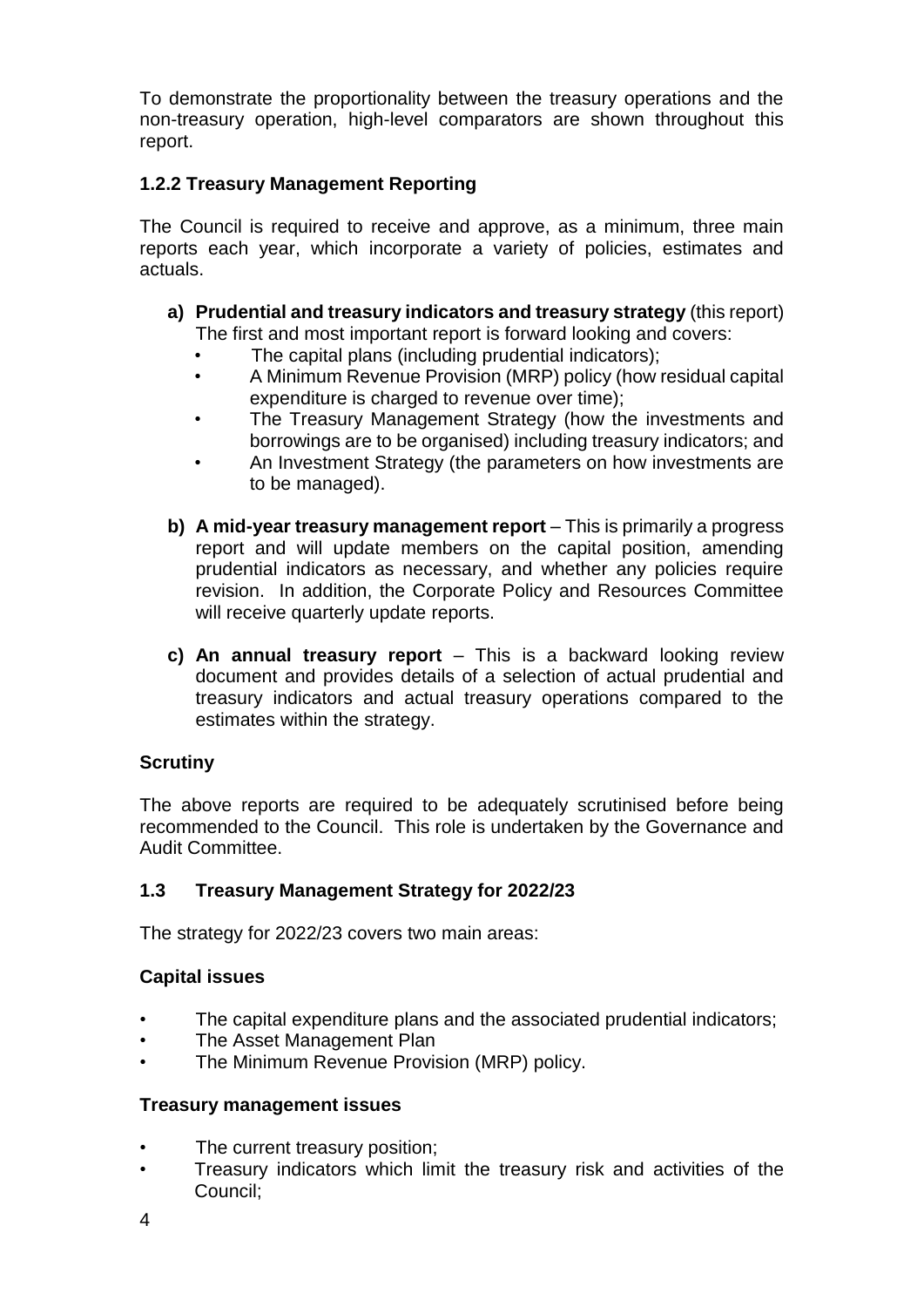To demonstrate the proportionality between the treasury operations and the non-treasury operation, high-level comparators are shown throughout this report.

### 1.2.2 Treasury Management Reporting

The Council is required to receive and approve, as a minimum, three main reports each year, which incorporate a variety of policies, estimates and actuals.

a) **Prudential and treasury indicators and treasury strategy** (this report) The first and most important report is forward looking and covers:
   - The capital plans (including prudential indicators);
   - A Minimum Revenue Provision (MRP) policy (how residual capital expenditure is charged to revenue over time);
   - The Treasury Management Strategy (how the investments and borrowings are to be organised) including treasury indicators; and
   - An Investment Strategy (the parameters on how investments are to be managed).

b) **A mid-year treasury management report** – This is primarily a progress report and will update members on the capital position, amending prudential indicators as necessary, and whether any policies require revision. In addition, the Corporate Policy and Resources Committee will receive quarterly update reports.

c) **An annual treasury report** – This is a backward looking review document and provides details of a selection of actual prudential and treasury indicators and actual treasury operations compared to the estimates within the strategy.

**Scrutiny**

The above reports are required to be adequately scrutinised before being recommended to the Council. This role is undertaken by the Governance and Audit Committee.

### 1.3 Treasury Management Strategy for 2022/23

The strategy for 2022/23 covers two main areas:

**Capital issues**

- The capital expenditure plans and the associated prudential indicators;
- The Asset Management Plan
- The Minimum Revenue Provision (MRP) policy.

**Treasury management issues**

- The current treasury position;
- Treasury indicators which limit the treasury risk and activities of the Council;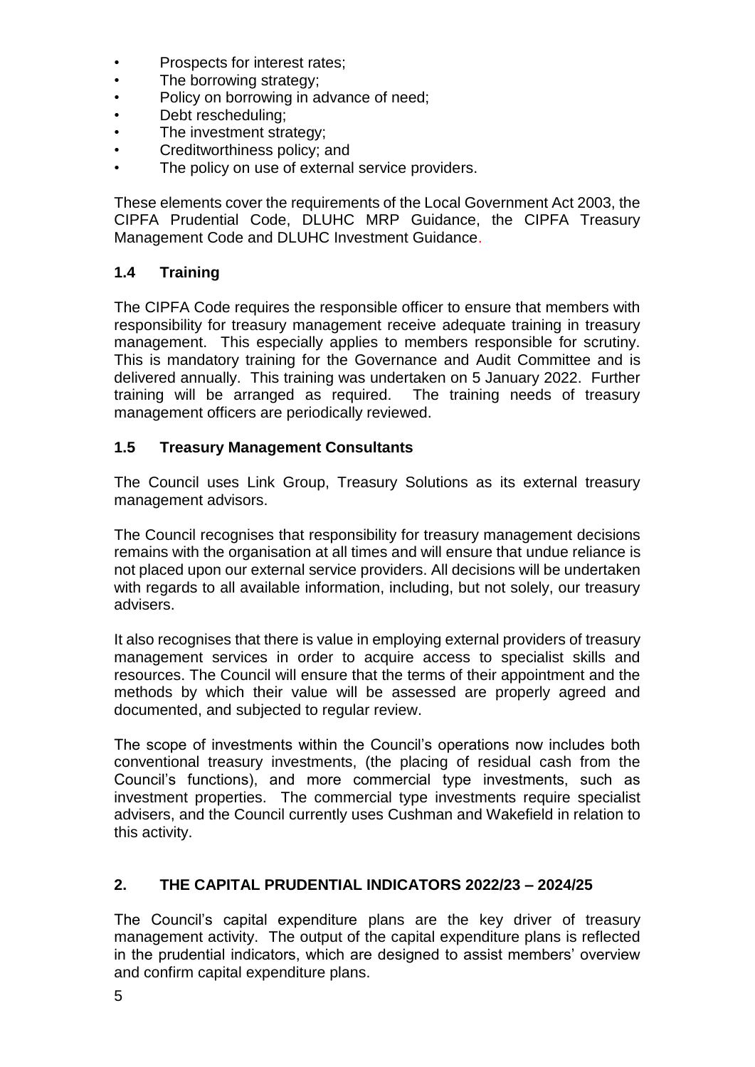- Prospects for interest rates;
- The borrowing strategy;
- Policy on borrowing in advance of need;
- Debt rescheduling;
- The investment strategy;
- Creditworthiness policy; and
- The policy on use of external service providers.

These elements cover the requirements of the Local Government Act 2003, the CIPFA Prudential Code, DLUHC MRP Guidance, the CIPFA Treasury Management Code and DLUHC Investment Guidance.

### 1.4 Training

The CIPFA Code requires the responsible officer to ensure that members with responsibility for treasury management receive adequate training in treasury management. This especially applies to members responsible for scrutiny. This is mandatory training for the Governance and Audit Committee and is delivered annually. This training was undertaken on 5 January 2022. Further training will be arranged as required. The training needs of treasury management officers are periodically reviewed.

### 1.5 Treasury Management Consultants

The Council uses Link Group, Treasury Solutions as its external treasury management advisors.

The Council recognises that responsibility for treasury management decisions remains with the organisation at all times and will ensure that undue reliance is not placed upon our external service providers. All decisions will be undertaken with regards to all available information, including, but not solely, our treasury advisers.

It also recognises that there is value in employing external providers of treasury management services in order to acquire access to specialist skills and resources. The Council will ensure that the terms of their appointment and the methods by which their value will be assessed are properly agreed and documented, and subjected to regular review.

The scope of investments within the Council's operations now includes both conventional treasury investments, (the placing of residual cash from the Council's functions), and more commercial type investments, such as investment properties. The commercial type investments require specialist advisers, and the Council currently uses Cushman and Wakefield in relation to this activity.

## 2. THE CAPITAL PRUDENTIAL INDICATORS 2022/23 – 2024/25

The Council's capital expenditure plans are the key driver of treasury management activity. The output of the capital expenditure plans is reflected in the prudential indicators, which are designed to assist members' overview and confirm capital expenditure plans.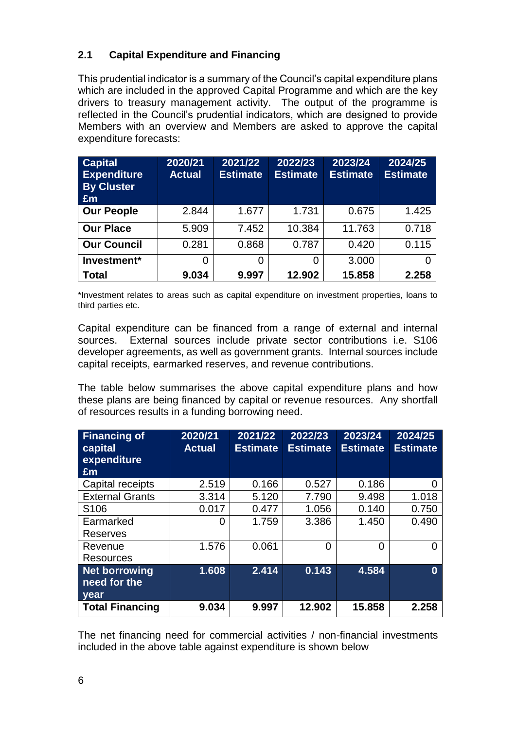### 2.1 Capital Expenditure and Financing

This prudential indicator is a summary of the Council's capital expenditure plans which are included in the approved Capital Programme and which are the key drivers to treasury management activity. The output of the programme is reflected in the Council's prudential indicators, which are designed to provide Members with an overview and Members are asked to approve the capital expenditure forecasts:

| Capital Expenditure By Cluster £m | 2020/21 Actual | 2021/22 Estimate | 2022/23 Estimate | 2023/24 Estimate | 2024/25 Estimate |
|---|---|---|---|---|---|
| **Our People** | 2.844 | 1.677 | 1.731 | 0.675 | 1.425 |
| **Our Place** | 5.909 | 7.452 | 10.384 | 11.763 | 0.718 |
| **Our Council** | 0.281 | 0.868 | 0.787 | 0.420 | 0.115 |
| **Investment*** | 0 | 0 | 0 | 3.000 | 0 |
| **Total** | **9.034** | **9.997** | **12.902** | **15.858** | **2.258** |

*Investment relates to areas such as capital expenditure on investment properties, loans to third parties etc.

Capital expenditure can be financed from a range of external and internal sources. External sources include private sector contributions i.e. S106 developer agreements, as well as government grants. Internal sources include capital receipts, earmarked reserves, and revenue contributions.

The table below summarises the above capital expenditure plans and how these plans are being financed by capital or revenue resources. Any shortfall of resources results in a funding borrowing need.

| Financing of capital expenditure £m | 2020/21 Actual | 2021/22 Estimate | 2022/23 Estimate | 2023/24 Estimate | 2024/25 Estimate |
|---|---|---|---|---|---|
| Capital receipts | 2.519 | 0.166 | 0.527 | 0.186 | 0 |
| External Grants | 3.314 | 5.120 | 7.790 | 9.498 | 1.018 |
| S106 | 0.017 | 0.477 | 1.056 | 0.140 | 0.750 |
| Earmarked Reserves | 0 | 1.759 | 3.386 | 1.450 | 0.490 |
| Revenue Resources | 1.576 | 0.061 | 0 | 0 | 0 |
| **Net borrowing need for the year** | **1.608** | **2.414** | **0.143** | **4.584** | **0** |
| **Total Financing** | **9.034** | **9.997** | **12.902** | **15.858** | **2.258** |

The net financing need for commercial activities / non-financial investments included in the above table against expenditure is shown below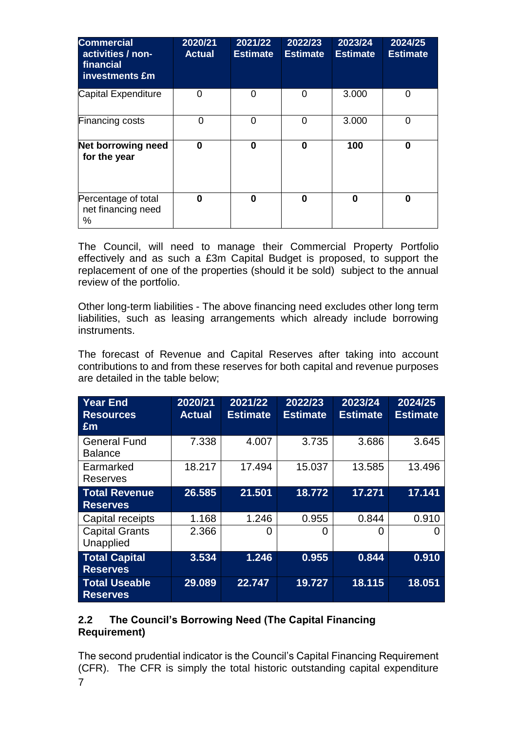| Commercial activities / non-financial investments £m | 2020/21 Actual | 2021/22 Estimate | 2022/23 Estimate | 2023/24 Estimate | 2024/25 Estimate |
|---|---|---|---|---|---|
| Capital Expenditure | 0 | 0 | 0 | 3.000 | 0 |
| Financing costs | 0 | 0 | 0 | 3.000 | 0 |
| **Net borrowing need for the year** | **0** | **0** | **0** | **100** | **0** |
| Percentage of total net financing need % | **0** | **0** | **0** | **0** | **0** |

The Council, will need to manage their Commercial Property Portfolio effectively and as such a £3m Capital Budget is proposed, to support the replacement of one of the properties (should it be sold) subject to the annual review of the portfolio.

Other long-term liabilities - The above financing need excludes other long term liabilities, such as leasing arrangements which already include borrowing instruments.

The forecast of Revenue and Capital Reserves after taking into account contributions to and from these reserves for both capital and revenue purposes are detailed in the table below;

| Year End Resources £m | 2020/21 Actual | 2021/22 Estimate | 2022/23 Estimate | 2023/24 Estimate | 2024/25 Estimate |
|---|---|---|---|---|---|
| General Fund Balance | 7.338 | 4.007 | 3.735 | 3.686 | 3.645 |
| Earmarked Reserves | 18.217 | 17.494 | 15.037 | 13.585 | 13.496 |
| **Total Revenue Reserves** | **26.585** | **21.501** | **18.772** | **17.271** | **17.141** |
| Capital receipts | 1.168 | 1.246 | 0.955 | 0.844 | 0.910 |
| Capital Grants Unapplied | 2.366 | 0 | 0 | 0 | 0 |
| **Total Capital Reserves** | **3.534** | **1.246** | **0.955** | **0.844** | **0.910** |
| **Total Useable Reserves** | **29.089** | **22.747** | **19.727** | **18.115** | **18.051** |

## 2.2 The Council's Borrowing Need (The Capital Financing Requirement)

The second prudential indicator is the Council's Capital Financing Requirement (CFR). The CFR is simply the total historic outstanding capital expenditure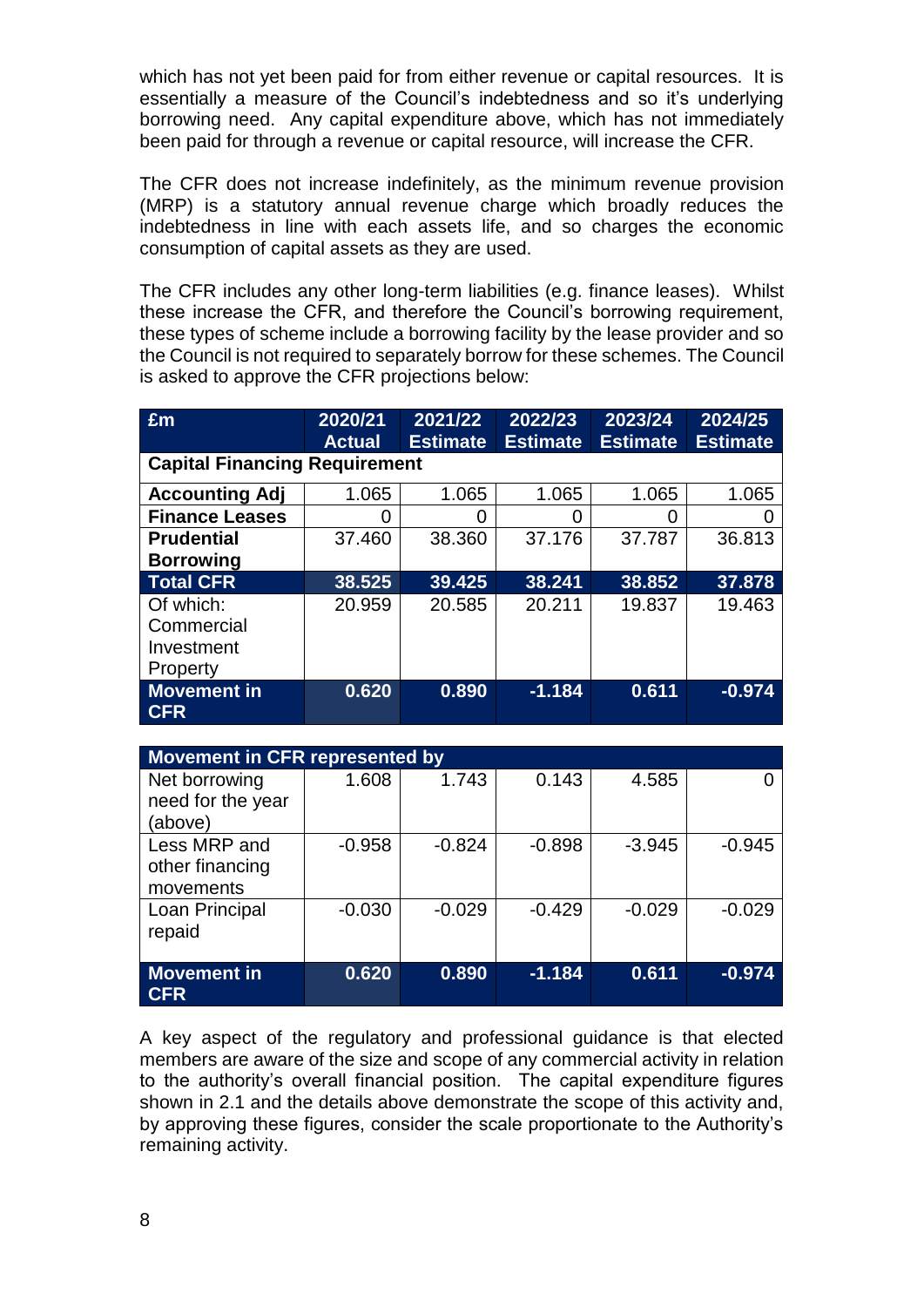which has not yet been paid for from either revenue or capital resources. It is essentially a measure of the Council's indebtedness and so it's underlying borrowing need. Any capital expenditure above, which has not immediately been paid for through a revenue or capital resource, will increase the CFR.

The CFR does not increase indefinitely, as the minimum revenue provision (MRP) is a statutory annual revenue charge which broadly reduces the indebtedness in line with each assets life, and so charges the economic consumption of capital assets as they are used.

The CFR includes any other long-term liabilities (e.g. finance leases). Whilst these increase the CFR, and therefore the Council's borrowing requirement, these types of scheme include a borrowing facility by the lease provider and so the Council is not required to separately borrow for these schemes. The Council is asked to approve the CFR projections below:

| £m | 2020/21 Actual | 2021/22 Estimate | 2022/23 Estimate | 2023/24 Estimate | 2024/25 Estimate |
|---|---|---|---|---|---|
| **Capital Financing Requirement** | | | | | |
| **Accounting Adj** | 1.065 | 1.065 | 1.065 | 1.065 | 1.065 |
| **Finance Leases** | 0 | 0 | 0 | 0 | 0 |
| **Prudential Borrowing** | 37.460 | 38.360 | 37.176 | 37.787 | 36.813 |
| **Total CFR** | **38.525** | **39.425** | **38.241** | **38.852** | **37.878** |
| Of which: Commercial Investment Property | 20.959 | 20.585 | 20.211 | 19.837 | 19.463 |
| **Movement in CFR** | **0.620** | **0.890** | **-1.184** | **0.611** | **-0.974** |

| **Movement in CFR represented by** | | | | | |
|---|---|---|---|---|---|
| Net borrowing need for the year (above) | 1.608 | 1.743 | 0.143 | 4.585 | 0 |
| Less MRP and other financing movements | -0.958 | -0.824 | -0.898 | -3.945 | -0.945 |
| Loan Principal repaid | -0.030 | -0.029 | -0.429 | -0.029 | -0.029 |
| **Movement in CFR** | **0.620** | **0.890** | **-1.184** | **0.611** | **-0.974** |

A key aspect of the regulatory and professional guidance is that elected members are aware of the size and scope of any commercial activity in relation to the authority's overall financial position. The capital expenditure figures shown in 2.1 and the details above demonstrate the scope of this activity and, by approving these figures, consider the scale proportionate to the Authority's remaining activity.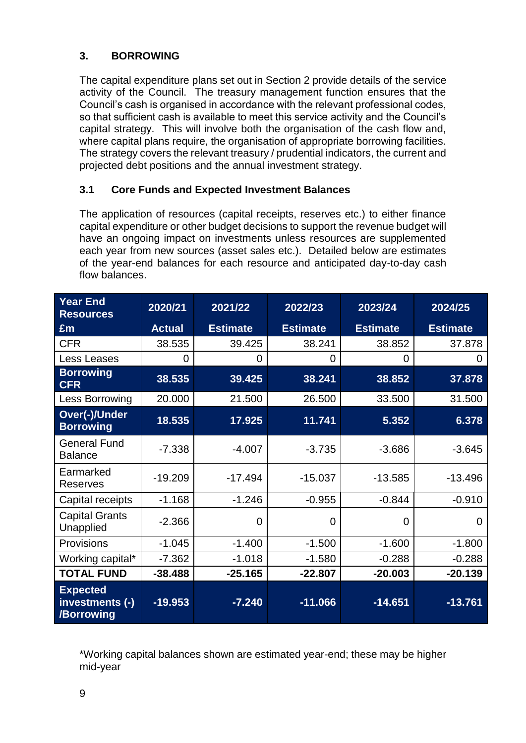## 3. BORROWING

The capital expenditure plans set out in Section 2 provide details of the service activity of the Council. The treasury management function ensures that the Council's cash is organised in accordance with the relevant professional codes, so that sufficient cash is available to meet this service activity and the Council's capital strategy. This will involve both the organisation of the cash flow and, where capital plans require, the organisation of appropriate borrowing facilities. The strategy covers the relevant treasury / prudential indicators, the current and projected debt positions and the annual investment strategy.

### 3.1 Core Funds and Expected Investment Balances

The application of resources (capital receipts, reserves etc.) to either finance capital expenditure or other budget decisions to support the revenue budget will have an ongoing impact on investments unless resources are supplemented each year from new sources (asset sales etc.). Detailed below are estimates of the year-end balances for each resource and anticipated day-to-day cash flow balances.

| Year End Resources £m | 2020/21 Actual | 2021/22 Estimate | 2022/23 Estimate | 2023/24 Estimate | 2024/25 Estimate |
|---|---|---|---|---|---|
| CFR | 38.535 | 39.425 | 38.241 | 38.852 | 37.878 |
| Less Leases | 0 | 0 | 0 | 0 | 0 |
| **Borrowing CFR** | **38.535** | **39.425** | **38.241** | **38.852** | **37.878** |
| Less Borrowing | 20.000 | 21.500 | 26.500 | 33.500 | 31.500 |
| **Over(-)/Under Borrowing** | **18.535** | **17.925** | **11.741** | **5.352** | **6.378** |
| General Fund Balance | -7.338 | -4.007 | -3.735 | -3.686 | -3.645 |
| Earmarked Reserves | -19.209 | -17.494 | -15.037 | -13.585 | -13.496 |
| Capital receipts | -1.168 | -1.246 | -0.955 | -0.844 | -0.910 |
| Capital Grants Unapplied | -2.366 | 0 | 0 | 0 | 0 |
| Provisions | -1.045 | -1.400 | -1.500 | -1.600 | -1.800 |
| Working capital* | -7.362 | -1.018 | -1.580 | -0.288 | -0.288 |
| **TOTAL FUND** | **-38.488** | **-25.165** | **-22.807** | **-20.003** | **-20.139** |
| **Expected investments (-) /Borrowing** | **-19.953** | **-7.240** | **-11.066** | **-14.651** | **-13.761** |

*Working capital balances shown are estimated year-end; these may be higher mid-year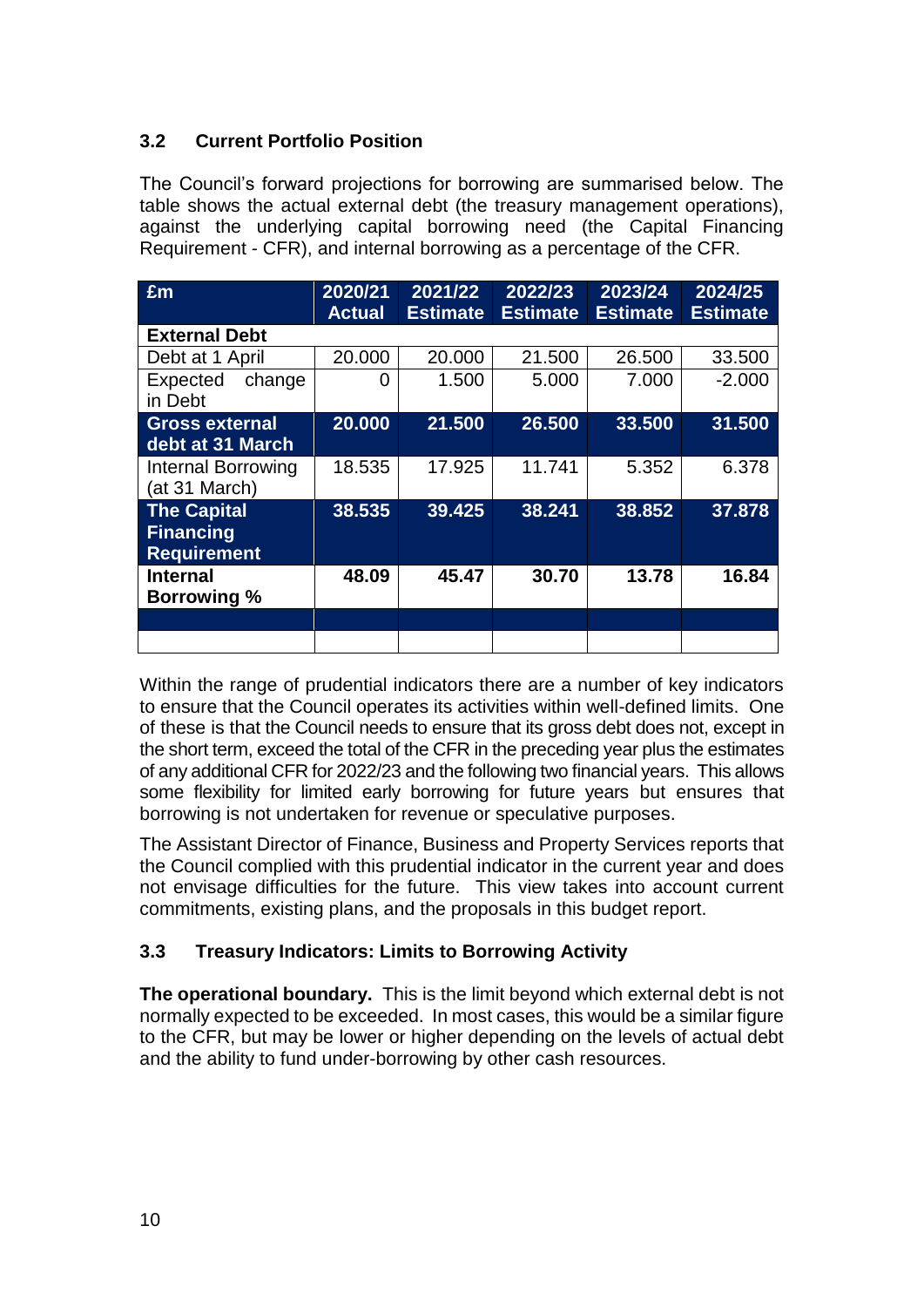### 3.2 Current Portfolio Position

The Council's forward projections for borrowing are summarised below. The table shows the actual external debt (the treasury management operations), against the underlying capital borrowing need (the Capital Financing Requirement - CFR), and internal borrowing as a percentage of the CFR.

| £m | 2020/21 Actual | 2021/22 Estimate | 2022/23 Estimate | 2023/24 Estimate | 2024/25 Estimate |
|---|---|---|---|---|---|
| **External Debt** | | | | | |
| Debt at 1 April | 20.000 | 20.000 | 21.500 | 26.500 | 33.500 |
| Expected change in Debt | 0 | 1.500 | 5.000 | 7.000 | -2.000 |
| **Gross external debt at 31 March** | **20.000** | **21.500** | **26.500** | **33.500** | **31.500** |
| Internal Borrowing (at 31 March) | 18.535 | 17.925 | 11.741 | 5.352 | 6.378 |
| **The Capital Financing Requirement** | **38.535** | **39.425** | **38.241** | **38.852** | **37.878** |
| **Internal Borrowing %** | **48.09** | **45.47** | **30.70** | **13.78** | **16.84** |
| | | | | | |
| | | | | | |

Within the range of prudential indicators there are a number of key indicators to ensure that the Council operates its activities within well-defined limits. One of these is that the Council needs to ensure that its gross debt does not, except in the short term, exceed the total of the CFR in the preceding year plus the estimates of any additional CFR for 2022/23 and the following two financial years. This allows some flexibility for limited early borrowing for future years but ensures that borrowing is not undertaken for revenue or speculative purposes.

The Assistant Director of Finance, Business and Property Services reports that the Council complied with this prudential indicator in the current year and does not envisage difficulties for the future. This view takes into account current commitments, existing plans, and the proposals in this budget report.

### 3.3 Treasury Indicators: Limits to Borrowing Activity

**The operational boundary.** This is the limit beyond which external debt is not normally expected to be exceeded. In most cases, this would be a similar figure to the CFR, but may be lower or higher depending on the levels of actual debt and the ability to fund under-borrowing by other cash resources.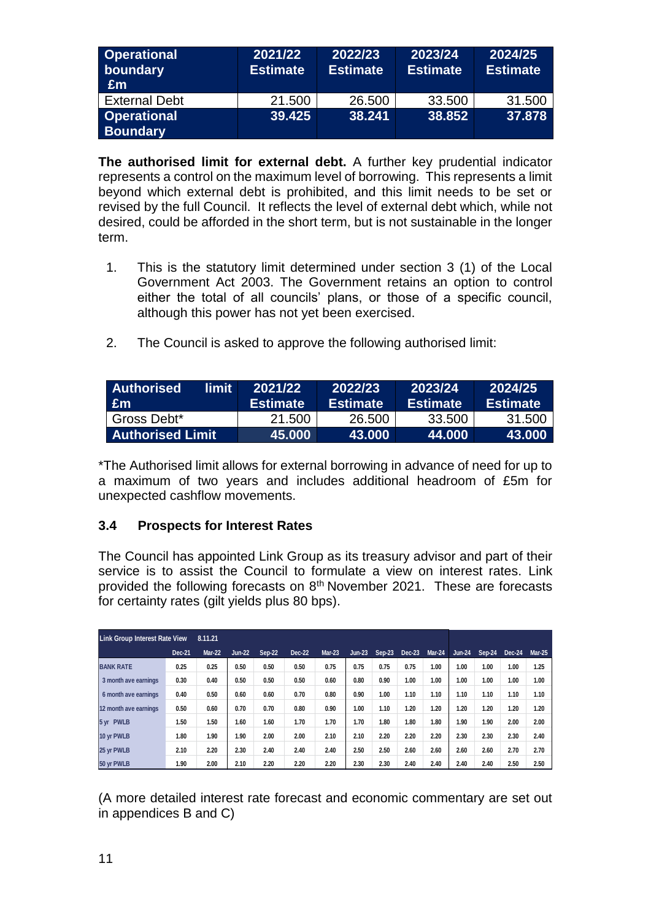| Operational boundary £m | 2021/22 Estimate | 2022/23 Estimate | 2023/24 Estimate | 2024/25 Estimate |
|---|---|---|---|---|
| External Debt | 21.500 | 26.500 | 33.500 | 31.500 |
| **Operational Boundary** | **39.425** | **38.241** | **38.852** | **37.878** |

**The authorised limit for external debt.** A further key prudential indicator represents a control on the maximum level of borrowing. This represents a limit beyond which external debt is prohibited, and this limit needs to be set or revised by the full Council. It reflects the level of external debt which, while not desired, could be afforded in the short term, but is not sustainable in the longer term.

1. This is the statutory limit determined under section 3 (1) of the Local Government Act 2003. The Government retains an option to control either the total of all councils' plans, or those of a specific council, although this power has not yet been exercised.

2. The Council is asked to approve the following authorised limit:

| Authorised limit £m | 2021/22 Estimate | 2022/23 Estimate | 2023/24 Estimate | 2024/25 Estimate |
|---|---|---|---|---|
| Gross Debt* | 21.500 | 26.500 | 33.500 | 31.500 |
| **Authorised Limit** | **45.000** | **43.000** | **44.000** | **43.000** |

*The Authorised limit allows for external borrowing in advance of need for up to a maximum of two years and includes additional headroom of £5m for unexpected cashflow movements.

### 3.4 Prospects for Interest Rates

The Council has appointed Link Group as its treasury advisor and part of their service is to assist the Council to formulate a view on interest rates. Link provided the following forecasts on 8th November 2021. These are forecasts for certainty rates (gilt yields plus 80 bps).

| Link Group Interest Rate View 8.11.21 | Dec-21 | Mar-22 | Jun-22 | Sep-22 | Dec-22 | Mar-23 | Jun-23 | Sep-23 | Dec-23 | Mar-24 | Jun-24 | Sep-24 | Dec-24 | Mar-25 |
|---|---|---|---|---|---|---|---|---|---|---|---|---|---|---|
| BANK RATE | 0.25 | 0.25 | 0.50 | 0.50 | 0.50 | 0.75 | 0.75 | 0.75 | 0.75 | 1.00 | 1.00 | 1.00 | 1.00 | 1.25 |
| 3 month ave earnings | 0.30 | 0.40 | 0.50 | 0.50 | 0.50 | 0.60 | 0.80 | 0.90 | 1.00 | 1.00 | 1.00 | 1.00 | 1.00 | 1.00 |
| 6 month ave earnings | 0.40 | 0.50 | 0.60 | 0.60 | 0.70 | 0.80 | 0.90 | 1.00 | 1.10 | 1.10 | 1.10 | 1.10 | 1.10 | 1.10 |
| 12 month ave earnings | 0.50 | 0.60 | 0.70 | 0.70 | 0.80 | 0.90 | 1.00 | 1.10 | 1.20 | 1.20 | 1.20 | 1.20 | 1.20 | 1.20 |
| 5 yr PWLB | 1.50 | 1.50 | 1.60 | 1.60 | 1.70 | 1.70 | 1.70 | 1.80 | 1.80 | 1.80 | 1.90 | 1.90 | 2.00 | 2.00 |
| 10 yr PWLB | 1.80 | 1.90 | 1.90 | 2.00 | 2.00 | 2.10 | 2.10 | 2.20 | 2.20 | 2.20 | 2.30 | 2.30 | 2.30 | 2.40 |
| 25 yr PWLB | 2.10 | 2.20 | 2.30 | 2.40 | 2.40 | 2.40 | 2.50 | 2.50 | 2.60 | 2.60 | 2.60 | 2.60 | 2.70 | 2.70 |
| 50 yr PWLB | 1.90 | 2.00 | 2.10 | 2.20 | 2.20 | 2.20 | 2.30 | 2.30 | 2.40 | 2.40 | 2.40 | 2.40 | 2.50 | 2.50 |

(A more detailed interest rate forecast and economic commentary are set out in appendices B and C)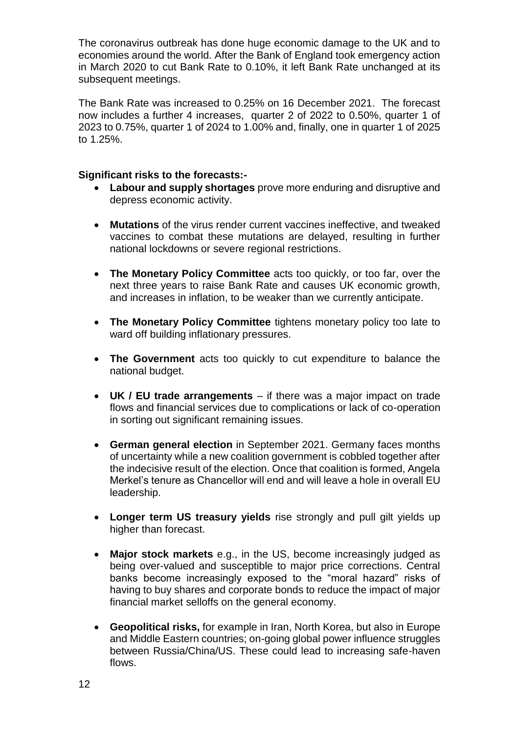The coronavirus outbreak has done huge economic damage to the UK and to economies around the world. After the Bank of England took emergency action in March 2020 to cut Bank Rate to 0.10%, it left Bank Rate unchanged at its subsequent meetings.

The Bank Rate was increased to 0.25% on 16 December 2021. The forecast now includes a further 4 increases, quarter 2 of 2022 to 0.50%, quarter 1 of 2023 to 0.75%, quarter 1 of 2024 to 1.00% and, finally, one in quarter 1 of 2025 to 1.25%.

**Significant risks to the forecasts:-**

- **Labour and supply shortages** prove more enduring and disruptive and depress economic activity.
- **Mutations** of the virus render current vaccines ineffective, and tweaked vaccines to combat these mutations are delayed, resulting in further national lockdowns or severe regional restrictions.
- **The Monetary Policy Committee** acts too quickly, or too far, over the next three years to raise Bank Rate and causes UK economic growth, and increases in inflation, to be weaker than we currently anticipate.
- **The Monetary Policy Committee** tightens monetary policy too late to ward off building inflationary pressures.
- **The Government** acts too quickly to cut expenditure to balance the national budget.
- **UK / EU trade arrangements** – if there was a major impact on trade flows and financial services due to complications or lack of co-operation in sorting out significant remaining issues.
- **German general election** in September 2021. Germany faces months of uncertainty while a new coalition government is cobbled together after the indecisive result of the election. Once that coalition is formed, Angela Merkel's tenure as Chancellor will end and will leave a hole in overall EU leadership.
- **Longer term US treasury yields** rise strongly and pull gilt yields up higher than forecast.
- **Major stock markets** e.g., in the US, become increasingly judged as being over-valued and susceptible to major price corrections. Central banks become increasingly exposed to the "moral hazard" risks of having to buy shares and corporate bonds to reduce the impact of major financial market selloffs on the general economy.
- **Geopolitical risks,** for example in Iran, North Korea, but also in Europe and Middle Eastern countries; on-going global power influence struggles between Russia/China/US. These could lead to increasing safe-haven flows.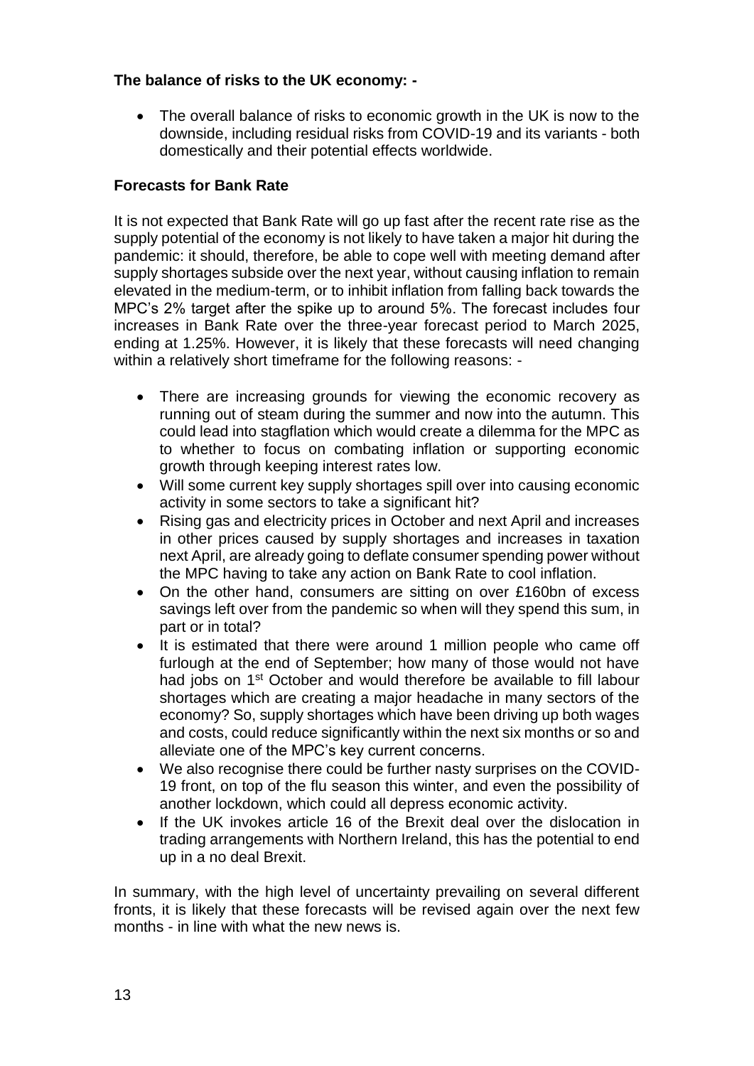**The balance of risks to the UK economy: -**

- The overall balance of risks to economic growth in the UK is now to the downside, including residual risks from COVID-19 and its variants - both domestically and their potential effects worldwide.

**Forecasts for Bank Rate**

It is not expected that Bank Rate will go up fast after the recent rate rise as the supply potential of the economy is not likely to have taken a major hit during the pandemic: it should, therefore, be able to cope well with meeting demand after supply shortages subside over the next year, without causing inflation to remain elevated in the medium-term, or to inhibit inflation from falling back towards the MPC's 2% target after the spike up to around 5%. The forecast includes four increases in Bank Rate over the three-year forecast period to March 2025, ending at 1.25%. However, it is likely that these forecasts will need changing within a relatively short timeframe for the following reasons: -

- There are increasing grounds for viewing the economic recovery as running out of steam during the summer and now into the autumn. This could lead into stagflation which would create a dilemma for the MPC as to whether to focus on combating inflation or supporting economic growth through keeping interest rates low.
- Will some current key supply shortages spill over into causing economic activity in some sectors to take a significant hit?
- Rising gas and electricity prices in October and next April and increases in other prices caused by supply shortages and increases in taxation next April, are already going to deflate consumer spending power without the MPC having to take any action on Bank Rate to cool inflation.
- On the other hand, consumers are sitting on over £160bn of excess savings left over from the pandemic so when will they spend this sum, in part or in total?
- It is estimated that there were around 1 million people who came off furlough at the end of September; how many of those would not have had jobs on 1st October and would therefore be available to fill labour shortages which are creating a major headache in many sectors of the economy? So, supply shortages which have been driving up both wages and costs, could reduce significantly within the next six months or so and alleviate one of the MPC's key current concerns.
- We also recognise there could be further nasty surprises on the COVID-19 front, on top of the flu season this winter, and even the possibility of another lockdown, which could all depress economic activity.
- If the UK invokes article 16 of the Brexit deal over the dislocation in trading arrangements with Northern Ireland, this has the potential to end up in a no deal Brexit.

In summary, with the high level of uncertainty prevailing on several different fronts, it is likely that these forecasts will be revised again over the next few months - in line with what the new news is.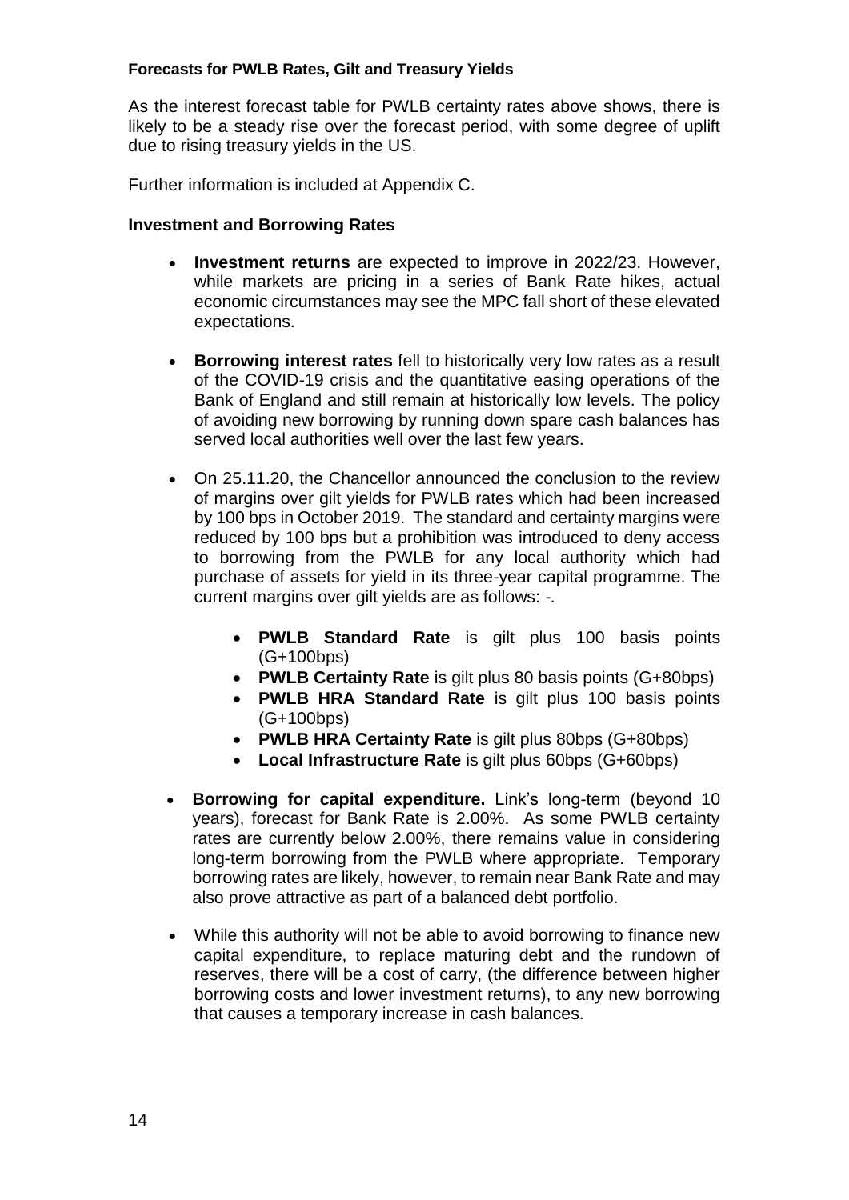**Forecasts for PWLB Rates, Gilt and Treasury Yields**

As the interest forecast table for PWLB certainty rates above shows, there is likely to be a steady rise over the forecast period, with some degree of uplift due to rising treasury yields in the US.

Further information is included at Appendix C.

**Investment and Borrowing Rates**

- **Investment returns** are expected to improve in 2022/23. However, while markets are pricing in a series of Bank Rate hikes, actual economic circumstances may see the MPC fall short of these elevated expectations.
- **Borrowing interest rates** fell to historically very low rates as a result of the COVID-19 crisis and the quantitative easing operations of the Bank of England and still remain at historically low levels. The policy of avoiding new borrowing by running down spare cash balances has served local authorities well over the last few years.
- On 25.11.20, the Chancellor announced the conclusion to the review of margins over gilt yields for PWLB rates which had been increased by 100 bps in October 2019. The standard and certainty margins were reduced by 100 bps but a prohibition was introduced to deny access to borrowing from the PWLB for any local authority which had purchase of assets for yield in its three-year capital programme. The current margins over gilt yields are as follows: -.
    - **PWLB Standard Rate** is gilt plus 100 basis points (G+100bps)
    - **PWLB Certainty Rate** is gilt plus 80 basis points (G+80bps)
    - **PWLB HRA Standard Rate** is gilt plus 100 basis points (G+100bps)
    - **PWLB HRA Certainty Rate** is gilt plus 80bps (G+80bps)
    - **Local Infrastructure Rate** is gilt plus 60bps (G+60bps)
- **Borrowing for capital expenditure.** Link's long-term (beyond 10 years), forecast for Bank Rate is 2.00%. As some PWLB certainty rates are currently below 2.00%, there remains value in considering long-term borrowing from the PWLB where appropriate. Temporary borrowing rates are likely, however, to remain near Bank Rate and may also prove attractive as part of a balanced debt portfolio.
- While this authority will not be able to avoid borrowing to finance new capital expenditure, to replace maturing debt and the rundown of reserves, there will be a cost of carry, (the difference between higher borrowing costs and lower investment returns), to any new borrowing that causes a temporary increase in cash balances.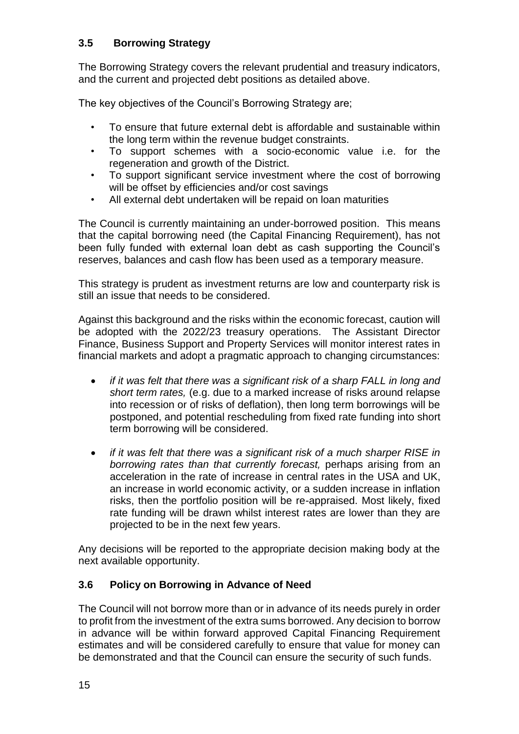### 3.5 Borrowing Strategy

The Borrowing Strategy covers the relevant prudential and treasury indicators, and the current and projected debt positions as detailed above.

The key objectives of the Council's Borrowing Strategy are;

- To ensure that future external debt is affordable and sustainable within the long term within the revenue budget constraints.
- To support schemes with a socio-economic value i.e. for the regeneration and growth of the District.
- To support significant service investment where the cost of borrowing will be offset by efficiencies and/or cost savings
- All external debt undertaken will be repaid on loan maturities

The Council is currently maintaining an under-borrowed position. This means that the capital borrowing need (the Capital Financing Requirement), has not been fully funded with external loan debt as cash supporting the Council's reserves, balances and cash flow has been used as a temporary measure.

This strategy is prudent as investment returns are low and counterparty risk is still an issue that needs to be considered.

Against this background and the risks within the economic forecast, caution will be adopted with the 2022/23 treasury operations. The Assistant Director Finance, Business Support and Property Services will monitor interest rates in financial markets and adopt a pragmatic approach to changing circumstances:

- *if it was felt that there was a significant risk of a sharp FALL in long and short term rates,* (e.g. due to a marked increase of risks around relapse into recession or of risks of deflation), then long term borrowings will be postponed, and potential rescheduling from fixed rate funding into short term borrowing will be considered.

- *if it was felt that there was a significant risk of a much sharper RISE in borrowing rates than that currently forecast,* perhaps arising from an acceleration in the rate of increase in central rates in the USA and UK, an increase in world economic activity, or a sudden increase in inflation risks, then the portfolio position will be re-appraised. Most likely, fixed rate funding will be drawn whilst interest rates are lower than they are projected to be in the next few years.

Any decisions will be reported to the appropriate decision making body at the next available opportunity.

### 3.6 Policy on Borrowing in Advance of Need

The Council will not borrow more than or in advance of its needs purely in order to profit from the investment of the extra sums borrowed. Any decision to borrow in advance will be within forward approved Capital Financing Requirement estimates and will be considered carefully to ensure that value for money can be demonstrated and that the Council can ensure the security of such funds.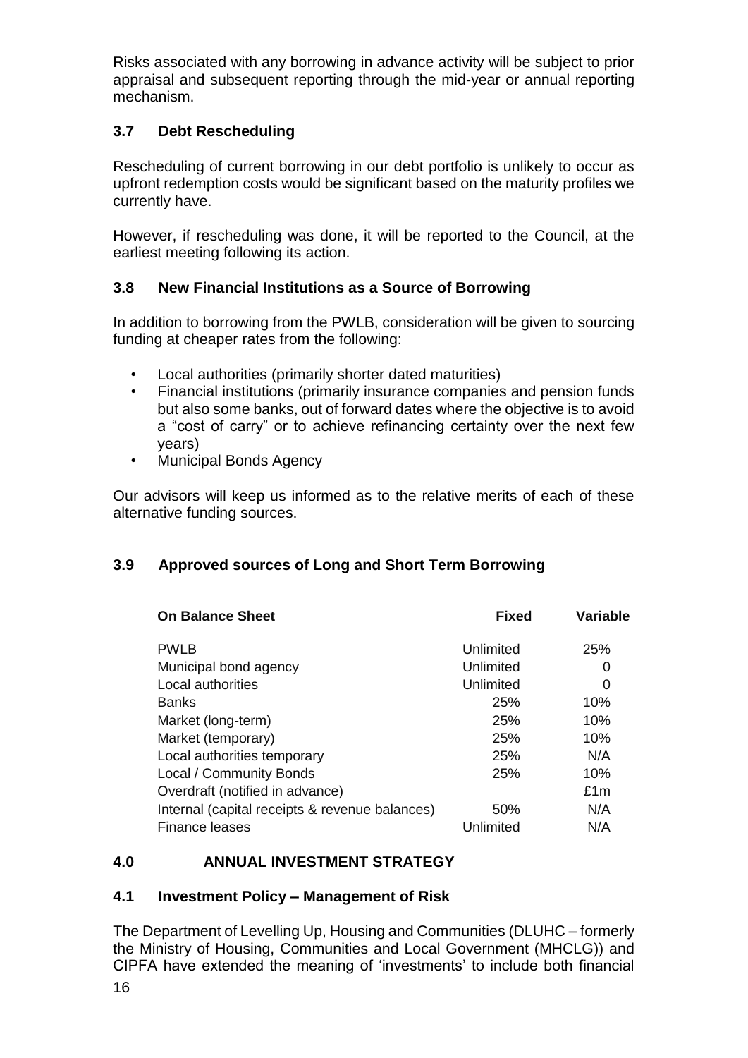Risks associated with any borrowing in advance activity will be subject to prior appraisal and subsequent reporting through the mid-year or annual reporting mechanism.

### 3.7 Debt Rescheduling

Rescheduling of current borrowing in our debt portfolio is unlikely to occur as upfront redemption costs would be significant based on the maturity profiles we currently have.

However, if rescheduling was done, it will be reported to the Council, at the earliest meeting following its action.

### 3.8 New Financial Institutions as a Source of Borrowing

In addition to borrowing from the PWLB, consideration will be given to sourcing funding at cheaper rates from the following:

- Local authorities (primarily shorter dated maturities)
- Financial institutions (primarily insurance companies and pension funds but also some banks, out of forward dates where the objective is to avoid a "cost of carry" or to achieve refinancing certainty over the next few years)
- Municipal Bonds Agency

Our advisors will keep us informed as to the relative merits of each of these alternative funding sources.

### 3.9 Approved sources of Long and Short Term Borrowing

| On Balance Sheet | Fixed | Variable |
|---|---|---|
| PWLB | Unlimited | 25% |
| Municipal bond agency | Unlimited | 0 |
| Local authorities | Unlimited | 0 |
| Banks | 25% | 10% |
| Market (long-term) | 25% | 10% |
| Market (temporary) | 25% | 10% |
| Local authorities temporary | 25% | N/A |
| Local / Community Bonds | 25% | 10% |
| Overdraft (notified in advance) | | £1m |
| Internal (capital receipts & revenue balances) | 50% | N/A |
| Finance leases | Unlimited | N/A |

## 4.0 ANNUAL INVESTMENT STRATEGY

### 4.1 Investment Policy – Management of Risk

The Department of Levelling Up, Housing and Communities (DLUHC – formerly the Ministry of Housing, Communities and Local Government (MHCLG)) and CIPFA have extended the meaning of 'investments' to include both financial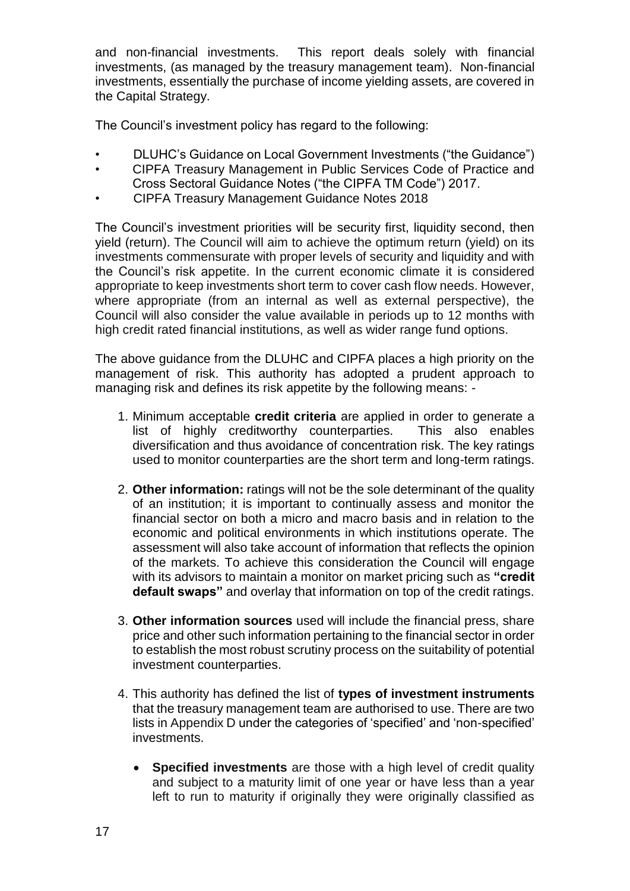and non-financial investments. This report deals solely with financial investments, (as managed by the treasury management team). Non-financial investments, essentially the purchase of income yielding assets, are covered in the Capital Strategy.

The Council's investment policy has regard to the following:

- DLUHC's Guidance on Local Government Investments ("the Guidance")
- CIPFA Treasury Management in Public Services Code of Practice and Cross Sectoral Guidance Notes ("the CIPFA TM Code") 2017.
- CIPFA Treasury Management Guidance Notes 2018

The Council's investment priorities will be security first, liquidity second, then yield (return). The Council will aim to achieve the optimum return (yield) on its investments commensurate with proper levels of security and liquidity and with the Council's risk appetite. In the current economic climate it is considered appropriate to keep investments short term to cover cash flow needs. However, where appropriate (from an internal as well as external perspective), the Council will also consider the value available in periods up to 12 months with high credit rated financial institutions, as well as wider range fund options.

The above guidance from the DLUHC and CIPFA places a high priority on the management of risk. This authority has adopted a prudent approach to managing risk and defines its risk appetite by the following means: -

1. Minimum acceptable **credit criteria** are applied in order to generate a list of highly creditworthy counterparties. This also enables diversification and thus avoidance of concentration risk. The key ratings used to monitor counterparties are the short term and long-term ratings.

2. **Other information:** ratings will not be the sole determinant of the quality of an institution; it is important to continually assess and monitor the financial sector on both a micro and macro basis and in relation to the economic and political environments in which institutions operate. The assessment will also take account of information that reflects the opinion of the markets. To achieve this consideration the Council will engage with its advisors to maintain a monitor on market pricing such as **"credit default swaps"** and overlay that information on top of the credit ratings.

3. **Other information sources** used will include the financial press, share price and other such information pertaining to the financial sector in order to establish the most robust scrutiny process on the suitability of potential investment counterparties.

4. This authority has defined the list of **types of investment instruments** that the treasury management team are authorised to use. There are two lists in Appendix D under the categories of 'specified' and 'non-specified' investments.

   - **Specified investments** are those with a high level of credit quality and subject to a maturity limit of one year or have less than a year left to run to maturity if originally they were originally classified as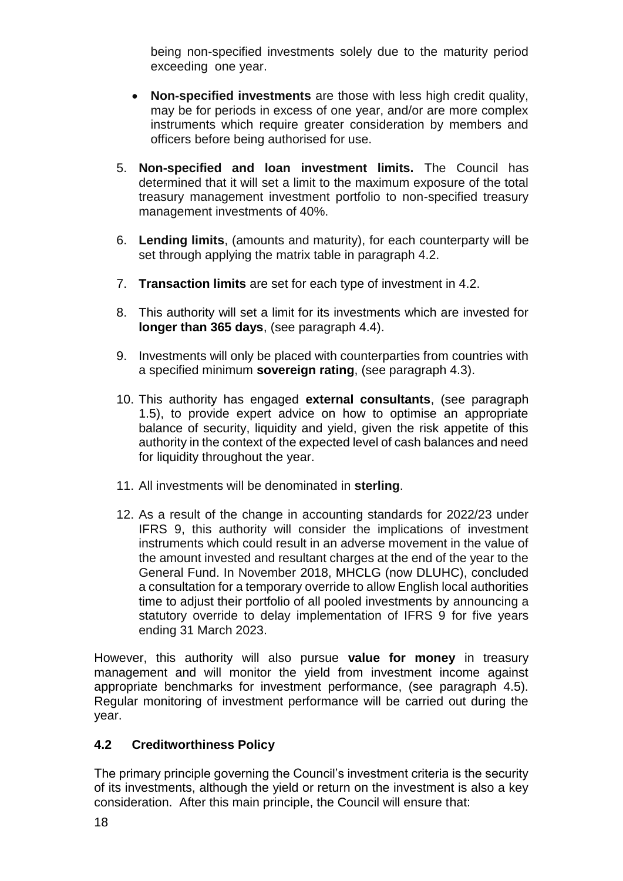being non-specified investments solely due to the maturity period exceeding one year.

- **Non-specified investments** are those with less high credit quality, may be for periods in excess of one year, and/or are more complex instruments which require greater consideration by members and officers before being authorised for use.

5. **Non-specified and loan investment limits.** The Council has determined that it will set a limit to the maximum exposure of the total treasury management investment portfolio to non-specified treasury management investments of 40%.

6. **Lending limits**, (amounts and maturity), for each counterparty will be set through applying the matrix table in paragraph 4.2.

7. **Transaction limits** are set for each type of investment in 4.2.

8. This authority will set a limit for its investments which are invested for **longer than 365 days**, (see paragraph 4.4).

9. Investments will only be placed with counterparties from countries with a specified minimum **sovereign rating**, (see paragraph 4.3).

10. This authority has engaged **external consultants**, (see paragraph 1.5), to provide expert advice on how to optimise an appropriate balance of security, liquidity and yield, given the risk appetite of this authority in the context of the expected level of cash balances and need for liquidity throughout the year.

11. All investments will be denominated in **sterling**.

12. As a result of the change in accounting standards for 2022/23 under IFRS 9, this authority will consider the implications of investment instruments which could result in an adverse movement in the value of the amount invested and resultant charges at the end of the year to the General Fund. In November 2018, MHCLG (now DLUHC), concluded a consultation for a temporary override to allow English local authorities time to adjust their portfolio of all pooled investments by announcing a statutory override to delay implementation of IFRS 9 for five years ending 31 March 2023.

However, this authority will also pursue **value for money** in treasury management and will monitor the yield from investment income against appropriate benchmarks for investment performance, (see paragraph 4.5). Regular monitoring of investment performance will be carried out during the year.

### 4.2 Creditworthiness Policy

The primary principle governing the Council's investment criteria is the security of its investments, although the yield or return on the investment is also a key consideration. After this main principle, the Council will ensure that: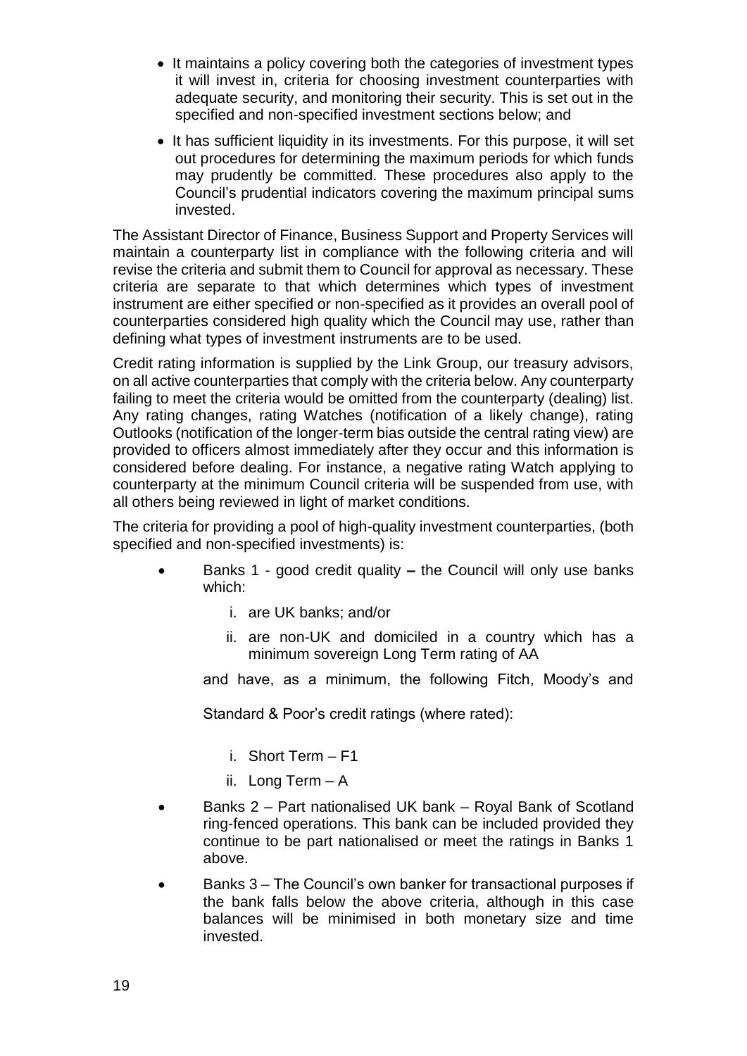- It maintains a policy covering both the categories of investment types it will invest in, criteria for choosing investment counterparties with adequate security, and monitoring their security. This is set out in the specified and non-specified investment sections below; and
- It has sufficient liquidity in its investments. For this purpose, it will set out procedures for determining the maximum periods for which funds may prudently be committed. These procedures also apply to the Council's prudential indicators covering the maximum principal sums invested.

The Assistant Director of Finance, Business Support and Property Services will maintain a counterparty list in compliance with the following criteria and will revise the criteria and submit them to Council for approval as necessary. These criteria are separate to that which determines which types of investment instrument are either specified or non-specified as it provides an overall pool of counterparties considered high quality which the Council may use, rather than defining what types of investment instruments are to be used.

Credit rating information is supplied by the Link Group, our treasury advisors, on all active counterparties that comply with the criteria below. Any counterparty failing to meet the criteria would be omitted from the counterparty (dealing) list. Any rating changes, rating Watches (notification of a likely change), rating Outlooks (notification of the longer-term bias outside the central rating view) are provided to officers almost immediately after they occur and this information is considered before dealing. For instance, a negative rating Watch applying to counterparty at the minimum Council criteria will be suspended from use, with all others being reviewed in light of market conditions.

The criteria for providing a pool of high-quality investment counterparties, (both specified and non-specified investments) is:

- Banks 1 - good credit quality **–** the Council will only use banks which:
  - i. are UK banks; and/or
  - ii. are non-UK and domiciled in a country which has a minimum sovereign Long Term rating of AA

  and have, as a minimum, the following Fitch, Moody's and Standard & Poor's credit ratings (where rated):

  - i. Short Term – F1
  - ii. Long Term – A
- Banks 2 – Part nationalised UK bank – Royal Bank of Scotland ring-fenced operations. This bank can be included provided they continue to be part nationalised or meet the ratings in Banks 1 above.
- Banks 3 – The Council's own banker for transactional purposes if the bank falls below the above criteria, although in this case balances will be minimised in both monetary size and time invested.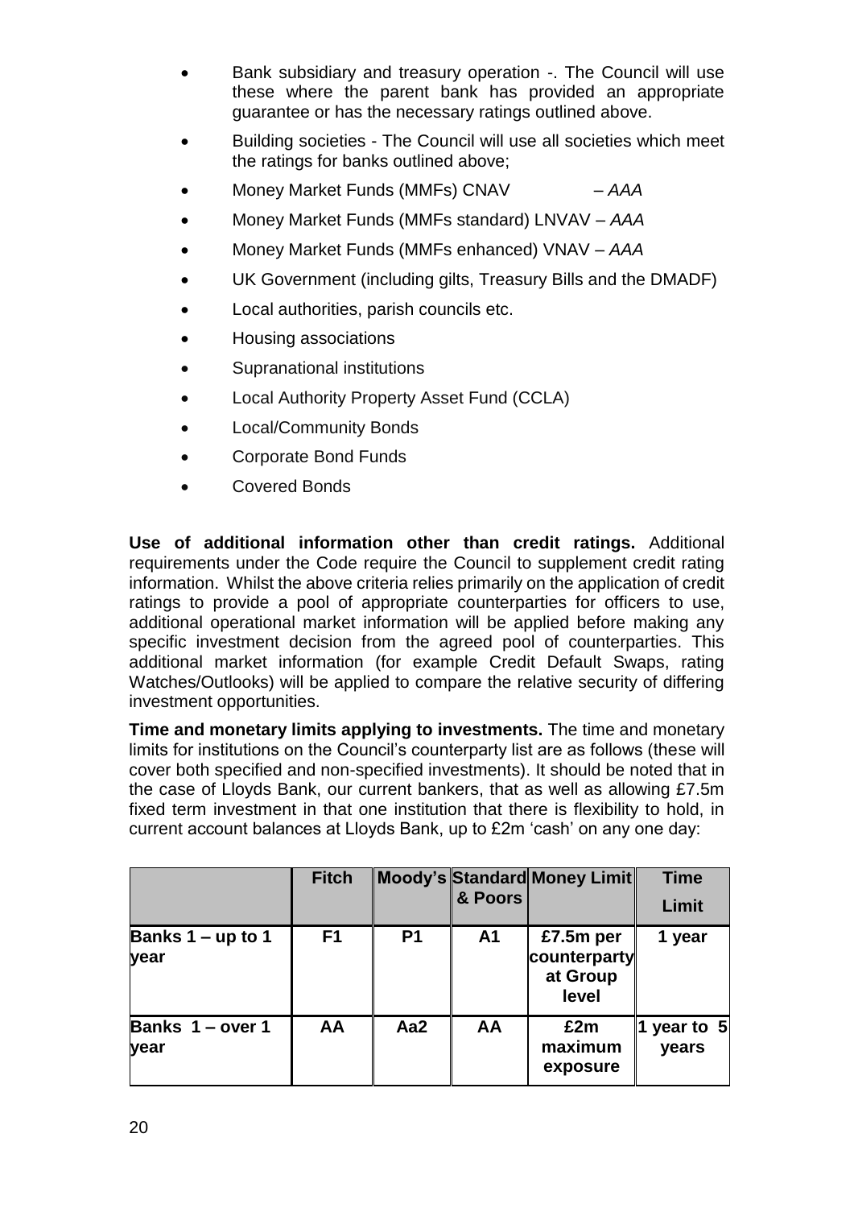- Bank subsidiary and treasury operation -. The Council will use these where the parent bank has provided an appropriate guarantee or has the necessary ratings outlined above.
- Building societies - The Council will use all societies which meet the ratings for banks outlined above;
- Money Market Funds (MMFs) CNAV – *AAA*
- Money Market Funds (MMFs standard) LNVAV – *AAA*
- Money Market Funds (MMFs enhanced) VNAV – *AAA*
- UK Government (including gilts, Treasury Bills and the DMADF)
- Local authorities, parish councils etc.
- Housing associations
- Supranational institutions
- Local Authority Property Asset Fund (CCLA)
- Local/Community Bonds
- Corporate Bond Funds
- Covered Bonds

**Use of additional information other than credit ratings.** Additional requirements under the Code require the Council to supplement credit rating information. Whilst the above criteria relies primarily on the application of credit ratings to provide a pool of appropriate counterparties for officers to use, additional operational market information will be applied before making any specific investment decision from the agreed pool of counterparties. This additional market information (for example Credit Default Swaps, rating Watches/Outlooks) will be applied to compare the relative security of differing investment opportunities.

**Time and monetary limits applying to investments.** The time and monetary limits for institutions on the Council's counterparty list are as follows (these will cover both specified and non-specified investments). It should be noted that in the case of Lloyds Bank, our current bankers, that as well as allowing £7.5m fixed term investment in that one institution that there is flexibility to hold, in current account balances at Lloyds Bank, up to £2m 'cash' on any one day:

| | Fitch | Moody's | Standard & Poors | Money Limit | Time Limit |
|---|---|---|---|---|---|
| **Banks 1 – up to 1 year** | **F1** | **P1** | **A1** | **£7.5m per counterparty at Group level** | **1 year** |
| **Banks 1 – over 1 year** | **AA** | **Aa2** | **AA** | **£2m maximum exposure** | **1 year to 5 years** |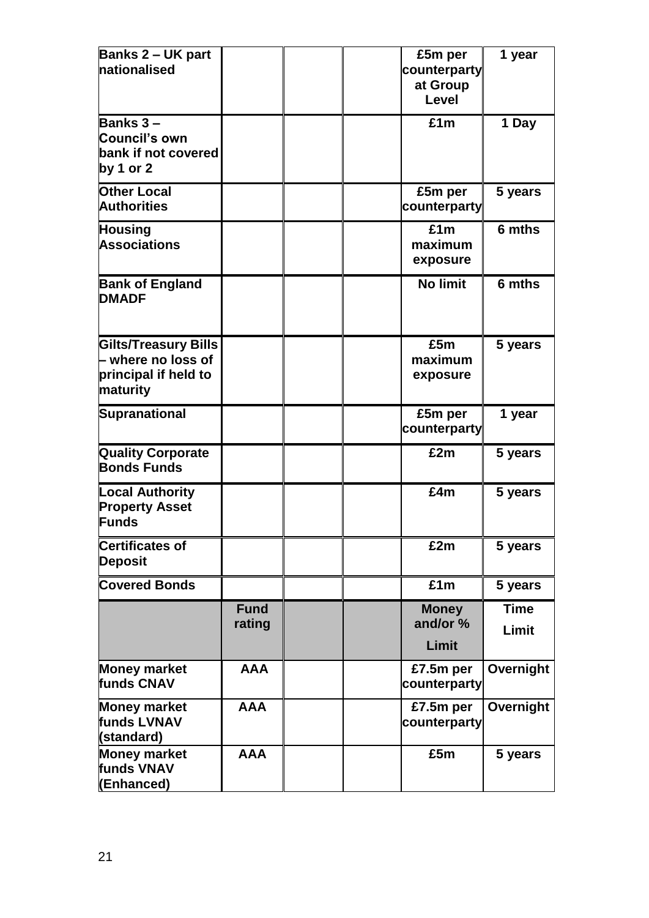| | | | | | |
|---|---|---|---|---|---|
| **Banks 2 – UK part nationalised** | | | | **£5m per counterparty at Group Level** | **1 year** |
| **Banks 3 – Council's own bank if not covered by 1 or 2** | | | | **£1m** | **1 Day** |
| **Other Local Authorities** | | | | **£5m per counterparty** | **5 years** |
| **Housing Associations** | | | | **£1m maximum exposure** | **6 mths** |
| **Bank of England DMADF** | | | | **No limit** | **6 mths** |
| **Gilts/Treasury Bills – where no loss of principal if held to maturity** | | | | **£5m maximum exposure** | **5 years** |
| **Supranational** | | | | **£5m per counterparty** | **1 year** |
| **Quality Corporate Bonds Funds** | | | | **£2m** | **5 years** |
| **Local Authority Property Asset Funds** | | | | **£4m** | **5 years** |
| **Certificates of Deposit** | | | | **£2m** | **5 years** |
| **Covered Bonds** | | | | **£1m** | **5 years** |
| | **Fund rating** | | | **Money and/or % Limit** | **Time Limit** |
| **Money market funds CNAV** | **AAA** | | | **£7.5m per counterparty** | **Overnight** |
| **Money market funds LVNAV (standard)** | **AAA** | | | **£7.5m per counterparty** | **Overnight** |
| **Money market funds VNAV (Enhanced)** | **AAA** | | | **£5m** | **5 years** |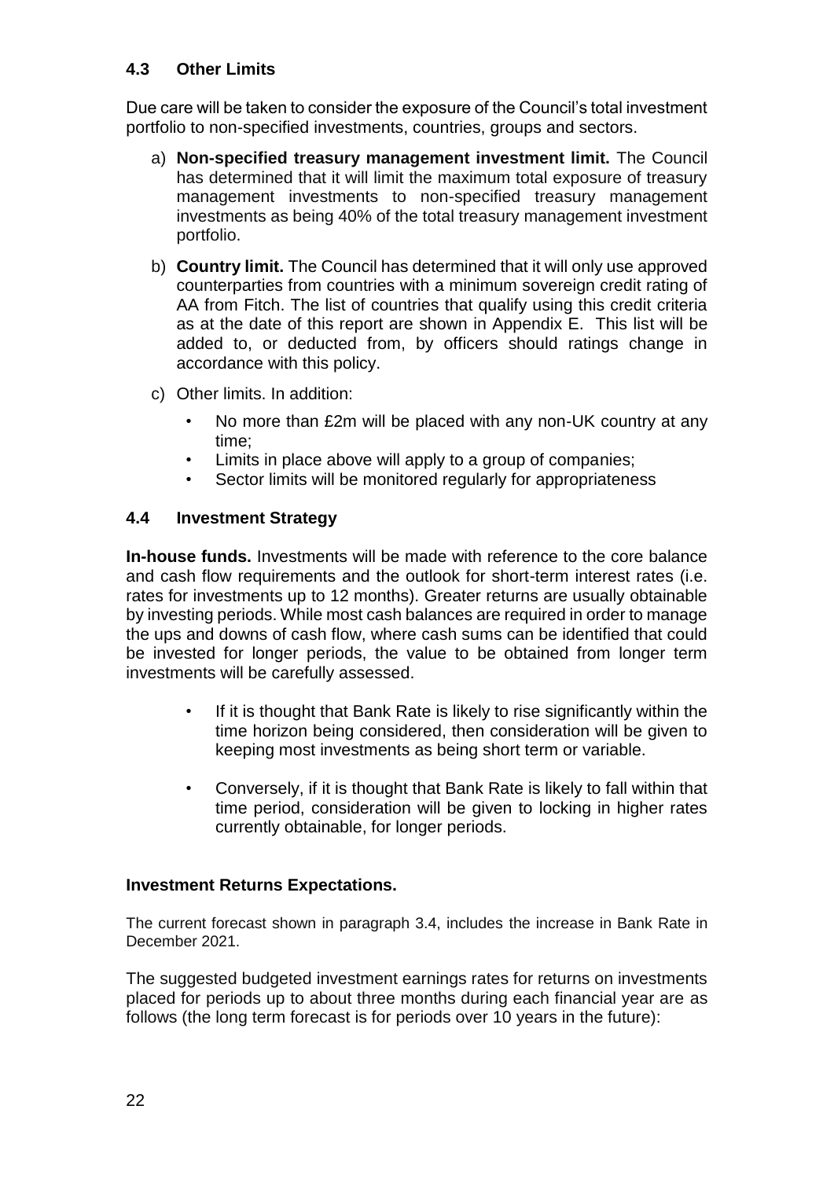### 4.3 Other Limits

Due care will be taken to consider the exposure of the Council's total investment portfolio to non-specified investments, countries, groups and sectors.

a) **Non-specified treasury management investment limit.** The Council has determined that it will limit the maximum total exposure of treasury management investments to non-specified treasury management investments as being 40% of the total treasury management investment portfolio.

b) **Country limit.** The Council has determined that it will only use approved counterparties from countries with a minimum sovereign credit rating of AA from Fitch. The list of countries that qualify using this credit criteria as at the date of this report are shown in Appendix E. This list will be added to, or deducted from, by officers should ratings change in accordance with this policy.

c) Other limits. In addition:
   - No more than £2m will be placed with any non-UK country at any time;
   - Limits in place above will apply to a group of companies;
   - Sector limits will be monitored regularly for appropriateness

### 4.4 Investment Strategy

**In-house funds.** Investments will be made with reference to the core balance and cash flow requirements and the outlook for short-term interest rates (i.e. rates for investments up to 12 months). Greater returns are usually obtainable by investing periods. While most cash balances are required in order to manage the ups and downs of cash flow, where cash sums can be identified that could be invested for longer periods, the value to be obtained from longer term investments will be carefully assessed.

- If it is thought that Bank Rate is likely to rise significantly within the time horizon being considered, then consideration will be given to keeping most investments as being short term or variable.
- Conversely, if it is thought that Bank Rate is likely to fall within that time period, consideration will be given to locking in higher rates currently obtainable, for longer periods.

**Investment Returns Expectations.**

The current forecast shown in paragraph 3.4, includes the increase in Bank Rate in December 2021.

The suggested budgeted investment earnings rates for returns on investments placed for periods up to about three months during each financial year are as follows (the long term forecast is for periods over 10 years in the future):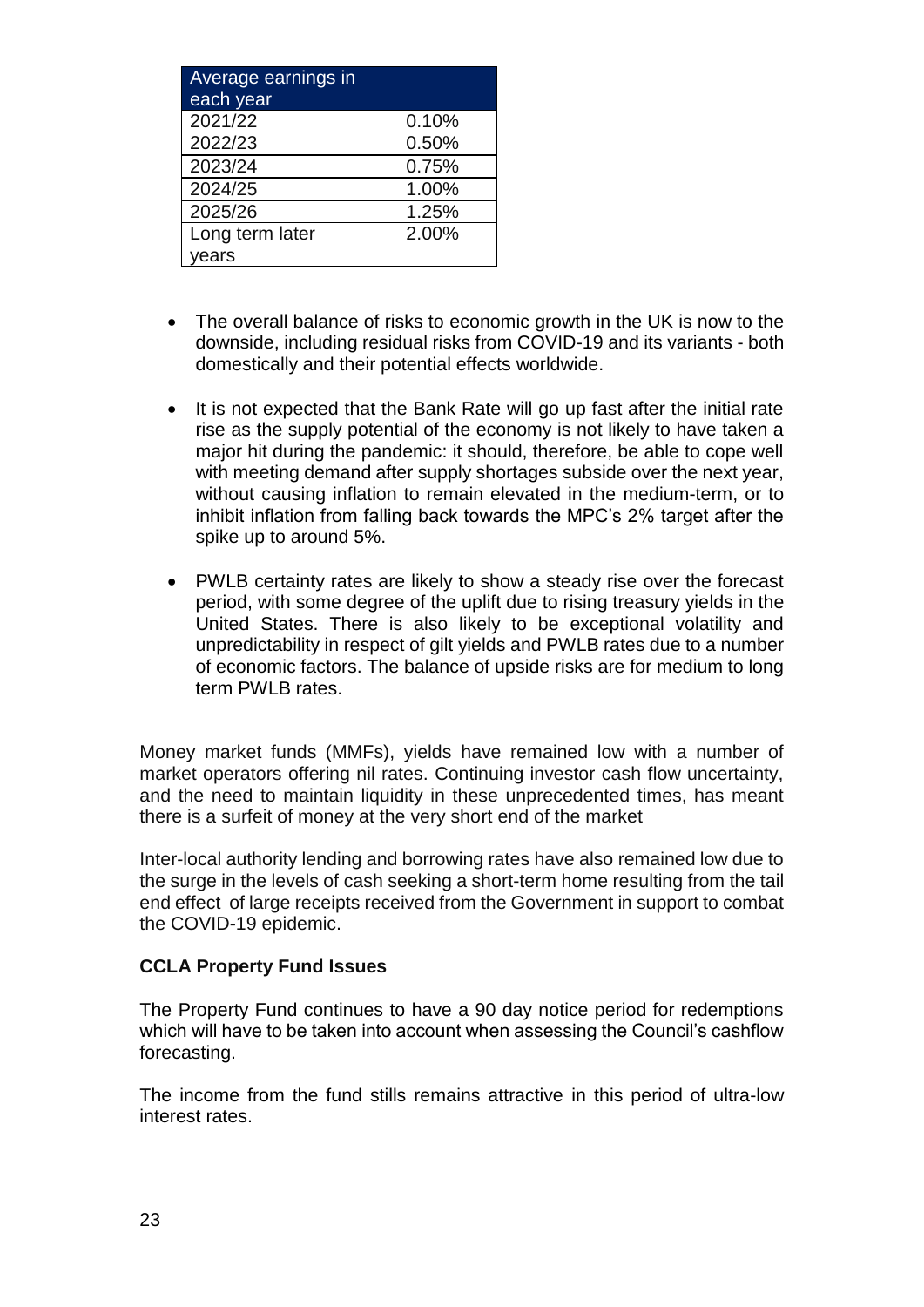| Average earnings in each year | |
|---|---|
| 2021/22 | 0.10% |
| 2022/23 | 0.50% |
| 2023/24 | 0.75% |
| 2024/25 | 1.00% |
| 2025/26 | 1.25% |
| Long term later years | 2.00% |

- The overall balance of risks to economic growth in the UK is now to the downside, including residual risks from COVID-19 and its variants - both domestically and their potential effects worldwide.

- It is not expected that the Bank Rate will go up fast after the initial rate rise as the supply potential of the economy is not likely to have taken a major hit during the pandemic: it should, therefore, be able to cope well with meeting demand after supply shortages subside over the next year, without causing inflation to remain elevated in the medium-term, or to inhibit inflation from falling back towards the MPC's 2% target after the spike up to around 5%.

- PWLB certainty rates are likely to show a steady rise over the forecast period, with some degree of the uplift due to rising treasury yields in the United States. There is also likely to be exceptional volatility and unpredictability in respect of gilt yields and PWLB rates due to a number of economic factors. The balance of upside risks are for medium to long term PWLB rates.

Money market funds (MMFs), yields have remained low with a number of market operators offering nil rates. Continuing investor cash flow uncertainty, and the need to maintain liquidity in these unprecedented times, has meant there is a surfeit of money at the very short end of the market

Inter-local authority lending and borrowing rates have also remained low due to the surge in the levels of cash seeking a short-term home resulting from the tail end effect of large receipts received from the Government in support to combat the COVID-19 epidemic.

**CCLA Property Fund Issues**

The Property Fund continues to have a 90 day notice period for redemptions which will have to be taken into account when assessing the Council's cashflow forecasting.

The income from the fund stills remains attractive in this period of ultra-low interest rates.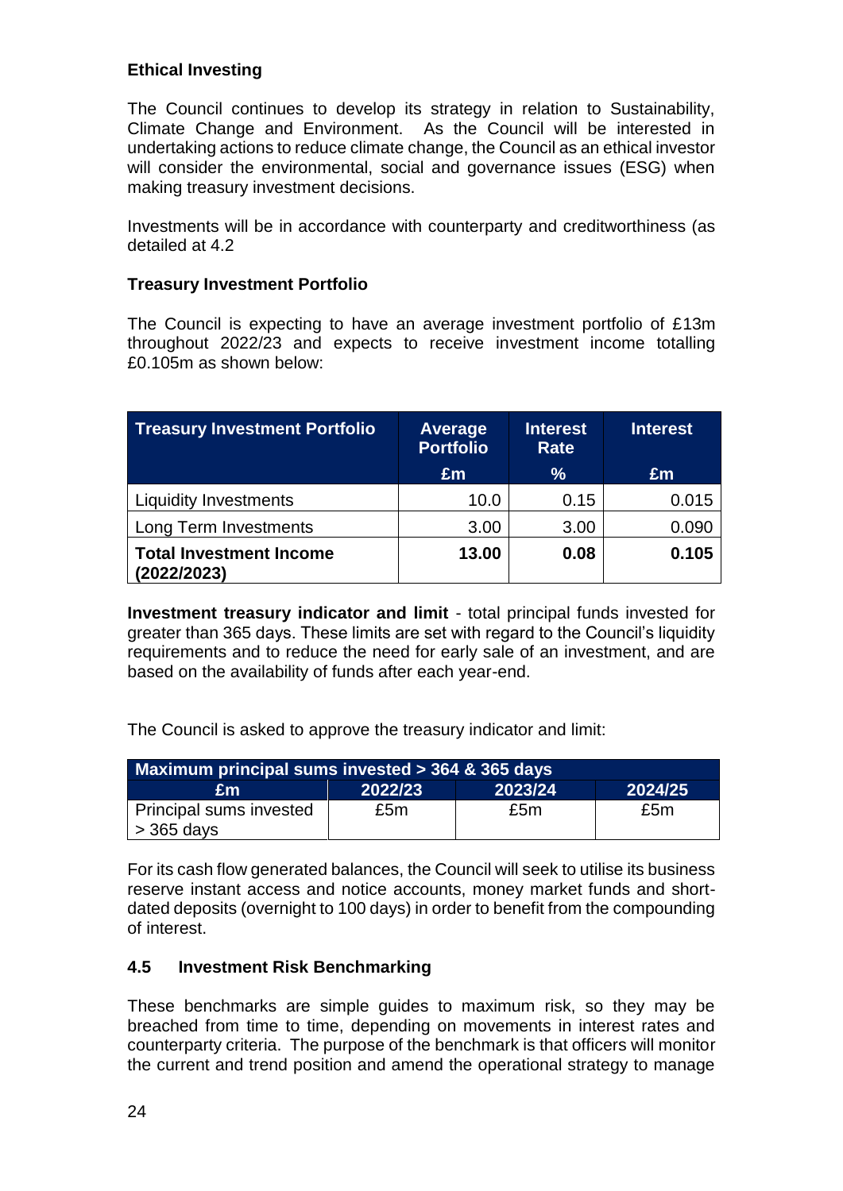**Ethical Investing**

The Council continues to develop its strategy in relation to Sustainability, Climate Change and Environment. As the Council will be interested in undertaking actions to reduce climate change, the Council as an ethical investor will consider the environmental, social and governance issues (ESG) when making treasury investment decisions.

Investments will be in accordance with counterparty and creditworthiness (as detailed at 4.2

**Treasury Investment Portfolio**

The Council is expecting to have an average investment portfolio of £13m throughout 2022/23 and expects to receive investment income totalling £0.105m as shown below:

| Treasury Investment Portfolio | Average Portfolio £m | Interest Rate % | Interest £m |
|---|---|---|---|
| Liquidity Investments | 10.0 | 0.15 | 0.015 |
| Long Term Investments | 3.00 | 3.00 | 0.090 |
| **Total Investment Income (2022/2023)** | **13.00** | **0.08** | **0.105** |

**Investment treasury indicator and limit** - total principal funds invested for greater than 365 days. These limits are set with regard to the Council's liquidity requirements and to reduce the need for early sale of an investment, and are based on the availability of funds after each year-end.

The Council is asked to approve the treasury indicator and limit:

| Maximum principal sums invested > 364 & 365 days | | | |
|---|---|---|---|
| £m | 2022/23 | 2023/24 | 2024/25 |
| Principal sums invested > 365 days | £5m | £5m | £5m |

For its cash flow generated balances, the Council will seek to utilise its business reserve instant access and notice accounts, money market funds and short-dated deposits (overnight to 100 days) in order to benefit from the compounding of interest.

### 4.5 Investment Risk Benchmarking

These benchmarks are simple guides to maximum risk, so they may be breached from time to time, depending on movements in interest rates and counterparty criteria. The purpose of the benchmark is that officers will monitor the current and trend position and amend the operational strategy to manage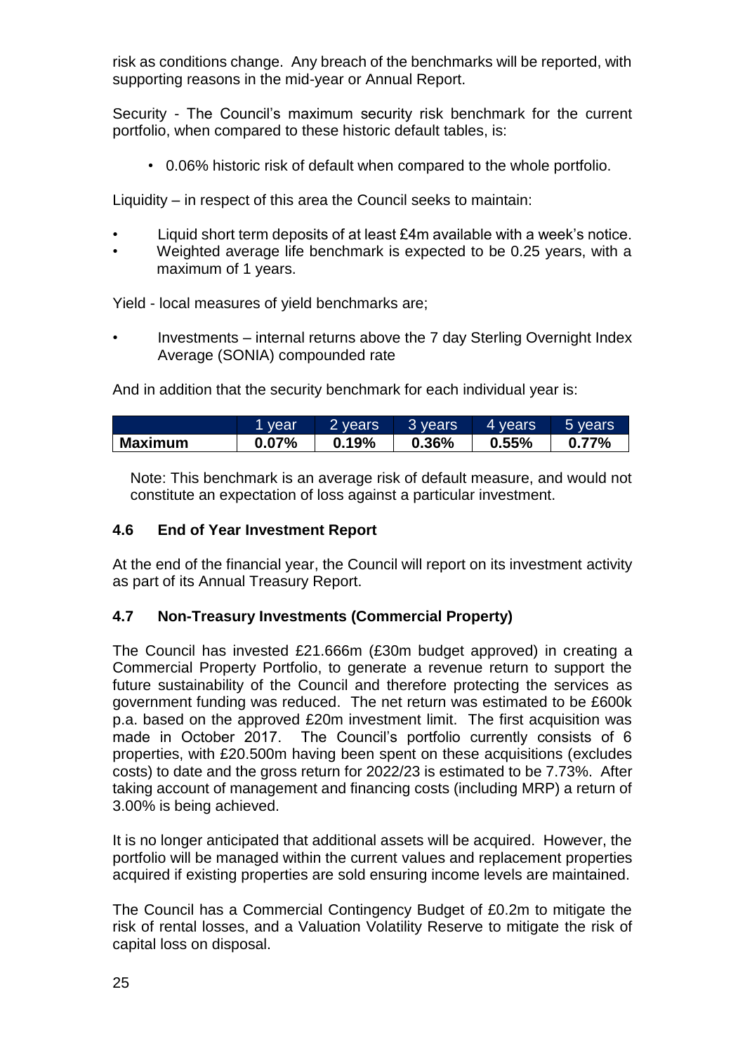risk as conditions change. Any breach of the benchmarks will be reported, with supporting reasons in the mid-year or Annual Report.

Security - The Council's maximum security risk benchmark for the current portfolio, when compared to these historic default tables, is:

- 0.06% historic risk of default when compared to the whole portfolio.

Liquidity – in respect of this area the Council seeks to maintain:

- Liquid short term deposits of at least £4m available with a week's notice.
- Weighted average life benchmark is expected to be 0.25 years, with a maximum of 1 years.

Yield - local measures of yield benchmarks are;

- Investments – internal returns above the 7 day Sterling Overnight Index Average (SONIA) compounded rate

And in addition that the security benchmark for each individual year is:

| | 1 year | 2 years | 3 years | 4 years | 5 years |
|---|---|---|---|---|---|
| **Maximum** | **0.07%** | **0.19%** | **0.36%** | **0.55%** | **0.77%** |

Note: This benchmark is an average risk of default measure, and would not constitute an expectation of loss against a particular investment.

### 4.6 End of Year Investment Report

At the end of the financial year, the Council will report on its investment activity as part of its Annual Treasury Report.

### 4.7 Non-Treasury Investments (Commercial Property)

The Council has invested £21.666m (£30m budget approved) in creating a Commercial Property Portfolio, to generate a revenue return to support the future sustainability of the Council and therefore protecting the services as government funding was reduced. The net return was estimated to be £600k p.a. based on the approved £20m investment limit. The first acquisition was made in October 2017. The Council's portfolio currently consists of 6 properties, with £20.500m having been spent on these acquisitions (excludes costs) to date and the gross return for 2022/23 is estimated to be 7.73%. After taking account of management and financing costs (including MRP) a return of 3.00% is being achieved.

It is no longer anticipated that additional assets will be acquired. However, the portfolio will be managed within the current values and replacement properties acquired if existing properties are sold ensuring income levels are maintained.

The Council has a Commercial Contingency Budget of £0.2m to mitigate the risk of rental losses, and a Valuation Volatility Reserve to mitigate the risk of capital loss on disposal.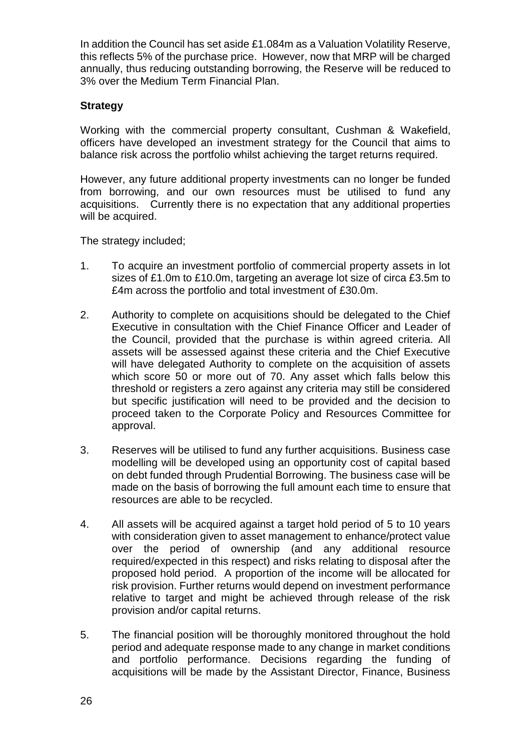In addition the Council has set aside £1.084m as a Valuation Volatility Reserve, this reflects 5% of the purchase price. However, now that MRP will be charged annually, thus reducing outstanding borrowing, the Reserve will be reduced to 3% over the Medium Term Financial Plan.

**Strategy**

Working with the commercial property consultant, Cushman & Wakefield, officers have developed an investment strategy for the Council that aims to balance risk across the portfolio whilst achieving the target returns required.

However, any future additional property investments can no longer be funded from borrowing, and our own resources must be utilised to fund any acquisitions. Currently there is no expectation that any additional properties will be acquired.

The strategy included;

1. To acquire an investment portfolio of commercial property assets in lot sizes of £1.0m to £10.0m, targeting an average lot size of circa £3.5m to £4m across the portfolio and total investment of £30.0m.

2. Authority to complete on acquisitions should be delegated to the Chief Executive in consultation with the Chief Finance Officer and Leader of the Council, provided that the purchase is within agreed criteria. All assets will be assessed against these criteria and the Chief Executive will have delegated Authority to complete on the acquisition of assets which score 50 or more out of 70. Any asset which falls below this threshold or registers a zero against any criteria may still be considered but specific justification will need to be provided and the decision to proceed taken to the Corporate Policy and Resources Committee for approval.

3. Reserves will be utilised to fund any further acquisitions. Business case modelling will be developed using an opportunity cost of capital based on debt funded through Prudential Borrowing. The business case will be made on the basis of borrowing the full amount each time to ensure that resources are able to be recycled.

4. All assets will be acquired against a target hold period of 5 to 10 years with consideration given to asset management to enhance/protect value over the period of ownership (and any additional resource required/expected in this respect) and risks relating to disposal after the proposed hold period. A proportion of the income will be allocated for risk provision. Further returns would depend on investment performance relative to target and might be achieved through release of the risk provision and/or capital returns.

5. The financial position will be thoroughly monitored throughout the hold period and adequate response made to any change in market conditions and portfolio performance. Decisions regarding the funding of acquisitions will be made by the Assistant Director, Finance, Business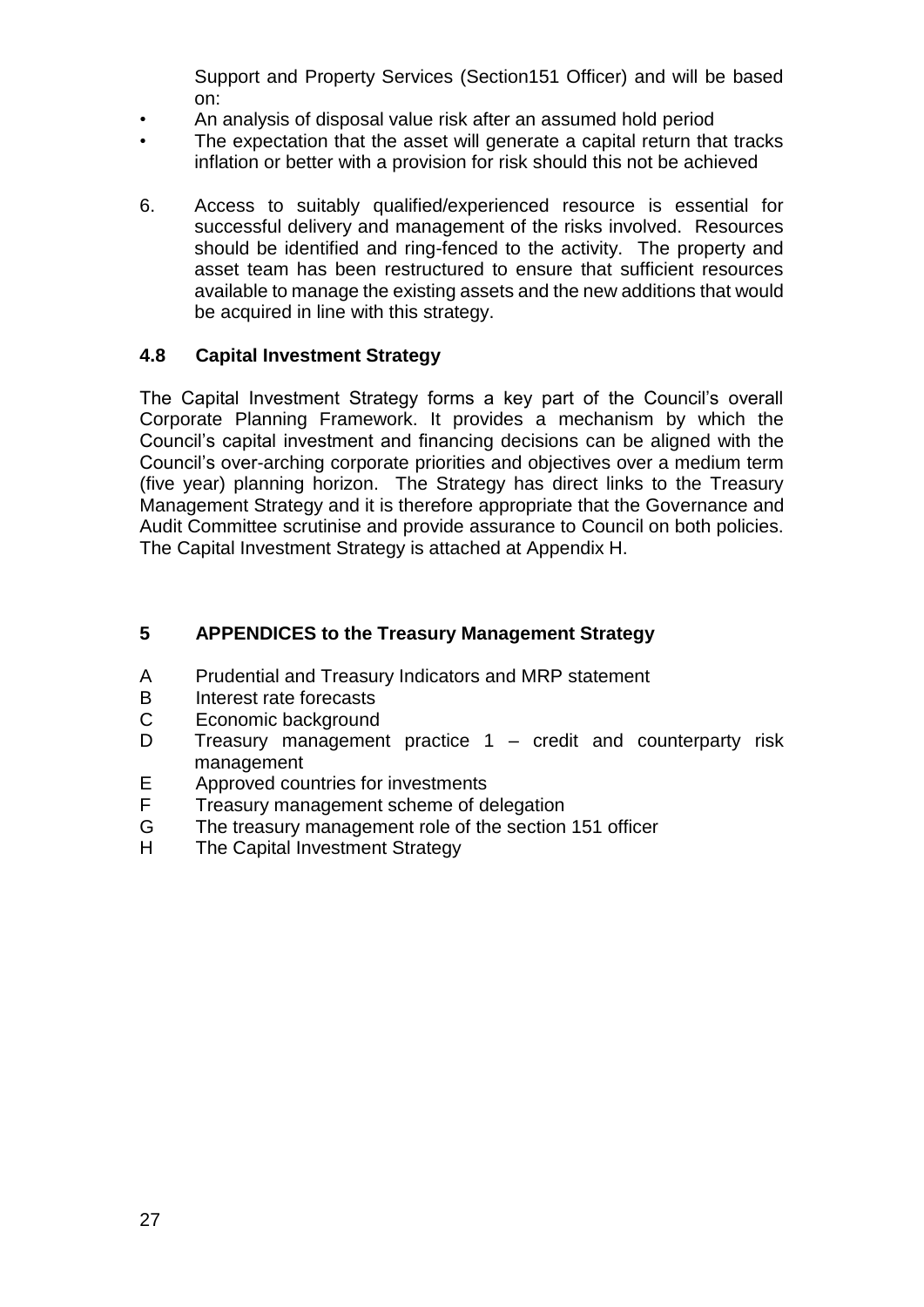Support and Property Services (Section151 Officer) and will be based on:

- An analysis of disposal value risk after an assumed hold period
- The expectation that the asset will generate a capital return that tracks inflation or better with a provision for risk should this not be achieved

6. Access to suitably qualified/experienced resource is essential for successful delivery and management of the risks involved. Resources should be identified and ring-fenced to the activity. The property and asset team has been restructured to ensure that sufficient resources available to manage the existing assets and the new additions that would be acquired in line with this strategy.

### 4.8 Capital Investment Strategy

The Capital Investment Strategy forms a key part of the Council's overall Corporate Planning Framework. It provides a mechanism by which the Council's capital investment and financing decisions can be aligned with the Council's over-arching corporate priorities and objectives over a medium term (five year) planning horizon. The Strategy has direct links to the Treasury Management Strategy and it is therefore appropriate that the Governance and Audit Committee scrutinise and provide assurance to Council on both policies. The Capital Investment Strategy is attached at Appendix H.

## 5 APPENDICES to the Treasury Management Strategy

A Prudential and Treasury Indicators and MRP statement
B Interest rate forecasts
C Economic background
D Treasury management practice 1 – credit and counterparty risk management
E Approved countries for investments
F Treasury management scheme of delegation
G The treasury management role of the section 151 officer
H The Capital Investment Strategy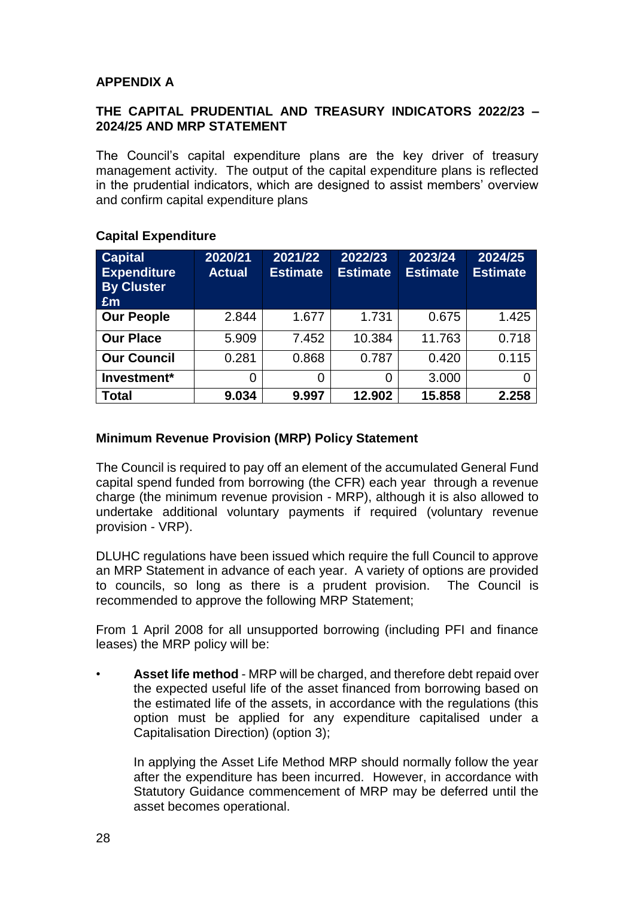**APPENDIX A**

**THE CAPITAL PRUDENTIAL AND TREASURY INDICATORS 2022/23 – 2024/25 AND MRP STATEMENT**

The Council's capital expenditure plans are the key driver of treasury management activity. The output of the capital expenditure plans is reflected in the prudential indicators, which are designed to assist members' overview and confirm capital expenditure plans

**Capital Expenditure**

| Capital Expenditure By Cluster £m | 2020/21 Actual | 2021/22 Estimate | 2022/23 Estimate | 2023/24 Estimate | 2024/25 Estimate |
|---|---|---|---|---|---|
| **Our People** | 2.844 | 1.677 | 1.731 | 0.675 | 1.425 |
| **Our Place** | 5.909 | 7.452 | 10.384 | 11.763 | 0.718 |
| **Our Council** | 0.281 | 0.868 | 0.787 | 0.420 | 0.115 |
| **Investment*** | 0 | 0 | 0 | 3.000 | 0 |
| **Total** | **9.034** | **9.997** | **12.902** | **15.858** | **2.258** |

**Minimum Revenue Provision (MRP) Policy Statement**

The Council is required to pay off an element of the accumulated General Fund capital spend funded from borrowing (the CFR) each year through a revenue charge (the minimum revenue provision - MRP), although it is also allowed to undertake additional voluntary payments if required (voluntary revenue provision - VRP).

DLUHC regulations have been issued which require the full Council to approve an MRP Statement in advance of each year. A variety of options are provided to councils, so long as there is a prudent provision. The Council is recommended to approve the following MRP Statement;

From 1 April 2008 for all unsupported borrowing (including PFI and finance leases) the MRP policy will be:

- **Asset life method** - MRP will be charged, and therefore debt repaid over the expected useful life of the asset financed from borrowing based on the estimated life of the assets, in accordance with the regulations (this option must be applied for any expenditure capitalised under a Capitalisation Direction) (option 3);

  In applying the Asset Life Method MRP should normally follow the year after the expenditure has been incurred. However, in accordance with Statutory Guidance commencement of MRP may be deferred until the asset becomes operational.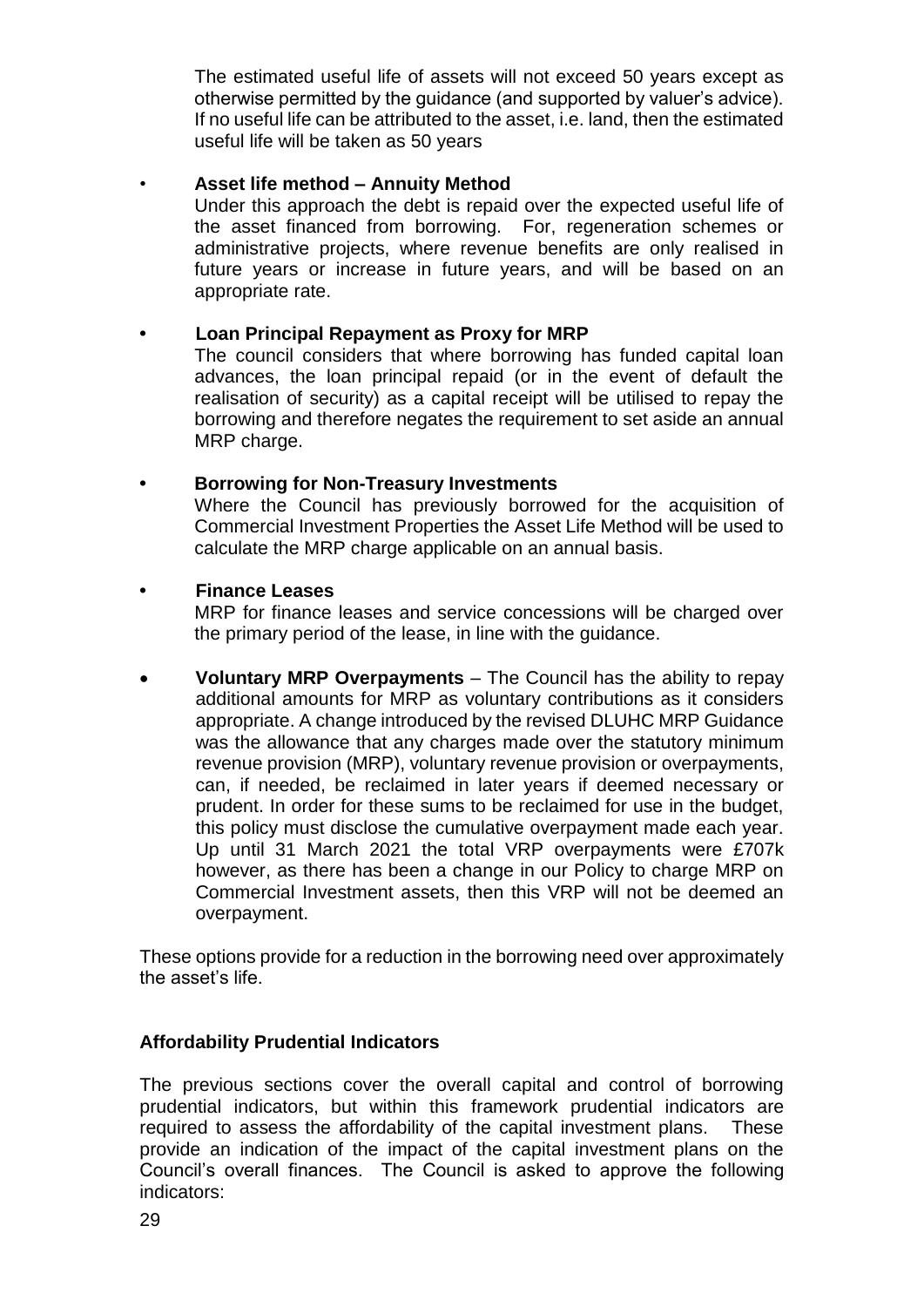The estimated useful life of assets will not exceed 50 years except as otherwise permitted by the guidance (and supported by valuer's advice). If no useful life can be attributed to the asset, i.e. land, then the estimated useful life will be taken as 50 years

- **Asset life method – Annuity Method**
  Under this approach the debt is repaid over the expected useful life of the asset financed from borrowing. For, regeneration schemes or administrative projects, where revenue benefits are only realised in future years or increase in future years, and will be based on an appropriate rate.

- **Loan Principal Repayment as Proxy for MRP**
  The council considers that where borrowing has funded capital loan advances, the loan principal repaid (or in the event of default the realisation of security) as a capital receipt will be utilised to repay the borrowing and therefore negates the requirement to set aside an annual MRP charge.

- **Borrowing for Non-Treasury Investments**
  Where the Council has previously borrowed for the acquisition of Commercial Investment Properties the Asset Life Method will be used to calculate the MRP charge applicable on an annual basis.

- **Finance Leases**
  MRP for finance leases and service concessions will be charged over the primary period of the lease, in line with the guidance.

- **Voluntary MRP Overpayments** – The Council has the ability to repay additional amounts for MRP as voluntary contributions as it considers appropriate. A change introduced by the revised DLUHC MRP Guidance was the allowance that any charges made over the statutory minimum revenue provision (MRP), voluntary revenue provision or overpayments, can, if needed, be reclaimed in later years if deemed necessary or prudent. In order for these sums to be reclaimed for use in the budget, this policy must disclose the cumulative overpayment made each year. Up until 31 March 2021 the total VRP overpayments were £707k however, as there has been a change in our Policy to charge MRP on Commercial Investment assets, then this VRP will not be deemed an overpayment.

These options provide for a reduction in the borrowing need over approximately the asset's life.

**Affordability Prudential Indicators**

The previous sections cover the overall capital and control of borrowing prudential indicators, but within this framework prudential indicators are required to assess the affordability of the capital investment plans. These provide an indication of the impact of the capital investment plans on the Council's overall finances. The Council is asked to approve the following indicators: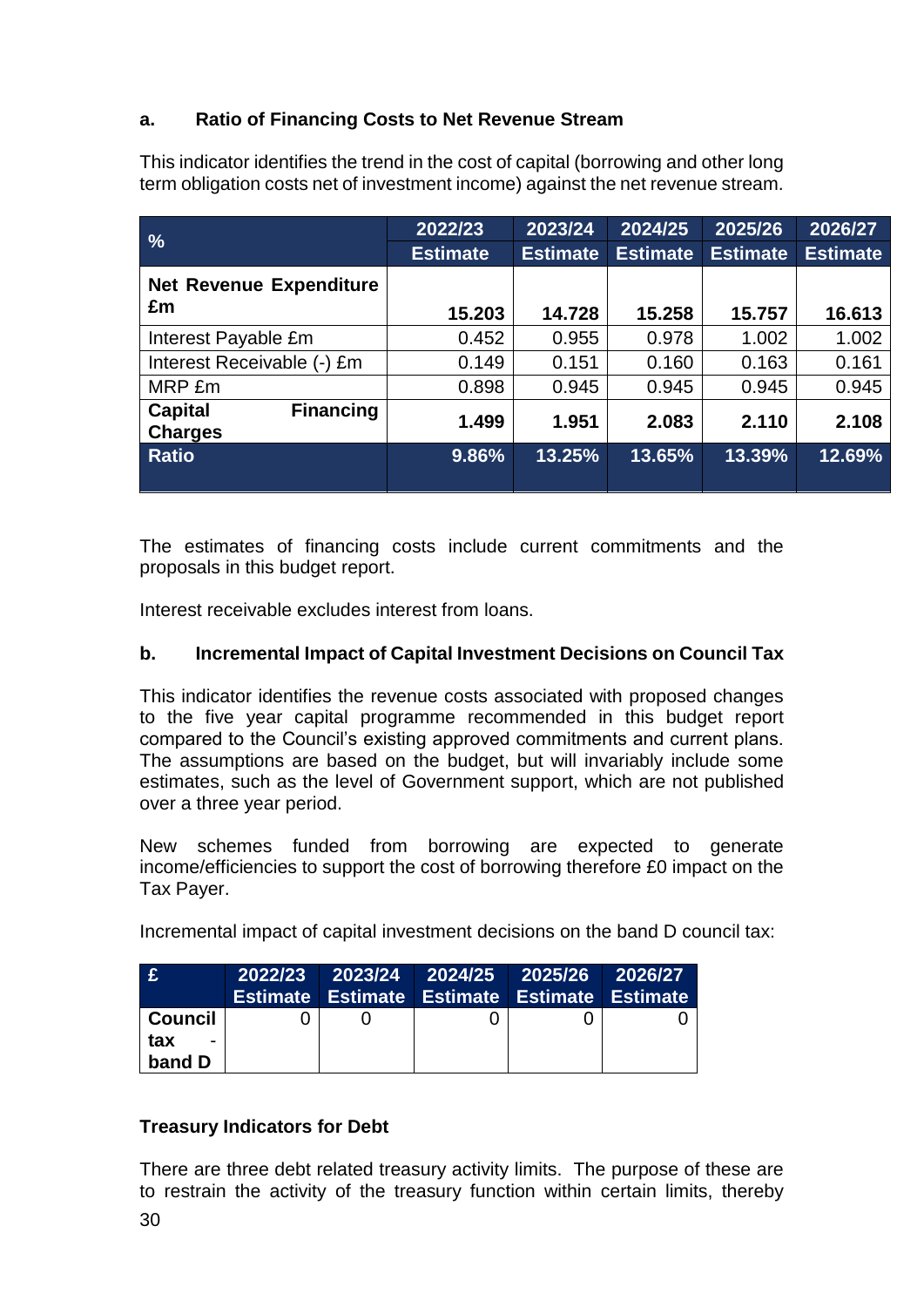#### a. Ratio of Financing Costs to Net Revenue Stream

This indicator identifies the trend in the cost of capital (borrowing and other long term obligation costs net of investment income) against the net revenue stream.

| % | 2022/23 Estimate | 2023/24 Estimate | 2024/25 Estimate | 2025/26 Estimate | 2026/27 Estimate |
|---|---|---|---|---|---|
| **Net Revenue Expenditure £m** | **15.203** | **14.728** | **15.258** | **15.757** | **16.613** |
| Interest Payable £m | 0.452 | 0.955 | 0.978 | 1.002 | 1.002 |
| Interest Receivable (-) £m | 0.149 | 0.151 | 0.160 | 0.163 | 0.161 |
| MRP £m | 0.898 | 0.945 | 0.945 | 0.945 | 0.945 |
| **Capital Financing Charges** | **1.499** | **1.951** | **2.083** | **2.110** | **2.108** |
| **Ratio** | **9.86%** | **13.25%** | **13.65%** | **13.39%** | **12.69%** |

The estimates of financing costs include current commitments and the proposals in this budget report.

Interest receivable excludes interest from loans.

#### b. Incremental Impact of Capital Investment Decisions on Council Tax

This indicator identifies the revenue costs associated with proposed changes to the five year capital programme recommended in this budget report compared to the Council's existing approved commitments and current plans. The assumptions are based on the budget, but will invariably include some estimates, such as the level of Government support, which are not published over a three year period.

New schemes funded from borrowing are expected to generate income/efficiencies to support the cost of borrowing therefore £0 impact on the Tax Payer.

Incremental impact of capital investment decisions on the band D council tax:

| £ | 2022/23 Estimate | 2023/24 Estimate | 2024/25 Estimate | 2025/26 Estimate | 2026/27 Estimate |
|---|---|---|---|---|---|
| **Council tax - band D** | 0 | 0 | 0 | 0 | 0 |

#### Treasury Indicators for Debt

There are three debt related treasury activity limits. The purpose of these are to restrain the activity of the treasury function within certain limits, thereby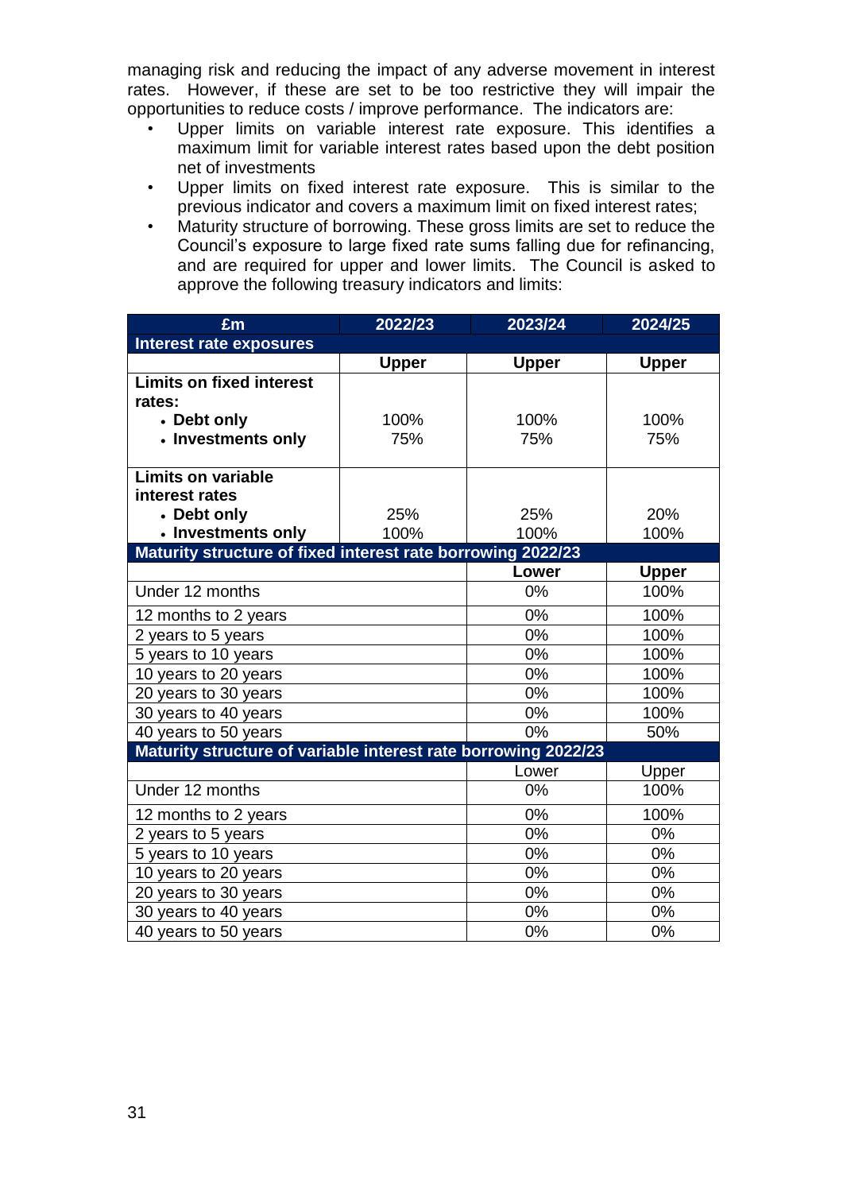managing risk and reducing the impact of any adverse movement in interest rates. However, if these are set to be too restrictive they will impair the opportunities to reduce costs / improve performance. The indicators are:

- Upper limits on variable interest rate exposure. This identifies a maximum limit for variable interest rates based upon the debt position net of investments
- Upper limits on fixed interest rate exposure. This is similar to the previous indicator and covers a maximum limit on fixed interest rates;
- Maturity structure of borrowing. These gross limits are set to reduce the Council's exposure to large fixed rate sums falling due for refinancing, and are required for upper and lower limits. The Council is asked to approve the following treasury indicators and limits:

| £m | 2022/23 | 2023/24 | 2024/25 |
|---|---|---|---|
| **Interest rate exposures** | | | |
| | **Upper** | **Upper** | **Upper** |
| **Limits on fixed interest rates:** | | | |
| • **Debt only** | 100% | 100% | 100% |
| • **Investments only** | 75% | 75% | 75% |
| **Limits on variable interest rates** | | | |
| • **Debt only** | 25% | 25% | 20% |
| • **Investments only** | 100% | 100% | 100% |
| **Maturity structure of fixed interest rate borrowing 2022/23** | | | |
| | | **Lower** | **Upper** |
| Under 12 months | | 0% | 100% |
| 12 months to 2 years | | 0% | 100% |
| 2 years to 5 years | | 0% | 100% |
| 5 years to 10 years | | 0% | 100% |
| 10 years to 20 years | | 0% | 100% |
| 20 years to 30 years | | 0% | 100% |
| 30 years to 40 years | | 0% | 100% |
| 40 years to 50 years | | 0% | 50% |
| **Maturity structure of variable interest rate borrowing 2022/23** | | | |
| | | Lower | Upper |
| Under 12 months | | 0% | 100% |
| 12 months to 2 years | | 0% | 100% |
| 2 years to 5 years | | 0% | 0% |
| 5 years to 10 years | | 0% | 0% |
| 10 years to 20 years | | 0% | 0% |
| 20 years to 30 years | | 0% | 0% |
| 30 years to 40 years | | 0% | 0% |
| 40 years to 50 years | | 0% | 0% |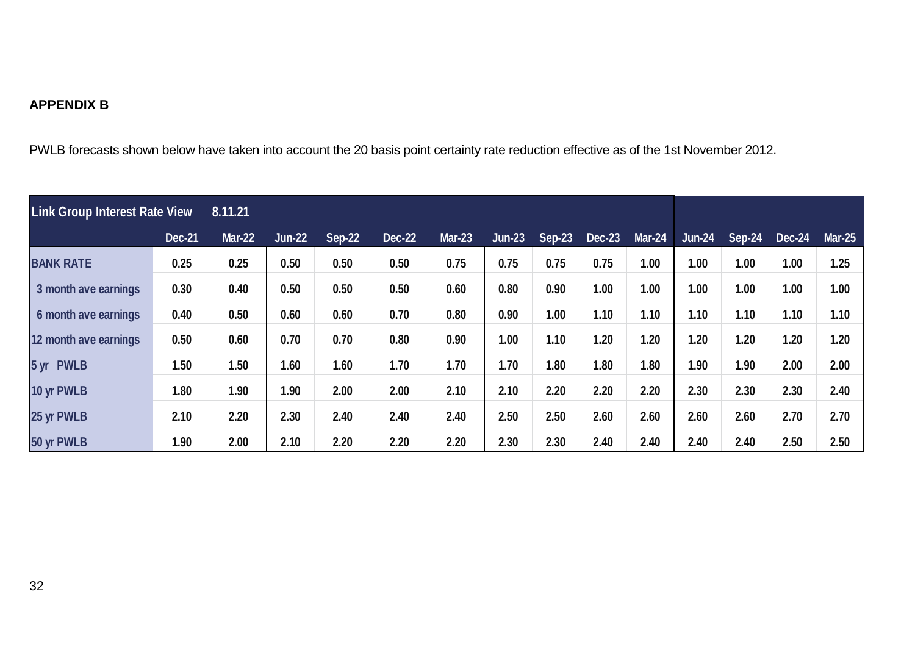**APPENDIX B**

PWLB forecasts shown below have taken into account the 20 basis point certainty rate reduction effective as of the 1st November 2012.

| Link Group Interest Rate View 8.11.21 | | | | | | | | | | | | | | |
|---|---|---|---|---|---|---|---|---|---|---|---|---|---|---|
| | Dec-21 | Mar-22 | Jun-22 | Sep-22 | Dec-22 | Mar-23 | Jun-23 | Sep-23 | Dec-23 | Mar-24 | Jun-24 | Sep-24 | Dec-24 | Mar-25 |
| BANK RATE | 0.25 | 0.25 | 0.50 | 0.50 | 0.50 | 0.75 | 0.75 | 0.75 | 0.75 | 1.00 | 1.00 | 1.00 | 1.00 | 1.25 |
| 3 month ave earnings | 0.30 | 0.40 | 0.50 | 0.50 | 0.50 | 0.60 | 0.80 | 0.90 | 1.00 | 1.00 | 1.00 | 1.00 | 1.00 | 1.00 |
| 6 month ave earnings | 0.40 | 0.50 | 0.60 | 0.60 | 0.70 | 0.80 | 0.90 | 1.00 | 1.10 | 1.10 | 1.10 | 1.10 | 1.10 | 1.10 |
| 12 month ave earnings | 0.50 | 0.60 | 0.70 | 0.70 | 0.80 | 0.90 | 1.00 | 1.10 | 1.20 | 1.20 | 1.20 | 1.20 | 1.20 | 1.20 |
| 5 yr PWLB | 1.50 | 1.50 | 1.60 | 1.60 | 1.70 | 1.70 | 1.70 | 1.80 | 1.80 | 1.80 | 1.90 | 1.90 | 2.00 | 2.00 |
| 10 yr PWLB | 1.80 | 1.90 | 1.90 | 2.00 | 2.00 | 2.10 | 2.10 | 2.20 | 2.20 | 2.20 | 2.30 | 2.30 | 2.30 | 2.40 |
| 25 yr PWLB | 2.10 | 2.20 | 2.30 | 2.40 | 2.40 | 2.40 | 2.50 | 2.50 | 2.60 | 2.60 | 2.60 | 2.60 | 2.70 | 2.70 |
| 50 yr PWLB | 1.90 | 2.00 | 2.10 | 2.20 | 2.20 | 2.20 | 2.30 | 2.30 | 2.40 | 2.40 | 2.40 | 2.40 | 2.50 | 2.50 |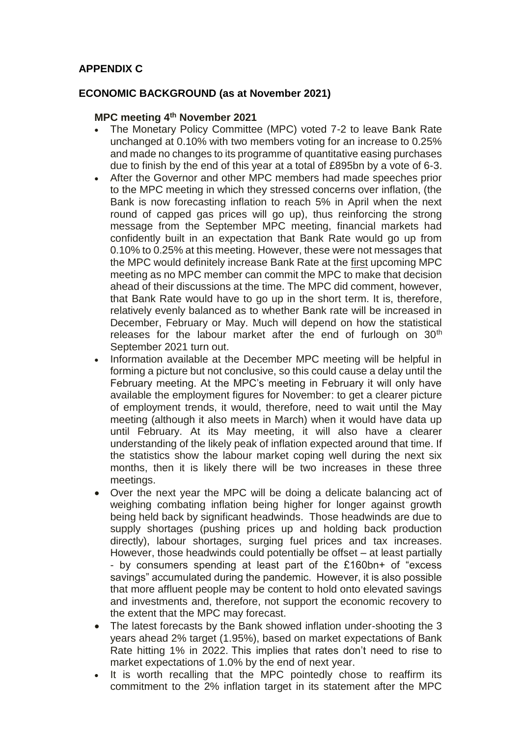## APPENDIX C

## ECONOMIC BACKGROUND (as at November 2021)

### MPC meeting 4th November 2021

- The Monetary Policy Committee (MPC) voted 7-2 to leave Bank Rate unchanged at 0.10% with two members voting for an increase to 0.25% and made no changes to its programme of quantitative easing purchases due to finish by the end of this year at a total of £895bn by a vote of 6-3.
- After the Governor and other MPC members had made speeches prior to the MPC meeting in which they stressed concerns over inflation, (the Bank is now forecasting inflation to reach 5% in April when the next round of capped gas prices will go up), thus reinforcing the strong message from the September MPC meeting, financial markets had confidently built in an expectation that Bank Rate would go up from 0.10% to 0.25% at this meeting. However, these were not messages that the MPC would definitely increase Bank Rate at the first upcoming MPC meeting as no MPC member can commit the MPC to make that decision ahead of their discussions at the time. The MPC did comment, however, that Bank Rate would have to go up in the short term. It is, therefore, relatively evenly balanced as to whether Bank rate will be increased in December, February or May. Much will depend on how the statistical releases for the labour market after the end of furlough on 30th September 2021 turn out.
- Information available at the December MPC meeting will be helpful in forming a picture but not conclusive, so this could cause a delay until the February meeting. At the MPC's meeting in February it will only have available the employment figures for November: to get a clearer picture of employment trends, it would, therefore, need to wait until the May meeting (although it also meets in March) when it would have data up until February. At its May meeting, it will also have a clearer understanding of the likely peak of inflation expected around that time. If the statistics show the labour market coping well during the next six months, then it is likely there will be two increases in these three meetings.
- Over the next year the MPC will be doing a delicate balancing act of weighing combating inflation being higher for longer against growth being held back by significant headwinds. Those headwinds are due to supply shortages (pushing prices up and holding back production directly), labour shortages, surging fuel prices and tax increases. However, those headwinds could potentially be offset – at least partially - by consumers spending at least part of the £160bn+ of "excess savings" accumulated during the pandemic. However, it is also possible that more affluent people may be content to hold onto elevated savings and investments and, therefore, not support the economic recovery to the extent that the MPC may forecast.
- The latest forecasts by the Bank showed inflation under-shooting the 3 years ahead 2% target (1.95%), based on market expectations of Bank Rate hitting 1% in 2022. This implies that rates don't need to rise to market expectations of 1.0% by the end of next year.
- It is worth recalling that the MPC pointedly chose to reaffirm its commitment to the 2% inflation target in its statement after the MPC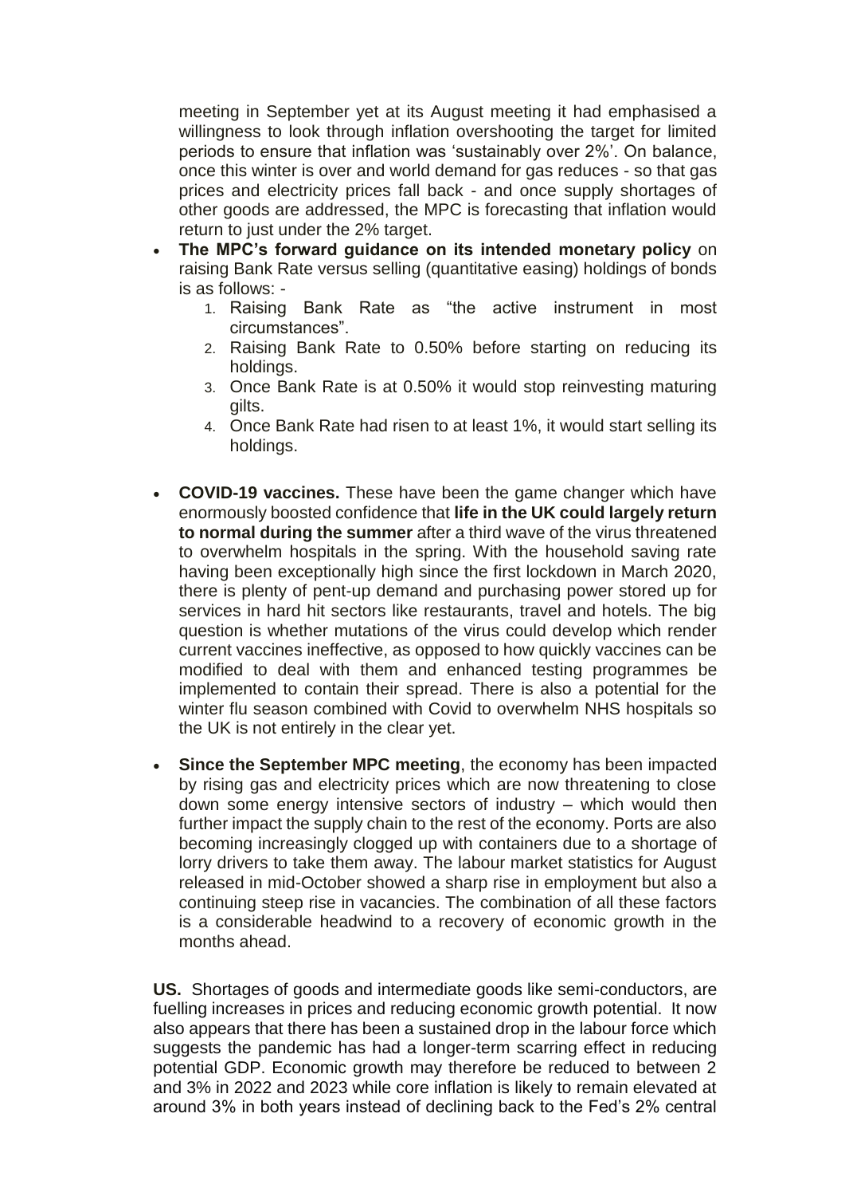meeting in September yet at its August meeting it had emphasised a willingness to look through inflation overshooting the target for limited periods to ensure that inflation was 'sustainably over 2%'. On balance, once this winter is over and world demand for gas reduces - so that gas prices and electricity prices fall back - and once supply shortages of other goods are addressed, the MPC is forecasting that inflation would return to just under the 2% target.

- **The MPC's forward guidance on its intended monetary policy** on raising Bank Rate versus selling (quantitative easing) holdings of bonds is as follows: -
    1. Raising Bank Rate as "the active instrument in most circumstances".
    2. Raising Bank Rate to 0.50% before starting on reducing its holdings.
    3. Once Bank Rate is at 0.50% it would stop reinvesting maturing gilts.
    4. Once Bank Rate had risen to at least 1%, it would start selling its holdings.

- **COVID-19 vaccines.** These have been the game changer which have enormously boosted confidence that **life in the UK could largely return to normal during the summer** after a third wave of the virus threatened to overwhelm hospitals in the spring. With the household saving rate having been exceptionally high since the first lockdown in March 2020, there is plenty of pent-up demand and purchasing power stored up for services in hard hit sectors like restaurants, travel and hotels. The big question is whether mutations of the virus could develop which render current vaccines ineffective, as opposed to how quickly vaccines can be modified to deal with them and enhanced testing programmes be implemented to contain their spread. There is also a potential for the winter flu season combined with Covid to overwhelm NHS hospitals so the UK is not entirely in the clear yet.

- **Since the September MPC meeting**, the economy has been impacted by rising gas and electricity prices which are now threatening to close down some energy intensive sectors of industry – which would then further impact the supply chain to the rest of the economy. Ports are also becoming increasingly clogged up with containers due to a shortage of lorry drivers to take them away. The labour market statistics for August released in mid-October showed a sharp rise in employment but also a continuing steep rise in vacancies. The combination of all these factors is a considerable headwind to a recovery of economic growth in the months ahead.

**US.** Shortages of goods and intermediate goods like semi-conductors, are fuelling increases in prices and reducing economic growth potential. It now also appears that there has been a sustained drop in the labour force which suggests the pandemic has had a longer-term scarring effect in reducing potential GDP. Economic growth may therefore be reduced to between 2 and 3% in 2022 and 2023 while core inflation is likely to remain elevated at around 3% in both years instead of declining back to the Fed's 2% central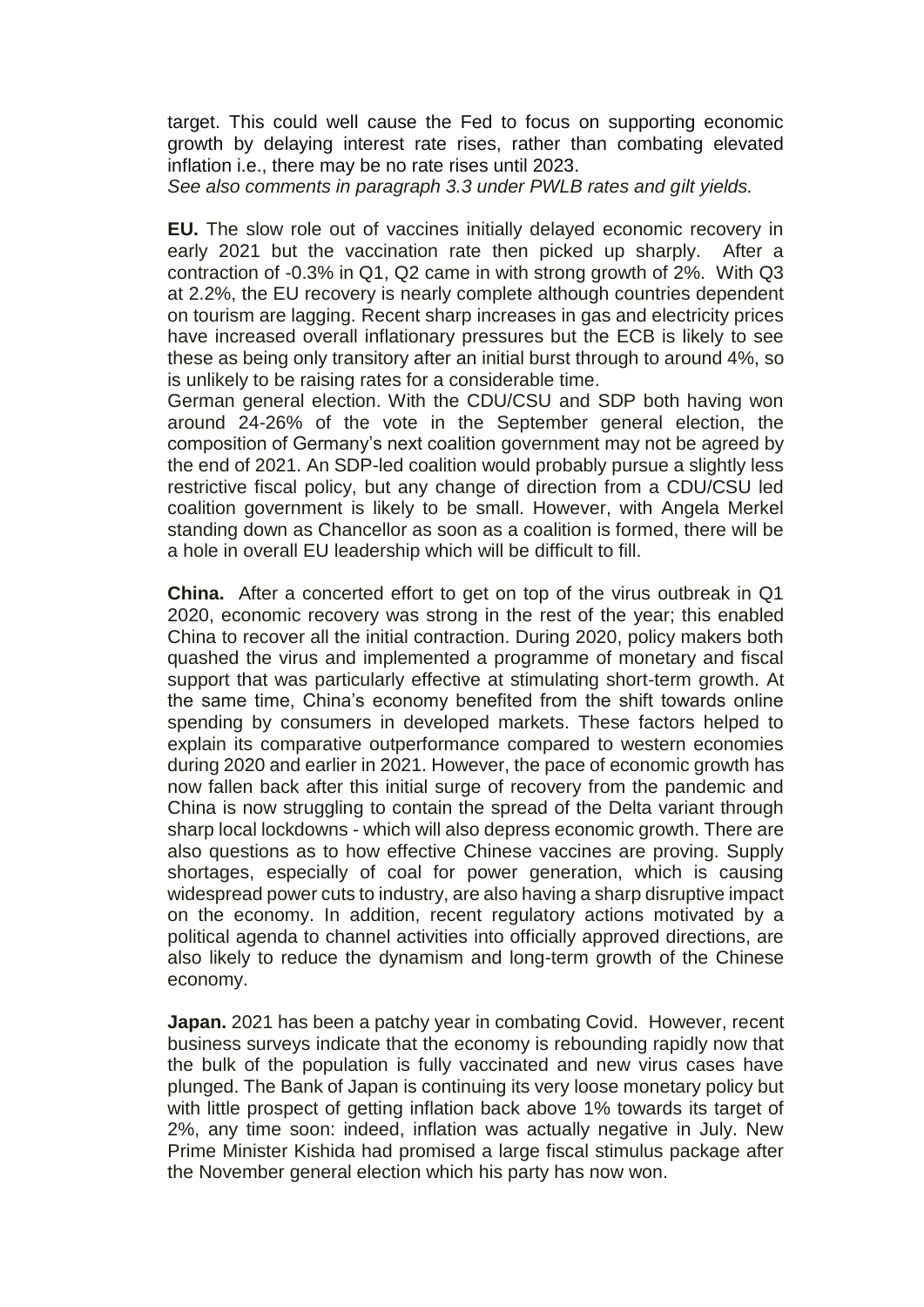target. This could well cause the Fed to focus on supporting economic growth by delaying interest rate rises, rather than combating elevated inflation i.e., there may be no rate rises until 2023.

*See also comments in paragraph 3.3 under PWLB rates and gilt yields.*

**EU.** The slow role out of vaccines initially delayed economic recovery in early 2021 but the vaccination rate then picked up sharply. After a contraction of -0.3% in Q1, Q2 came in with strong growth of 2%. With Q3 at 2.2%, the EU recovery is nearly complete although countries dependent on tourism are lagging. Recent sharp increases in gas and electricity prices have increased overall inflationary pressures but the ECB is likely to see these as being only transitory after an initial burst through to around 4%, so is unlikely to be raising rates for a considerable time.

German general election. With the CDU/CSU and SDP both having won around 24-26% of the vote in the September general election, the composition of Germany's next coalition government may not be agreed by the end of 2021. An SDP-led coalition would probably pursue a slightly less restrictive fiscal policy, but any change of direction from a CDU/CSU led coalition government is likely to be small. However, with Angela Merkel standing down as Chancellor as soon as a coalition is formed, there will be a hole in overall EU leadership which will be difficult to fill.

**China.** After a concerted effort to get on top of the virus outbreak in Q1 2020, economic recovery was strong in the rest of the year; this enabled China to recover all the initial contraction. During 2020, policy makers both quashed the virus and implemented a programme of monetary and fiscal support that was particularly effective at stimulating short-term growth. At the same time, China's economy benefited from the shift towards online spending by consumers in developed markets. These factors helped to explain its comparative outperformance compared to western economies during 2020 and earlier in 2021. However, the pace of economic growth has now fallen back after this initial surge of recovery from the pandemic and China is now struggling to contain the spread of the Delta variant through sharp local lockdowns - which will also depress economic growth. There are also questions as to how effective Chinese vaccines are proving. Supply shortages, especially of coal for power generation, which is causing widespread power cuts to industry, are also having a sharp disruptive impact on the economy. In addition, recent regulatory actions motivated by a political agenda to channel activities into officially approved directions, are also likely to reduce the dynamism and long-term growth of the Chinese economy.

**Japan.** 2021 has been a patchy year in combating Covid. However, recent business surveys indicate that the economy is rebounding rapidly now that the bulk of the population is fully vaccinated and new virus cases have plunged. The Bank of Japan is continuing its very loose monetary policy but with little prospect of getting inflation back above 1% towards its target of 2%, any time soon: indeed, inflation was actually negative in July. New Prime Minister Kishida had promised a large fiscal stimulus package after the November general election which his party has now won.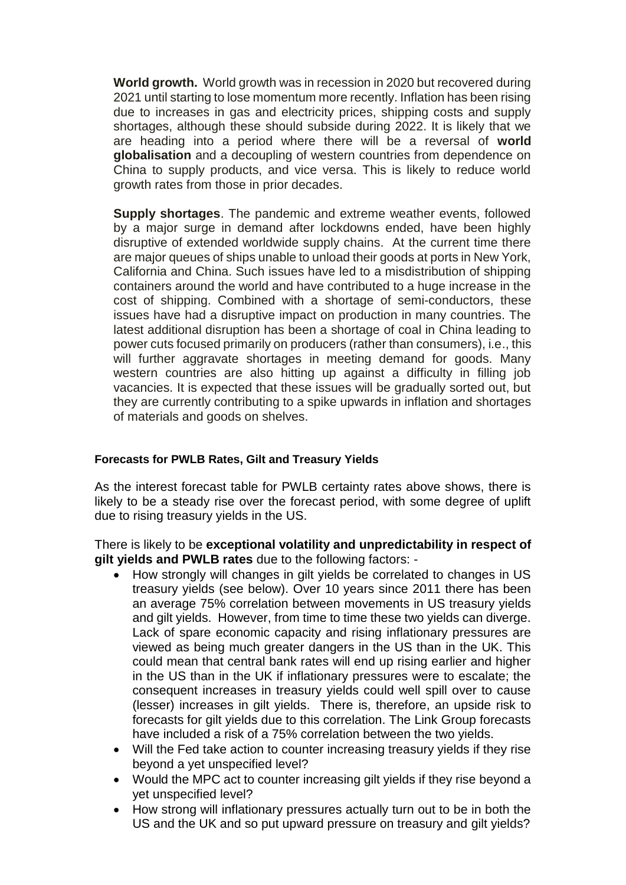**World growth.** World growth was in recession in 2020 but recovered during 2021 until starting to lose momentum more recently. Inflation has been rising due to increases in gas and electricity prices, shipping costs and supply shortages, although these should subside during 2022. It is likely that we are heading into a period where there will be a reversal of **world globalisation** and a decoupling of western countries from dependence on China to supply products, and vice versa. This is likely to reduce world growth rates from those in prior decades.

**Supply shortages**. The pandemic and extreme weather events, followed by a major surge in demand after lockdowns ended, have been highly disruptive of extended worldwide supply chains. At the current time there are major queues of ships unable to unload their goods at ports in New York, California and China. Such issues have led to a misdistribution of shipping containers around the world and have contributed to a huge increase in the cost of shipping. Combined with a shortage of semi-conductors, these issues have had a disruptive impact on production in many countries. The latest additional disruption has been a shortage of coal in China leading to power cuts focused primarily on producers (rather than consumers), i.e., this will further aggravate shortages in meeting demand for goods. Many western countries are also hitting up against a difficulty in filling job vacancies. It is expected that these issues will be gradually sorted out, but they are currently contributing to a spike upwards in inflation and shortages of materials and goods on shelves.

#### Forecasts for PWLB Rates, Gilt and Treasury Yields

As the interest forecast table for PWLB certainty rates above shows, there is likely to be a steady rise over the forecast period, with some degree of uplift due to rising treasury yields in the US.

There is likely to be **exceptional volatility and unpredictability in respect of gilt yields and PWLB rates** due to the following factors: -

- How strongly will changes in gilt yields be correlated to changes in US treasury yields (see below). Over 10 years since 2011 there has been an average 75% correlation between movements in US treasury yields and gilt yields. However, from time to time these two yields can diverge. Lack of spare economic capacity and rising inflationary pressures are viewed as being much greater dangers in the US than in the UK. This could mean that central bank rates will end up rising earlier and higher in the US than in the UK if inflationary pressures were to escalate; the consequent increases in treasury yields could well spill over to cause (lesser) increases in gilt yields. There is, therefore, an upside risk to forecasts for gilt yields due to this correlation. The Link Group forecasts have included a risk of a 75% correlation between the two yields.
- Will the Fed take action to counter increasing treasury yields if they rise beyond a yet unspecified level?
- Would the MPC act to counter increasing gilt yields if they rise beyond a yet unspecified level?
- How strong will inflationary pressures actually turn out to be in both the US and the UK and so put upward pressure on treasury and gilt yields?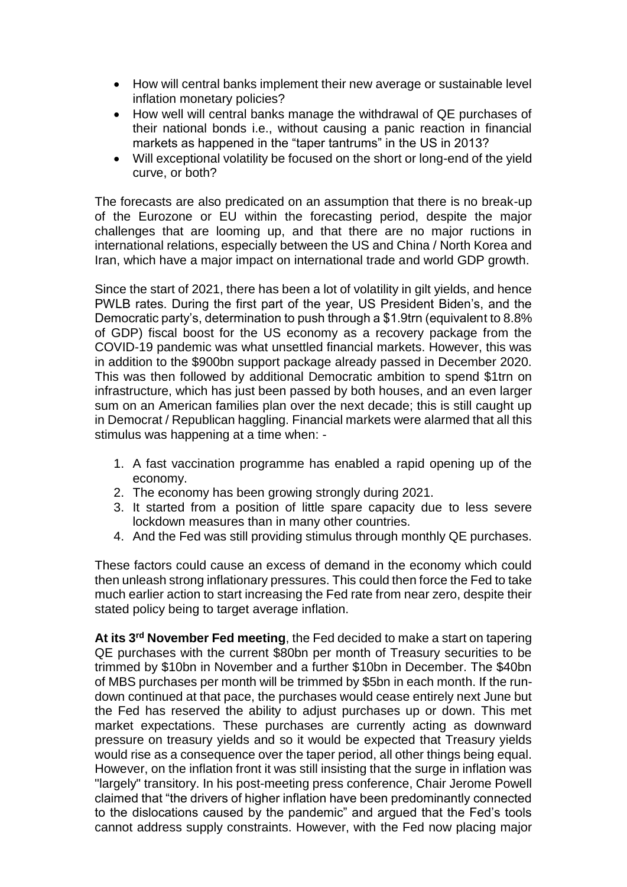- How will central banks implement their new average or sustainable level inflation monetary policies?
- How well will central banks manage the withdrawal of QE purchases of their national bonds i.e., without causing a panic reaction in financial markets as happened in the "taper tantrums" in the US in 2013?
- Will exceptional volatility be focused on the short or long-end of the yield curve, or both?

The forecasts are also predicated on an assumption that there is no break-up of the Eurozone or EU within the forecasting period, despite the major challenges that are looming up, and that there are no major ructions in international relations, especially between the US and China / North Korea and Iran, which have a major impact on international trade and world GDP growth.

Since the start of 2021, there has been a lot of volatility in gilt yields, and hence PWLB rates. During the first part of the year, US President Biden's, and the Democratic party's, determination to push through a $1.9trn (equivalent to 8.8% of GDP) fiscal boost for the US economy as a recovery package from the COVID-19 pandemic was what unsettled financial markets. However, this was in addition to the $900bn support package already passed in December 2020. This was then followed by additional Democratic ambition to spend $1trn on infrastructure, which has just been passed by both houses, and an even larger sum on an American families plan over the next decade; this is still caught up in Democrat / Republican haggling. Financial markets were alarmed that all this stimulus was happening at a time when: -

1. A fast vaccination programme has enabled a rapid opening up of the economy.
2. The economy has been growing strongly during 2021.
3. It started from a position of little spare capacity due to less severe lockdown measures than in many other countries.
4. And the Fed was still providing stimulus through monthly QE purchases.

These factors could cause an excess of demand in the economy which could then unleash strong inflationary pressures. This could then force the Fed to take much earlier action to start increasing the Fed rate from near zero, despite their stated policy being to target average inflation.

**At its 3rd November Fed meeting**, the Fed decided to make a start on tapering QE purchases with the current $80bn per month of Treasury securities to be trimmed by $10bn in November and a further $10bn in December. The $40bn of MBS purchases per month will be trimmed by $5bn in each month. If the run-down continued at that pace, the purchases would cease entirely next June but the Fed has reserved the ability to adjust purchases up or down. This met market expectations. These purchases are currently acting as downward pressure on treasury yields and so it would be expected that Treasury yields would rise as a consequence over the taper period, all other things being equal. However, on the inflation front it was still insisting that the surge in inflation was "largely" transitory. In his post-meeting press conference, Chair Jerome Powell claimed that "the drivers of higher inflation have been predominantly connected to the dislocations caused by the pandemic" and argued that the Fed's tools cannot address supply constraints. However, with the Fed now placing major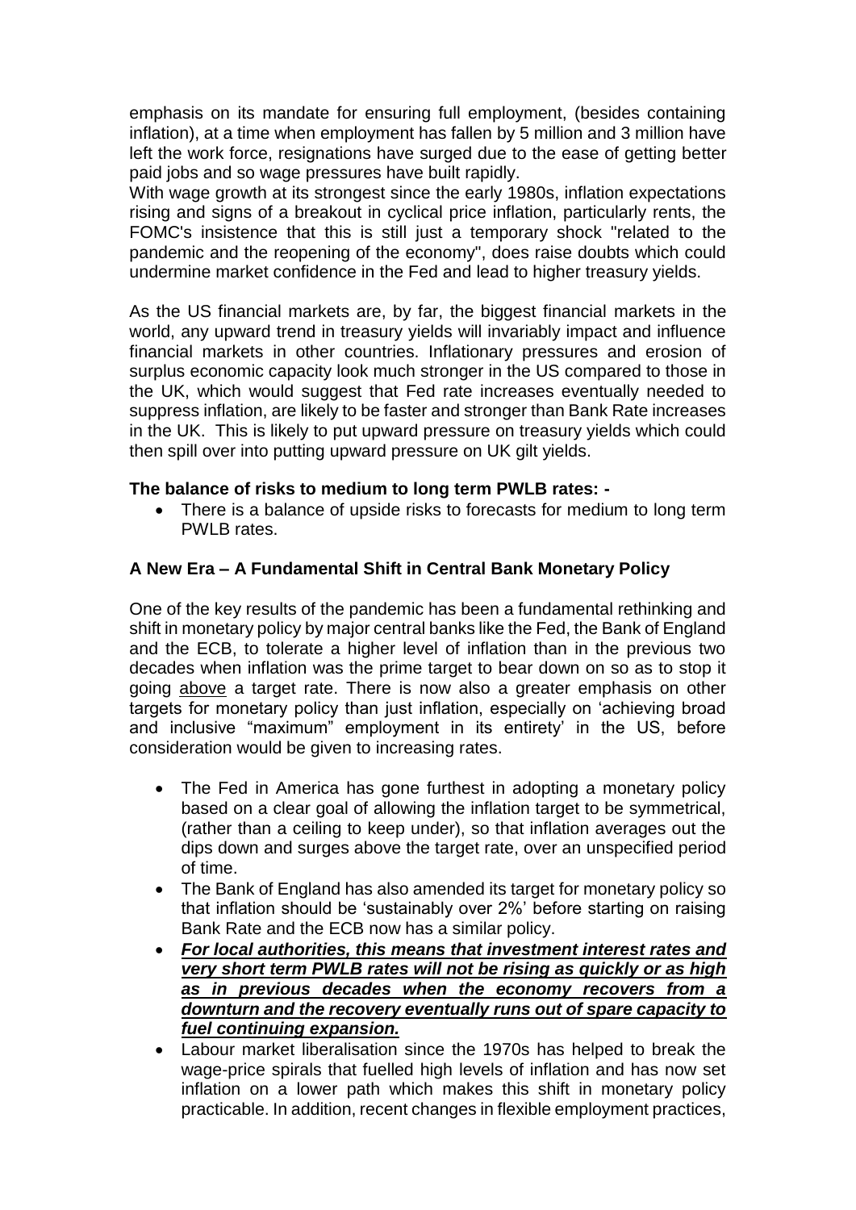emphasis on its mandate for ensuring full employment, (besides containing inflation), at a time when employment has fallen by 5 million and 3 million have left the work force, resignations have surged due to the ease of getting better paid jobs and so wage pressures have built rapidly.
With wage growth at its strongest since the early 1980s, inflation expectations rising and signs of a breakout in cyclical price inflation, particularly rents, the FOMC's insistence that this is still just a temporary shock "related to the pandemic and the reopening of the economy", does raise doubts which could undermine market confidence in the Fed and lead to higher treasury yields.

As the US financial markets are, by far, the biggest financial markets in the world, any upward trend in treasury yields will invariably impact and influence financial markets in other countries. Inflationary pressures and erosion of surplus economic capacity look much stronger in the US compared to those in the UK, which would suggest that Fed rate increases eventually needed to suppress inflation, are likely to be faster and stronger than Bank Rate increases in the UK. This is likely to put upward pressure on treasury yields which could then spill over into putting upward pressure on UK gilt yields.

**The balance of risks to medium to long term PWLB rates: -**

- There is a balance of upside risks to forecasts for medium to long term PWLB rates.

**A New Era – A Fundamental Shift in Central Bank Monetary Policy**

One of the key results of the pandemic has been a fundamental rethinking and shift in monetary policy by major central banks like the Fed, the Bank of England and the ECB, to tolerate a higher level of inflation than in the previous two decades when inflation was the prime target to bear down on so as to stop it going <u>above</u> a target rate. There is now also a greater emphasis on other targets for monetary policy than just inflation, especially on 'achieving broad and inclusive "maximum" employment in its entirety' in the US, before consideration would be given to increasing rates.

- The Fed in America has gone furthest in adopting a monetary policy based on a clear goal of allowing the inflation target to be symmetrical, (rather than a ceiling to keep under), so that inflation averages out the dips down and surges above the target rate, over an unspecified period of time.
- The Bank of England has also amended its target for monetary policy so that inflation should be 'sustainably over 2%' before starting on raising Bank Rate and the ECB now has a similar policy.
- ***<u>For local authorities, this means that investment interest rates and very short term PWLB rates will not be rising as quickly or as high as in previous decades when the economy recovers from a downturn and the recovery eventually runs out of spare capacity to fuel continuing expansion.</u>***
- Labour market liberalisation since the 1970s has helped to break the wage-price spirals that fuelled high levels of inflation and has now set inflation on a lower path which makes this shift in monetary policy practicable. In addition, recent changes in flexible employment practices,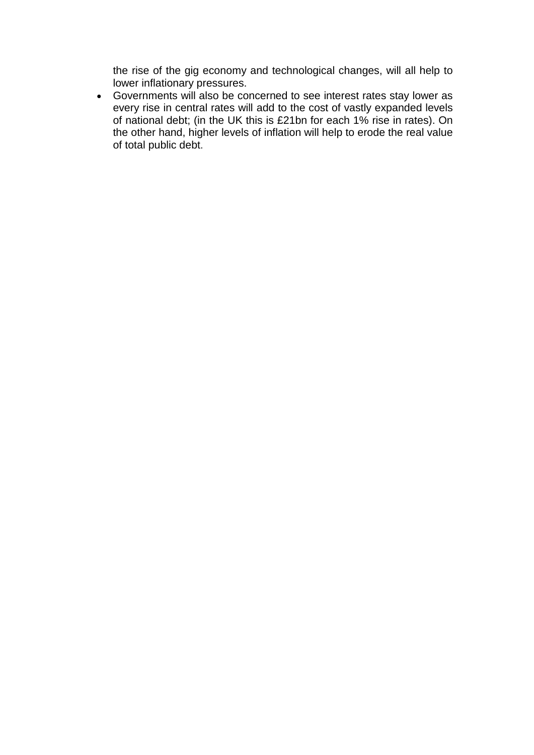the rise of the gig economy and technological changes, will all help to lower inflationary pressures.

- Governments will also be concerned to see interest rates stay lower as every rise in central rates will add to the cost of vastly expanded levels of national debt; (in the UK this is £21bn for each 1% rise in rates). On the other hand, higher levels of inflation will help to erode the real value of total public debt.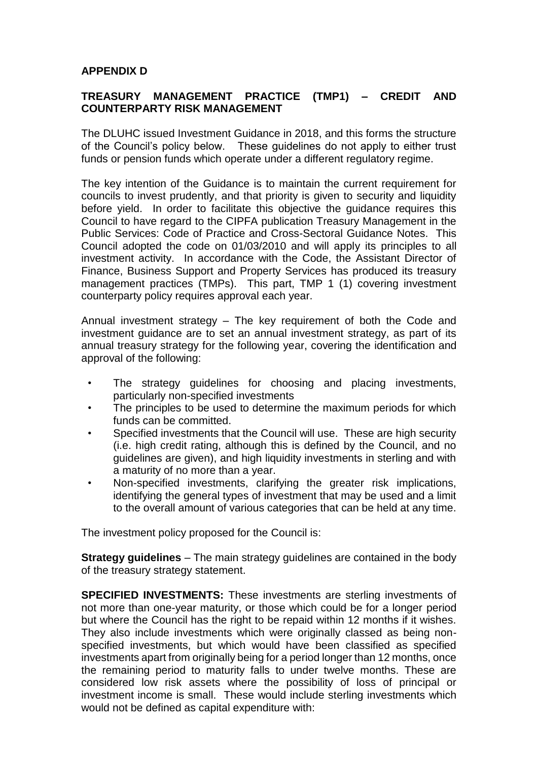**APPENDIX D**

**TREASURY MANAGEMENT PRACTICE (TMP1) – CREDIT AND COUNTERPARTY RISK MANAGEMENT**

The DLUHC issued Investment Guidance in 2018, and this forms the structure of the Council's policy below. These guidelines do not apply to either trust funds or pension funds which operate under a different regulatory regime.

The key intention of the Guidance is to maintain the current requirement for councils to invest prudently, and that priority is given to security and liquidity before yield. In order to facilitate this objective the guidance requires this Council to have regard to the CIPFA publication Treasury Management in the Public Services: Code of Practice and Cross-Sectoral Guidance Notes. This Council adopted the code on 01/03/2010 and will apply its principles to all investment activity. In accordance with the Code, the Assistant Director of Finance, Business Support and Property Services has produced its treasury management practices (TMPs). This part, TMP 1 (1) covering investment counterparty policy requires approval each year.

Annual investment strategy – The key requirement of both the Code and investment guidance are to set an annual investment strategy, as part of its annual treasury strategy for the following year, covering the identification and approval of the following:

- The strategy guidelines for choosing and placing investments, particularly non-specified investments
- The principles to be used to determine the maximum periods for which funds can be committed.
- Specified investments that the Council will use. These are high security (i.e. high credit rating, although this is defined by the Council, and no guidelines are given), and high liquidity investments in sterling and with a maturity of no more than a year.
- Non-specified investments, clarifying the greater risk implications, identifying the general types of investment that may be used and a limit to the overall amount of various categories that can be held at any time.

The investment policy proposed for the Council is:

**Strategy guidelines** – The main strategy guidelines are contained in the body of the treasury strategy statement.

**SPECIFIED INVESTMENTS:** These investments are sterling investments of not more than one-year maturity, or those which could be for a longer period but where the Council has the right to be repaid within 12 months if it wishes. They also include investments which were originally classed as being non-specified investments, but which would have been classified as specified investments apart from originally being for a period longer than 12 months, once the remaining period to maturity falls to under twelve months. These are considered low risk assets where the possibility of loss of principal or investment income is small. These would include sterling investments which would not be defined as capital expenditure with: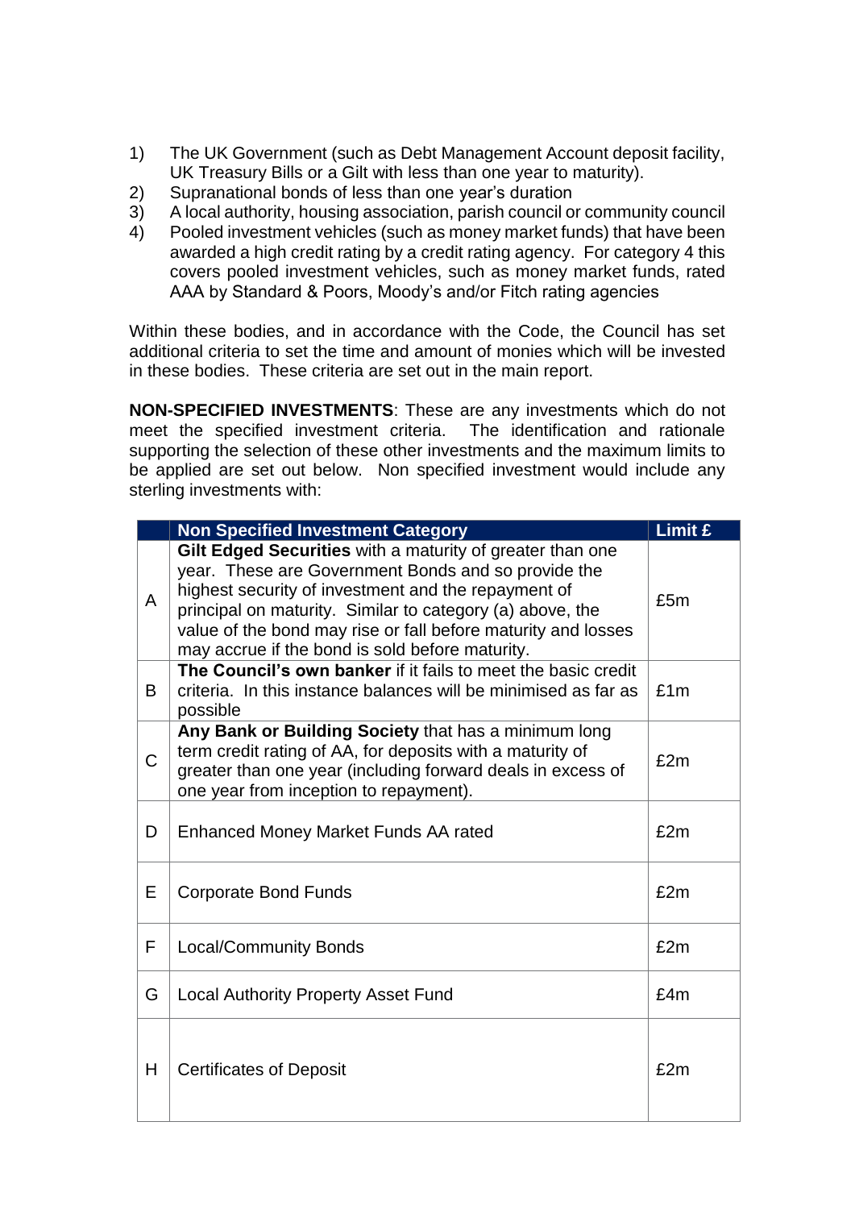1) The UK Government (such as Debt Management Account deposit facility, UK Treasury Bills or a Gilt with less than one year to maturity).
2) Supranational bonds of less than one year's duration
3) A local authority, housing association, parish council or community council
4) Pooled investment vehicles (such as money market funds) that have been awarded a high credit rating by a credit rating agency. For category 4 this covers pooled investment vehicles, such as money market funds, rated AAA by Standard & Poors, Moody's and/or Fitch rating agencies

Within these bodies, and in accordance with the Code, the Council has set additional criteria to set the time and amount of monies which will be invested in these bodies. These criteria are set out in the main report.

**NON-SPECIFIED INVESTMENTS**: These are any investments which do not meet the specified investment criteria. The identification and rationale supporting the selection of these other investments and the maximum limits to be applied are set out below. Non specified investment would include any sterling investments with:

| | Non Specified Investment Category | Limit £ |
|---|---|---|
| A | **Gilt Edged Securities** with a maturity of greater than one year. These are Government Bonds and so provide the highest security of investment and the repayment of principal on maturity. Similar to category (a) above, the value of the bond may rise or fall before maturity and losses may accrue if the bond is sold before maturity. | £5m |
| B | **The Council's own banker** if it fails to meet the basic credit criteria. In this instance balances will be minimised as far as possible | £1m |
| C | **Any Bank or Building Society** that has a minimum long term credit rating of AA, for deposits with a maturity of greater than one year (including forward deals in excess of one year from inception to repayment). | £2m |
| D | Enhanced Money Market Funds AA rated | £2m |
| E | Corporate Bond Funds | £2m |
| F | Local/Community Bonds | £2m |
| G | Local Authority Property Asset Fund | £4m |
| H | Certificates of Deposit | £2m |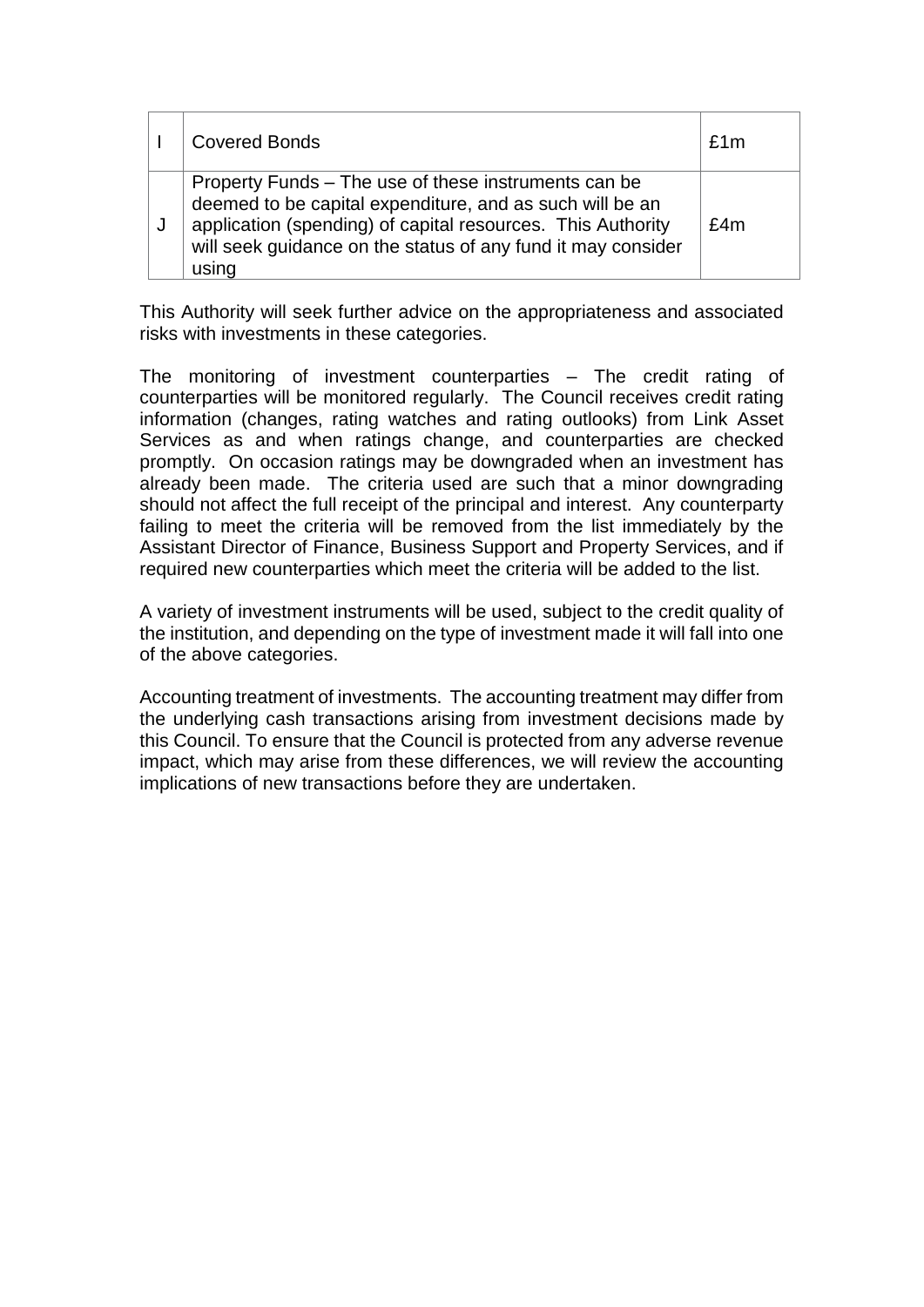| | | |
|---|---|---|
| I | Covered Bonds | £1m |
| J | Property Funds – The use of these instruments can be deemed to be capital expenditure, and as such will be an application (spending) of capital resources. This Authority will seek guidance on the status of any fund it may consider using | £4m |

This Authority will seek further advice on the appropriateness and associated risks with investments in these categories.

The monitoring of investment counterparties – The credit rating of counterparties will be monitored regularly. The Council receives credit rating information (changes, rating watches and rating outlooks) from Link Asset Services as and when ratings change, and counterparties are checked promptly. On occasion ratings may be downgraded when an investment has already been made. The criteria used are such that a minor downgrading should not affect the full receipt of the principal and interest. Any counterparty failing to meet the criteria will be removed from the list immediately by the Assistant Director of Finance, Business Support and Property Services, and if required new counterparties which meet the criteria will be added to the list.

A variety of investment instruments will be used, subject to the credit quality of the institution, and depending on the type of investment made it will fall into one of the above categories.

Accounting treatment of investments. The accounting treatment may differ from the underlying cash transactions arising from investment decisions made by this Council. To ensure that the Council is protected from any adverse revenue impact, which may arise from these differences, we will review the accounting implications of new transactions before they are undertaken.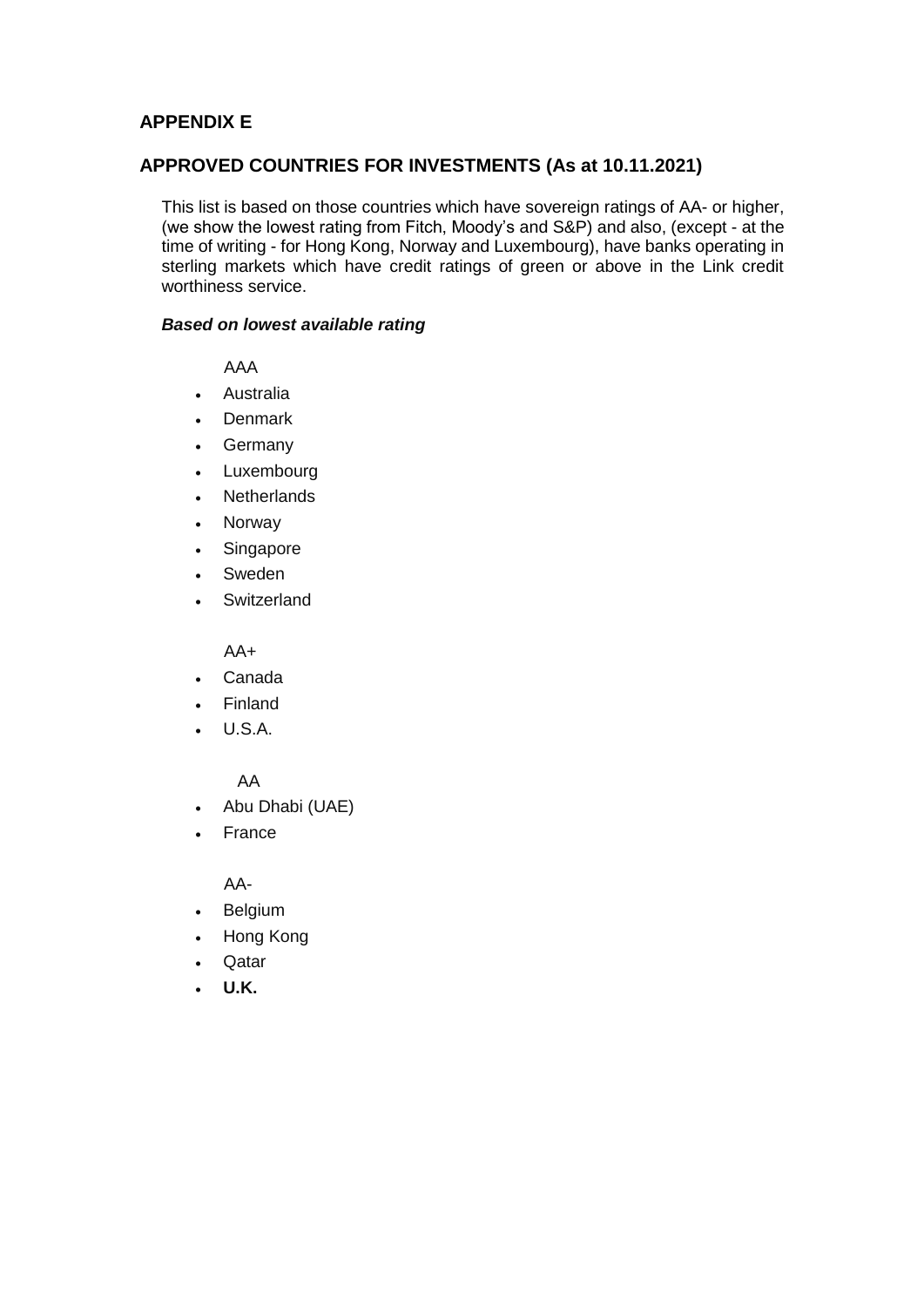## APPENDIX E

## APPROVED COUNTRIES FOR INVESTMENTS (As at 10.11.2021)

This list is based on those countries which have sovereign ratings of AA- or higher, (we show the lowest rating from Fitch, Moody's and S&P) and also, (except - at the time of writing - for Hong Kong, Norway and Luxembourg), have banks operating in sterling markets which have credit ratings of green or above in the Link credit worthiness service.

***Based on lowest available rating***

AAA

- Australia
- Denmark
- Germany
- Luxembourg
- Netherlands
- Norway
- Singapore
- Sweden
- Switzerland

AA+

- Canada
- Finland
- U.S.A.

AA

- Abu Dhabi (UAE)
- France

AA-

- Belgium
- Hong Kong
- Qatar
- **U.K.**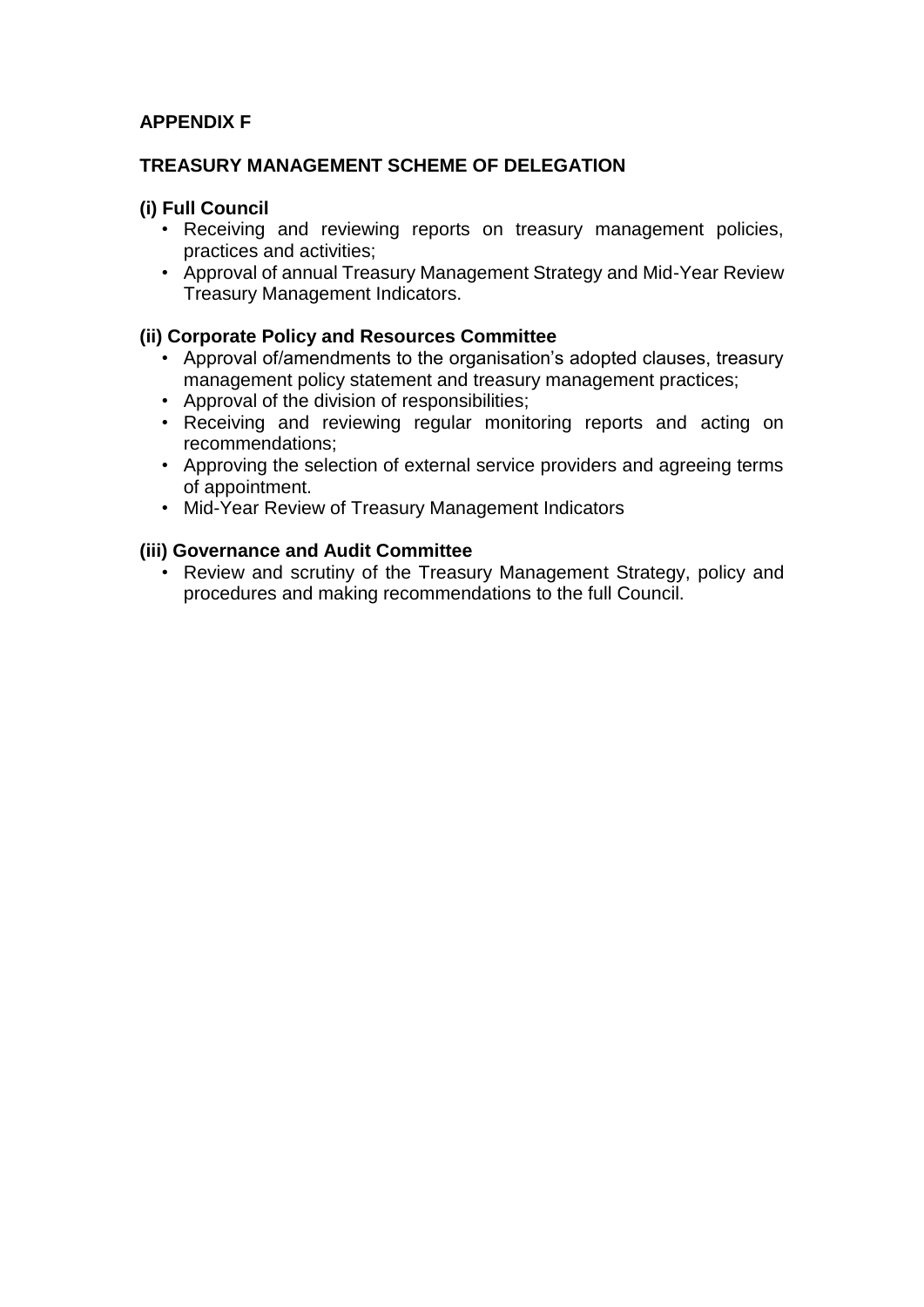## APPENDIX F

## TREASURY MANAGEMENT SCHEME OF DELEGATION

### (i) Full Council

- Receiving and reviewing reports on treasury management policies, practices and activities;
- Approval of annual Treasury Management Strategy and Mid-Year Review Treasury Management Indicators.

### (ii) Corporate Policy and Resources Committee

- Approval of/amendments to the organisation's adopted clauses, treasury management policy statement and treasury management practices;
- Approval of the division of responsibilities;
- Receiving and reviewing regular monitoring reports and acting on recommendations;
- Approving the selection of external service providers and agreeing terms of appointment.
- Mid-Year Review of Treasury Management Indicators

### (iii) Governance and Audit Committee

- Review and scrutiny of the Treasury Management Strategy, policy and procedures and making recommendations to the full Council.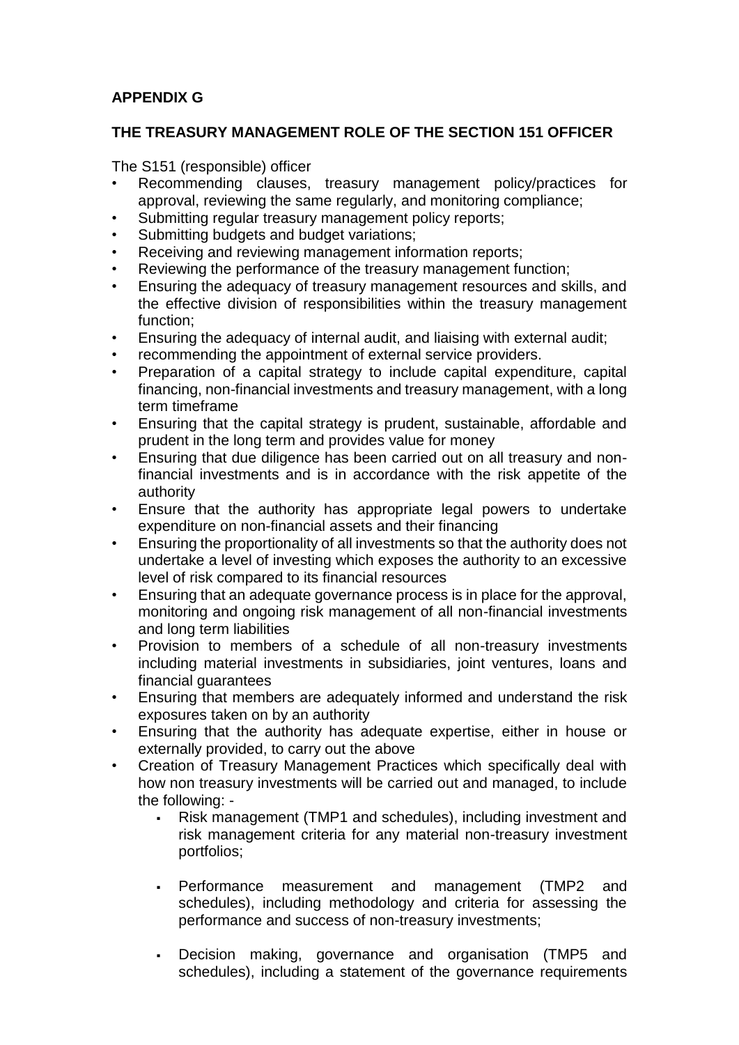## APPENDIX G

## THE TREASURY MANAGEMENT ROLE OF THE SECTION 151 OFFICER

The S151 (responsible) officer

- Recommending clauses, treasury management policy/practices for approval, reviewing the same regularly, and monitoring compliance;
- Submitting regular treasury management policy reports;
- Submitting budgets and budget variations;
- Receiving and reviewing management information reports;
- Reviewing the performance of the treasury management function;
- Ensuring the adequacy of treasury management resources and skills, and the effective division of responsibilities within the treasury management function;
- Ensuring the adequacy of internal audit, and liaising with external audit;
- recommending the appointment of external service providers.
- Preparation of a capital strategy to include capital expenditure, capital financing, non-financial investments and treasury management, with a long term timeframe
- Ensuring that the capital strategy is prudent, sustainable, affordable and prudent in the long term and provides value for money
- Ensuring that due diligence has been carried out on all treasury and non-financial investments and is in accordance with the risk appetite of the authority
- Ensure that the authority has appropriate legal powers to undertake expenditure on non-financial assets and their financing
- Ensuring the proportionality of all investments so that the authority does not undertake a level of investing which exposes the authority to an excessive level of risk compared to its financial resources
- Ensuring that an adequate governance process is in place for the approval, monitoring and ongoing risk management of all non-financial investments and long term liabilities
- Provision to members of a schedule of all non-treasury investments including material investments in subsidiaries, joint ventures, loans and financial guarantees
- Ensuring that members are adequately informed and understand the risk exposures taken on by an authority
- Ensuring that the authority has adequate expertise, either in house or externally provided, to carry out the above
- Creation of Treasury Management Practices which specifically deal with how non treasury investments will be carried out and managed, to include the following: -
  - Risk management (TMP1 and schedules), including investment and risk management criteria for any material non-treasury investment portfolios;
  - Performance measurement and management (TMP2 and schedules), including methodology and criteria for assessing the performance and success of non-treasury investments;
  - Decision making, governance and organisation (TMP5 and schedules), including a statement of the governance requirements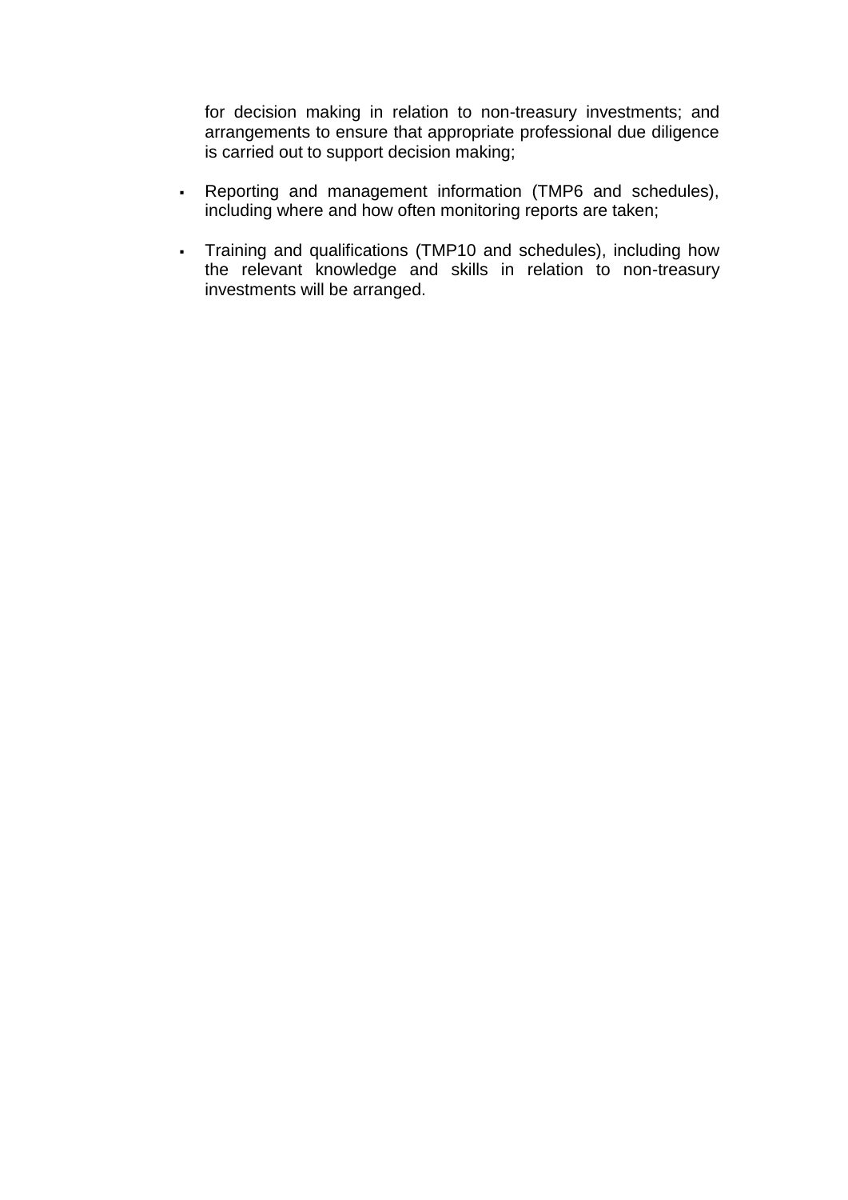for decision making in relation to non-treasury investments; and arrangements to ensure that appropriate professional due diligence is carried out to support decision making;

- Reporting and management information (TMP6 and schedules), including where and how often monitoring reports are taken;
- Training and qualifications (TMP10 and schedules), including how the relevant knowledge and skills in relation to non-treasury investments will be arranged.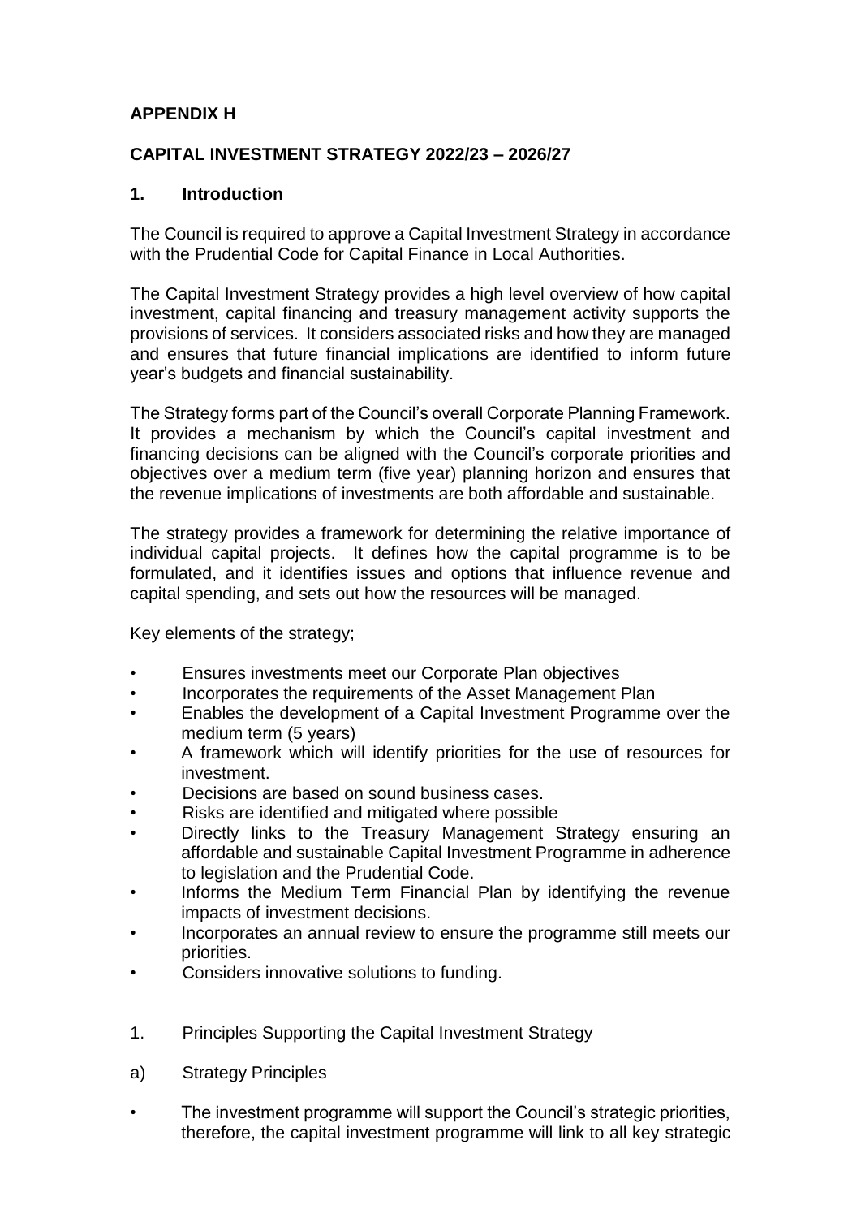**APPENDIX H**

**CAPITAL INVESTMENT STRATEGY 2022/23 – 2026/27**

## 1. Introduction

The Council is required to approve a Capital Investment Strategy in accordance with the Prudential Code for Capital Finance in Local Authorities.

The Capital Investment Strategy provides a high level overview of how capital investment, capital financing and treasury management activity supports the provisions of services. It considers associated risks and how they are managed and ensures that future financial implications are identified to inform future year's budgets and financial sustainability.

The Strategy forms part of the Council's overall Corporate Planning Framework. It provides a mechanism by which the Council's capital investment and financing decisions can be aligned with the Council's corporate priorities and objectives over a medium term (five year) planning horizon and ensures that the revenue implications of investments are both affordable and sustainable.

The strategy provides a framework for determining the relative importance of individual capital projects. It defines how the capital programme is to be formulated, and it identifies issues and options that influence revenue and capital spending, and sets out how the resources will be managed.

Key elements of the strategy;

- Ensures investments meet our Corporate Plan objectives
- Incorporates the requirements of the Asset Management Plan
- Enables the development of a Capital Investment Programme over the medium term (5 years)
- A framework which will identify priorities for the use of resources for investment.
- Decisions are based on sound business cases.
- Risks are identified and mitigated where possible
- Directly links to the Treasury Management Strategy ensuring an affordable and sustainable Capital Investment Programme in adherence to legislation and the Prudential Code.
- Informs the Medium Term Financial Plan by identifying the revenue impacts of investment decisions.
- Incorporates an annual review to ensure the programme still meets our priorities.
- Considers innovative solutions to funding.

1. Principles Supporting the Capital Investment Strategy

a) Strategy Principles

- The investment programme will support the Council's strategic priorities, therefore, the capital investment programme will link to all key strategic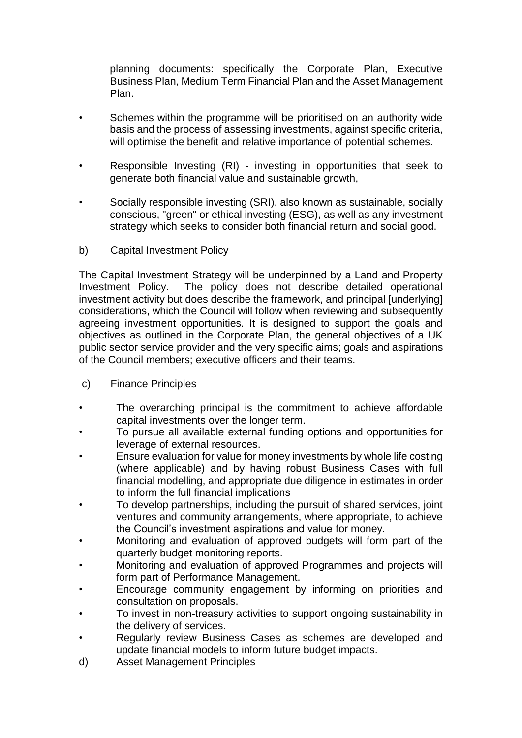planning documents: specifically the Corporate Plan, Executive Business Plan, Medium Term Financial Plan and the Asset Management Plan.

- Schemes within the programme will be prioritised on an authority wide basis and the process of assessing investments, against specific criteria, will optimise the benefit and relative importance of potential schemes.
- Responsible Investing (RI) - investing in opportunities that seek to generate both financial value and sustainable growth,
- Socially responsible investing (SRI), also known as sustainable, socially conscious, "green" or ethical investing (ESG), as well as any investment strategy which seeks to consider both financial return and social good.

b) Capital Investment Policy

The Capital Investment Strategy will be underpinned by a Land and Property Investment Policy. The policy does not describe detailed operational investment activity but does describe the framework, and principal [underlying] considerations, which the Council will follow when reviewing and subsequently agreeing investment opportunities. It is designed to support the goals and objectives as outlined in the Corporate Plan, the general objectives of a UK public sector service provider and the very specific aims; goals and aspirations of the Council members; executive officers and their teams.

c) Finance Principles

- The overarching principal is the commitment to achieve affordable capital investments over the longer term.
- To pursue all available external funding options and opportunities for leverage of external resources.
- Ensure evaluation for value for money investments by whole life costing (where applicable) and by having robust Business Cases with full financial modelling, and appropriate due diligence in estimates in order to inform the full financial implications
- To develop partnerships, including the pursuit of shared services, joint ventures and community arrangements, where appropriate, to achieve the Council's investment aspirations and value for money.
- Monitoring and evaluation of approved budgets will form part of the quarterly budget monitoring reports.
- Monitoring and evaluation of approved Programmes and projects will form part of Performance Management.
- Encourage community engagement by informing on priorities and consultation on proposals.
- To invest in non-treasury activities to support ongoing sustainability in the delivery of services.
- Regularly review Business Cases as schemes are developed and update financial models to inform future budget impacts.

d) Asset Management Principles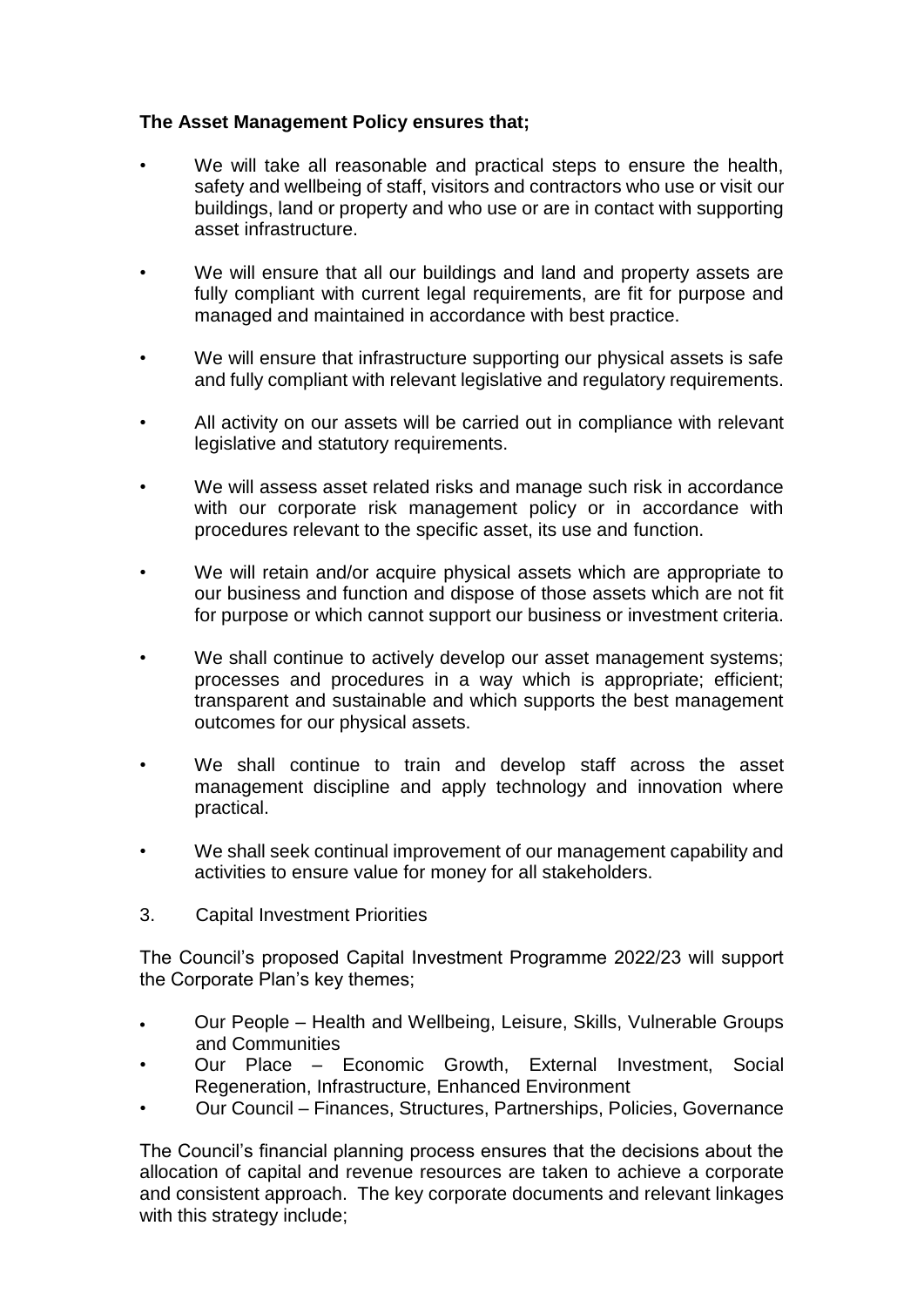**The Asset Management Policy ensures that;**

- We will take all reasonable and practical steps to ensure the health, safety and wellbeing of staff, visitors and contractors who use or visit our buildings, land or property and who use or are in contact with supporting asset infrastructure.
- We will ensure that all our buildings and land and property assets are fully compliant with current legal requirements, are fit for purpose and managed and maintained in accordance with best practice.
- We will ensure that infrastructure supporting our physical assets is safe and fully compliant with relevant legislative and regulatory requirements.
- All activity on our assets will be carried out in compliance with relevant legislative and statutory requirements.
- We will assess asset related risks and manage such risk in accordance with our corporate risk management policy or in accordance with procedures relevant to the specific asset, its use and function.
- We will retain and/or acquire physical assets which are appropriate to our business and function and dispose of those assets which are not fit for purpose or which cannot support our business or investment criteria.
- We shall continue to actively develop our asset management systems; processes and procedures in a way which is appropriate; efficient; transparent and sustainable and which supports the best management outcomes for our physical assets.
- We shall continue to train and develop staff across the asset management discipline and apply technology and innovation where practical.
- We shall seek continual improvement of our management capability and activities to ensure value for money for all stakeholders.

3. Capital Investment Priorities

The Council's proposed Capital Investment Programme 2022/23 will support the Corporate Plan's key themes;

- Our People – Health and Wellbeing, Leisure, Skills, Vulnerable Groups and Communities
- Our Place – Economic Growth, External Investment, Social Regeneration, Infrastructure, Enhanced Environment
- Our Council – Finances, Structures, Partnerships, Policies, Governance

The Council's financial planning process ensures that the decisions about the allocation of capital and revenue resources are taken to achieve a corporate and consistent approach. The key corporate documents and relevant linkages with this strategy include;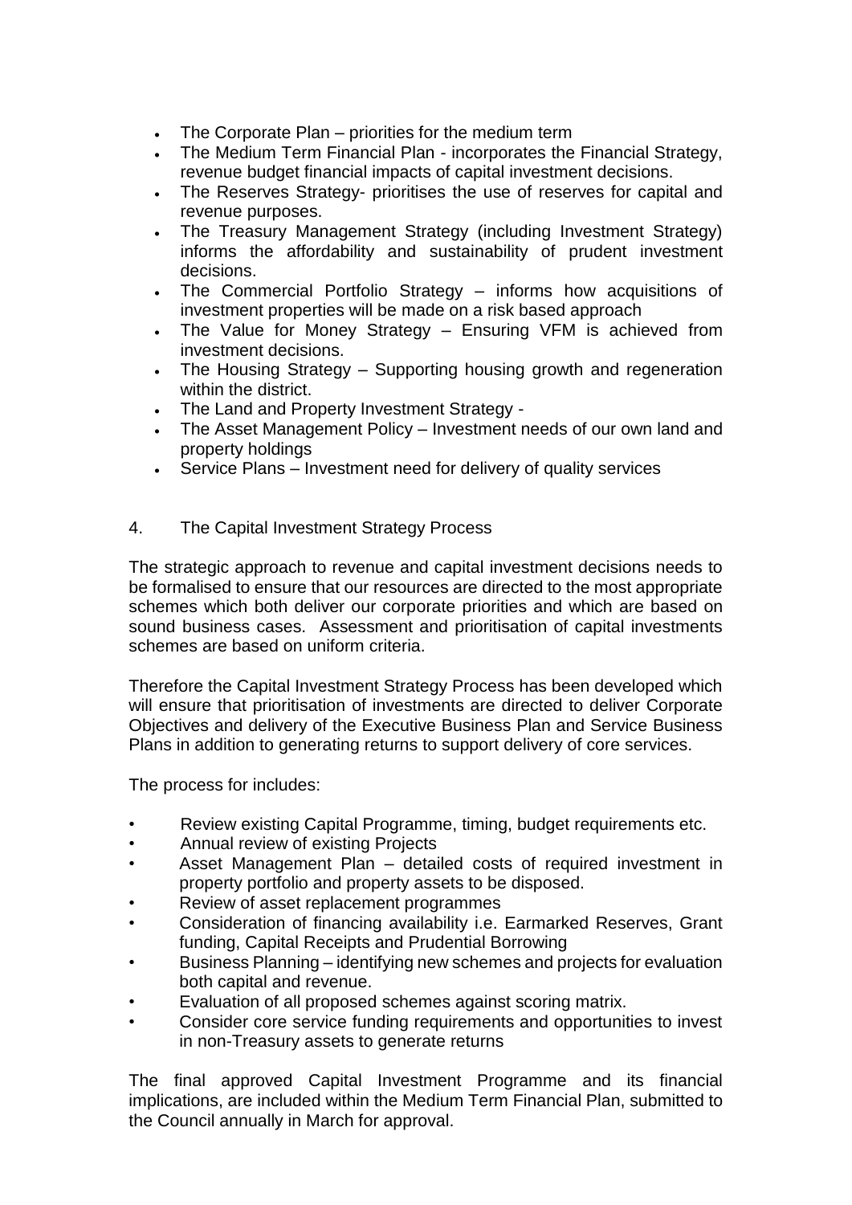- The Corporate Plan – priorities for the medium term
- The Medium Term Financial Plan - incorporates the Financial Strategy, revenue budget financial impacts of capital investment decisions.
- The Reserves Strategy- prioritises the use of reserves for capital and revenue purposes.
- The Treasury Management Strategy (including Investment Strategy) informs the affordability and sustainability of prudent investment decisions.
- The Commercial Portfolio Strategy – informs how acquisitions of investment properties will be made on a risk based approach
- The Value for Money Strategy – Ensuring VFM is achieved from investment decisions.
- The Housing Strategy – Supporting housing growth and regeneration within the district.
- The Land and Property Investment Strategy -
- The Asset Management Policy – Investment needs of our own land and property holdings
- Service Plans – Investment need for delivery of quality services

## 4. The Capital Investment Strategy Process

The strategic approach to revenue and capital investment decisions needs to be formalised to ensure that our resources are directed to the most appropriate schemes which both deliver our corporate priorities and which are based on sound business cases. Assessment and prioritisation of capital investments schemes are based on uniform criteria.

Therefore the Capital Investment Strategy Process has been developed which will ensure that prioritisation of investments are directed to deliver Corporate Objectives and delivery of the Executive Business Plan and Service Business Plans in addition to generating returns to support delivery of core services.

The process for includes:

- Review existing Capital Programme, timing, budget requirements etc.
- Annual review of existing Projects
- Asset Management Plan – detailed costs of required investment in property portfolio and property assets to be disposed.
- Review of asset replacement programmes
- Consideration of financing availability i.e. Earmarked Reserves, Grant funding, Capital Receipts and Prudential Borrowing
- Business Planning – identifying new schemes and projects for evaluation both capital and revenue.
- Evaluation of all proposed schemes against scoring matrix.
- Consider core service funding requirements and opportunities to invest in non-Treasury assets to generate returns

The final approved Capital Investment Programme and its financial implications, are included within the Medium Term Financial Plan, submitted to the Council annually in March for approval.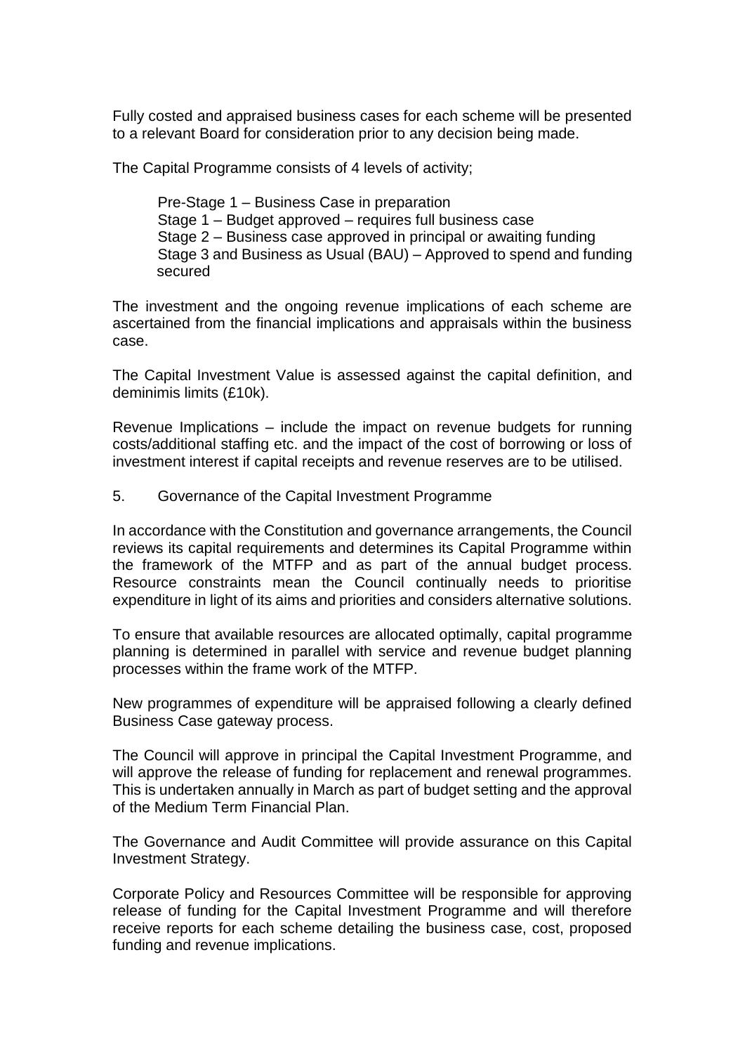Fully costed and appraised business cases for each scheme will be presented to a relevant Board for consideration prior to any decision being made.

The Capital Programme consists of 4 levels of activity;

Pre-Stage 1 – Business Case in preparation
Stage 1 – Budget approved – requires full business case
Stage 2 – Business case approved in principal or awaiting funding
Stage 3 and Business as Usual (BAU) – Approved to spend and funding secured

The investment and the ongoing revenue implications of each scheme are ascertained from the financial implications and appraisals within the business case.

The Capital Investment Value is assessed against the capital definition, and deminimis limits (£10k).

Revenue Implications – include the impact on revenue budgets for running costs/additional staffing etc. and the impact of the cost of borrowing or loss of investment interest if capital receipts and revenue reserves are to be utilised.

## 5. Governance of the Capital Investment Programme

In accordance with the Constitution and governance arrangements, the Council reviews its capital requirements and determines its Capital Programme within the framework of the MTFP and as part of the annual budget process. Resource constraints mean the Council continually needs to prioritise expenditure in light of its aims and priorities and considers alternative solutions.

To ensure that available resources are allocated optimally, capital programme planning is determined in parallel with service and revenue budget planning processes within the frame work of the MTFP.

New programmes of expenditure will be appraised following a clearly defined Business Case gateway process.

The Council will approve in principal the Capital Investment Programme, and will approve the release of funding for replacement and renewal programmes. This is undertaken annually in March as part of budget setting and the approval of the Medium Term Financial Plan.

The Governance and Audit Committee will provide assurance on this Capital Investment Strategy.

Corporate Policy and Resources Committee will be responsible for approving release of funding for the Capital Investment Programme and will therefore receive reports for each scheme detailing the business case, cost, proposed funding and revenue implications.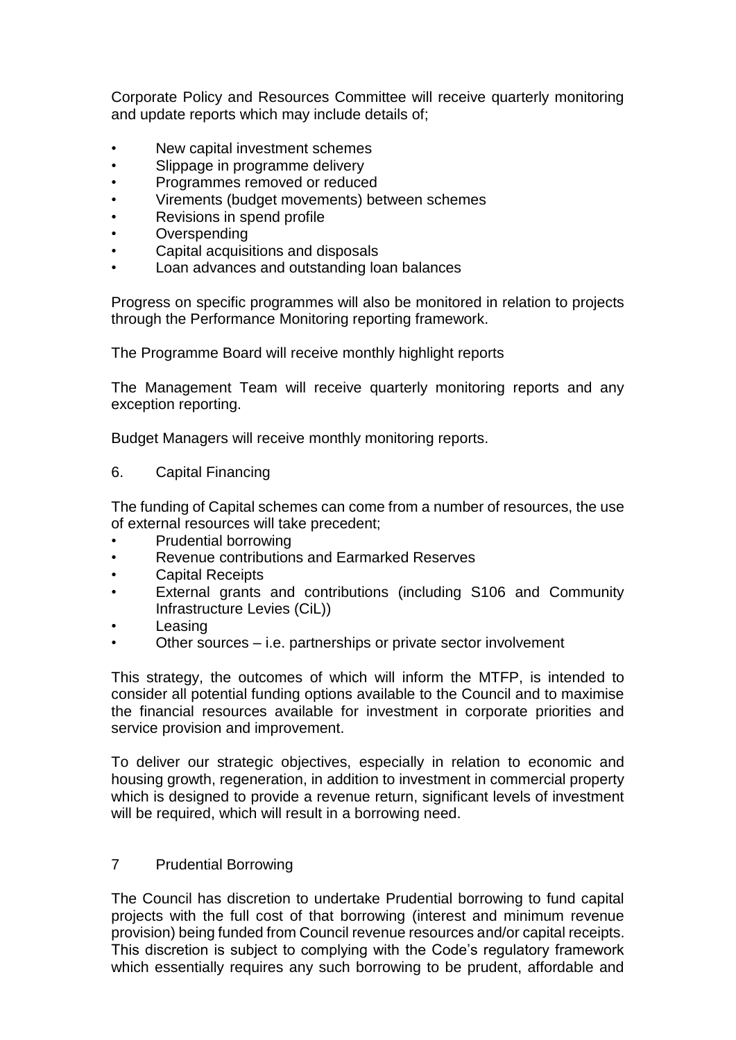Corporate Policy and Resources Committee will receive quarterly monitoring and update reports which may include details of;

- New capital investment schemes
- Slippage in programme delivery
- Programmes removed or reduced
- Virements (budget movements) between schemes
- Revisions in spend profile
- Overspending
- Capital acquisitions and disposals
- Loan advances and outstanding loan balances

Progress on specific programmes will also be monitored in relation to projects through the Performance Monitoring reporting framework.

The Programme Board will receive monthly highlight reports

The Management Team will receive quarterly monitoring reports and any exception reporting.

Budget Managers will receive monthly monitoring reports.

## 6. Capital Financing

The funding of Capital schemes can come from a number of resources, the use of external resources will take precedent;

- Prudential borrowing
- Revenue contributions and Earmarked Reserves
- Capital Receipts
- External grants and contributions (including S106 and Community Infrastructure Levies (CiL))
- Leasing
- Other sources – i.e. partnerships or private sector involvement

This strategy, the outcomes of which will inform the MTFP, is intended to consider all potential funding options available to the Council and to maximise the financial resources available for investment in corporate priorities and service provision and improvement.

To deliver our strategic objectives, especially in relation to economic and housing growth, regeneration, in addition to investment in commercial property which is designed to provide a revenue return, significant levels of investment will be required, which will result in a borrowing need.

## 7 Prudential Borrowing

The Council has discretion to undertake Prudential borrowing to fund capital projects with the full cost of that borrowing (interest and minimum revenue provision) being funded from Council revenue resources and/or capital receipts. This discretion is subject to complying with the Code's regulatory framework which essentially requires any such borrowing to be prudent, affordable and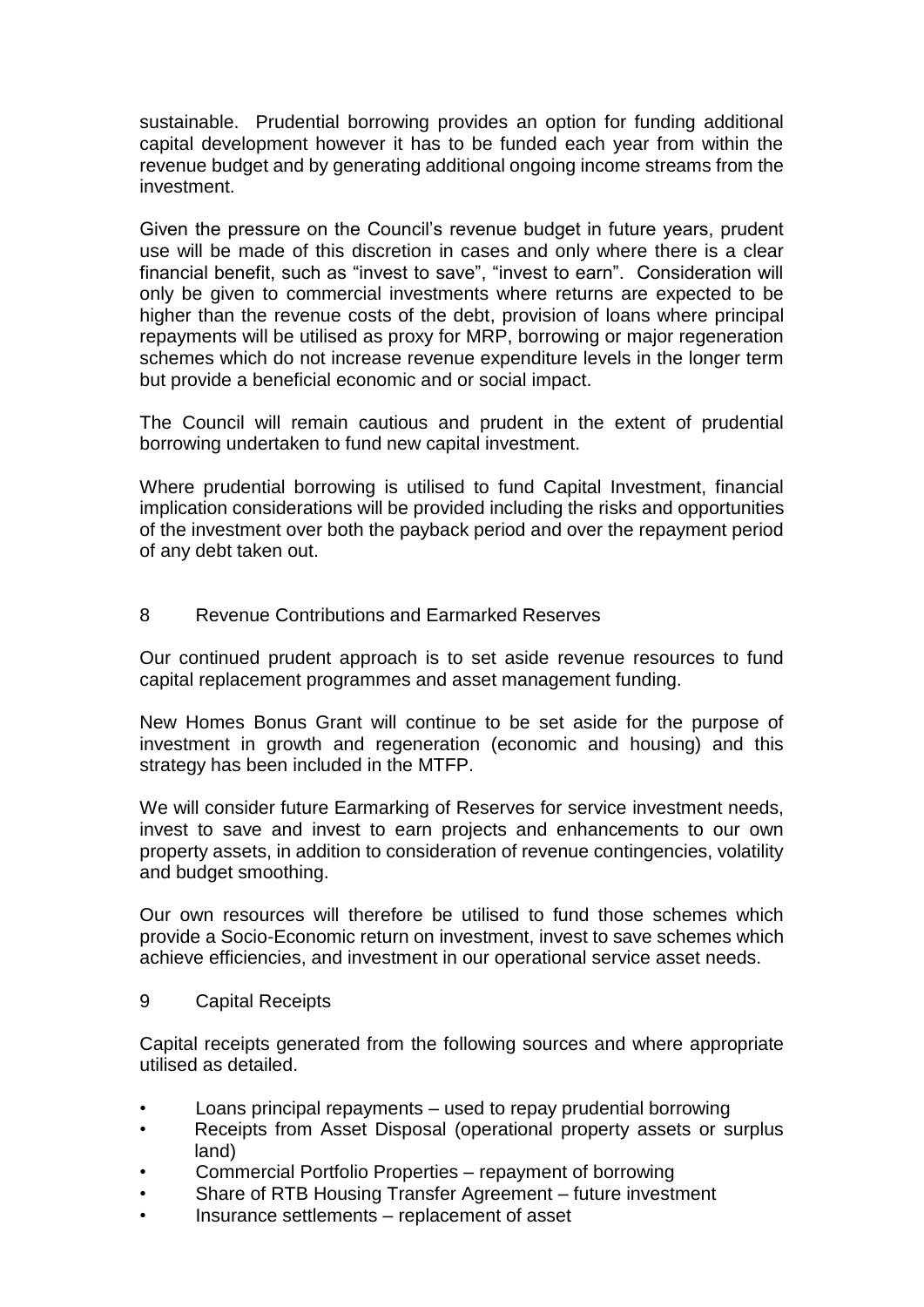sustainable. Prudential borrowing provides an option for funding additional capital development however it has to be funded each year from within the revenue budget and by generating additional ongoing income streams from the investment.

Given the pressure on the Council's revenue budget in future years, prudent use will be made of this discretion in cases and only where there is a clear financial benefit, such as "invest to save", "invest to earn". Consideration will only be given to commercial investments where returns are expected to be higher than the revenue costs of the debt, provision of loans where principal repayments will be utilised as proxy for MRP, borrowing or major regeneration schemes which do not increase revenue expenditure levels in the longer term but provide a beneficial economic and or social impact.

The Council will remain cautious and prudent in the extent of prudential borrowing undertaken to fund new capital investment.

Where prudential borrowing is utilised to fund Capital Investment, financial implication considerations will be provided including the risks and opportunities of the investment over both the payback period and over the repayment period of any debt taken out.

## 8 Revenue Contributions and Earmarked Reserves

Our continued prudent approach is to set aside revenue resources to fund capital replacement programmes and asset management funding.

New Homes Bonus Grant will continue to be set aside for the purpose of investment in growth and regeneration (economic and housing) and this strategy has been included in the MTFP.

We will consider future Earmarking of Reserves for service investment needs, invest to save and invest to earn projects and enhancements to our own property assets, in addition to consideration of revenue contingencies, volatility and budget smoothing.

Our own resources will therefore be utilised to fund those schemes which provide a Socio-Economic return on investment, invest to save schemes which achieve efficiencies, and investment in our operational service asset needs.

## 9 Capital Receipts

Capital receipts generated from the following sources and where appropriate utilised as detailed.

- Loans principal repayments – used to repay prudential borrowing
- Receipts from Asset Disposal (operational property assets or surplus land)
- Commercial Portfolio Properties – repayment of borrowing
- Share of RTB Housing Transfer Agreement – future investment
- Insurance settlements – replacement of asset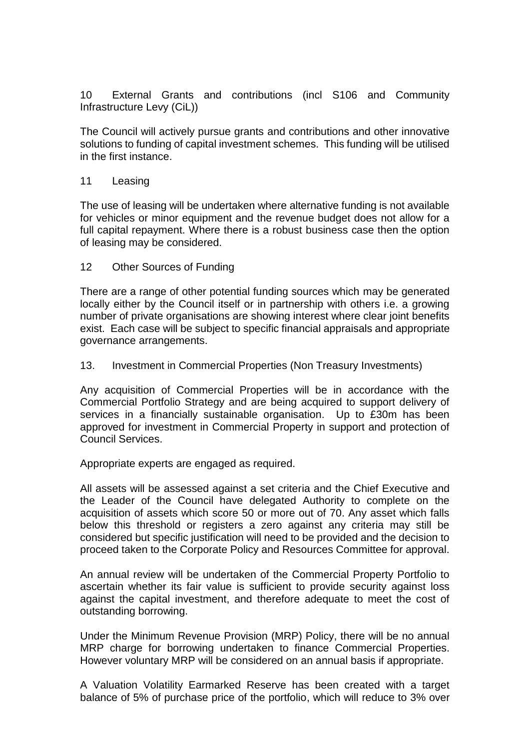## 10 External Grants and contributions (incl S106 and Community Infrastructure Levy (CiL))

The Council will actively pursue grants and contributions and other innovative solutions to funding of capital investment schemes. This funding will be utilised in the first instance.

## 11 Leasing

The use of leasing will be undertaken where alternative funding is not available for vehicles or minor equipment and the revenue budget does not allow for a full capital repayment. Where there is a robust business case then the option of leasing may be considered.

## 12 Other Sources of Funding

There are a range of other potential funding sources which may be generated locally either by the Council itself or in partnership with others i.e. a growing number of private organisations are showing interest where clear joint benefits exist. Each case will be subject to specific financial appraisals and appropriate governance arrangements.

## 13. Investment in Commercial Properties (Non Treasury Investments)

Any acquisition of Commercial Properties will be in accordance with the Commercial Portfolio Strategy and are being acquired to support delivery of services in a financially sustainable organisation. Up to £30m has been approved for investment in Commercial Property in support and protection of Council Services.

Appropriate experts are engaged as required.

All assets will be assessed against a set criteria and the Chief Executive and the Leader of the Council have delegated Authority to complete on the acquisition of assets which score 50 or more out of 70. Any asset which falls below this threshold or registers a zero against any criteria may still be considered but specific justification will need to be provided and the decision to proceed taken to the Corporate Policy and Resources Committee for approval.

An annual review will be undertaken of the Commercial Property Portfolio to ascertain whether its fair value is sufficient to provide security against loss against the capital investment, and therefore adequate to meet the cost of outstanding borrowing.

Under the Minimum Revenue Provision (MRP) Policy, there will be no annual MRP charge for borrowing undertaken to finance Commercial Properties. However voluntary MRP will be considered on an annual basis if appropriate.

A Valuation Volatility Earmarked Reserve has been created with a target balance of 5% of purchase price of the portfolio, which will reduce to 3% over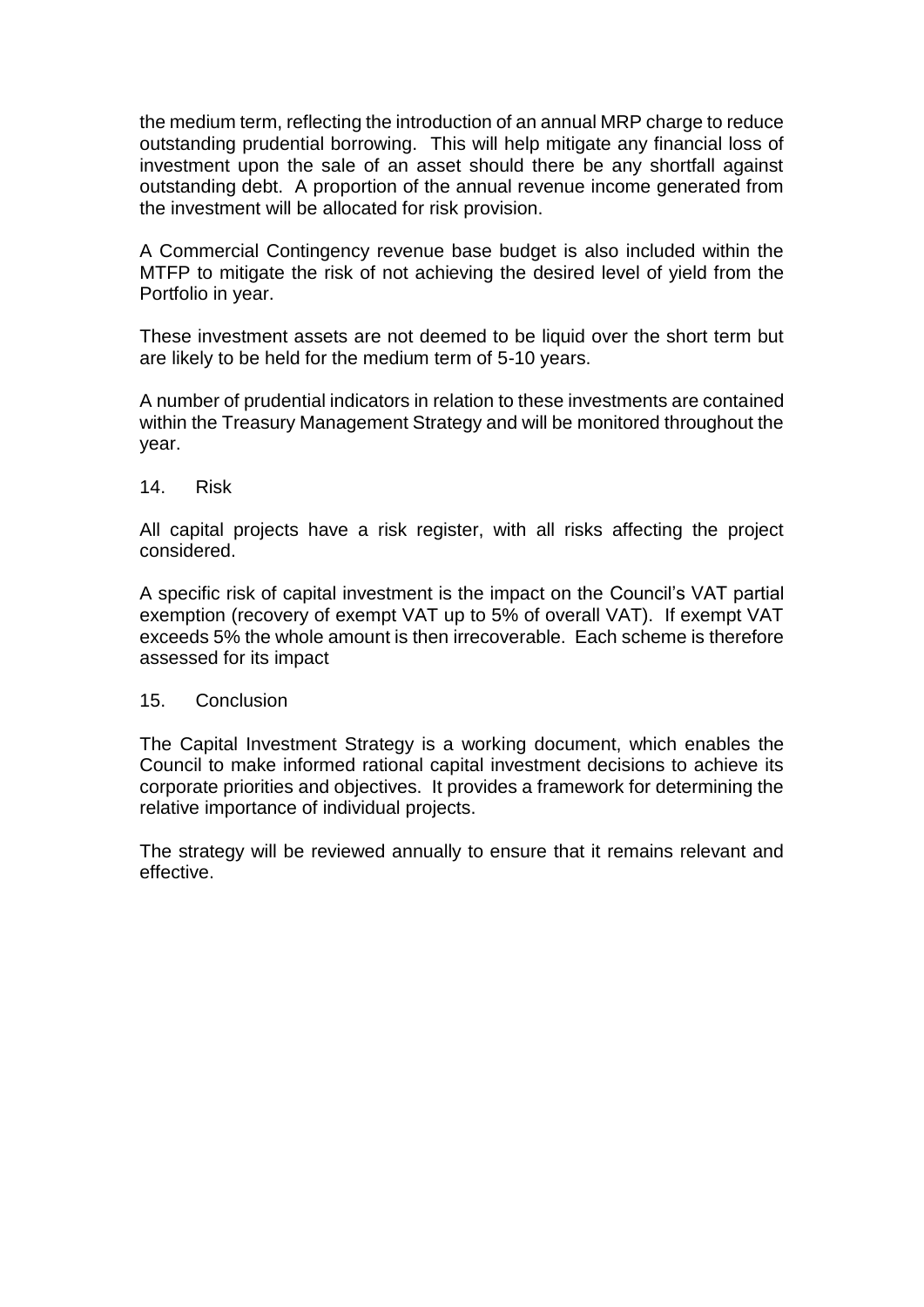the medium term, reflecting the introduction of an annual MRP charge to reduce outstanding prudential borrowing. This will help mitigate any financial loss of investment upon the sale of an asset should there be any shortfall against outstanding debt. A proportion of the annual revenue income generated from the investment will be allocated for risk provision.

A Commercial Contingency revenue base budget is also included within the MTFP to mitigate the risk of not achieving the desired level of yield from the Portfolio in year.

These investment assets are not deemed to be liquid over the short term but are likely to be held for the medium term of 5-10 years.

A number of prudential indicators in relation to these investments are contained within the Treasury Management Strategy and will be monitored throughout the year.

## 14. Risk

All capital projects have a risk register, with all risks affecting the project considered.

A specific risk of capital investment is the impact on the Council's VAT partial exemption (recovery of exempt VAT up to 5% of overall VAT). If exempt VAT exceeds 5% the whole amount is then irrecoverable. Each scheme is therefore assessed for its impact

## 15. Conclusion

The Capital Investment Strategy is a working document, which enables the Council to make informed rational capital investment decisions to achieve its corporate priorities and objectives. It provides a framework for determining the relative importance of individual projects.

The strategy will be reviewed annually to ensure that it remains relevant and effective.